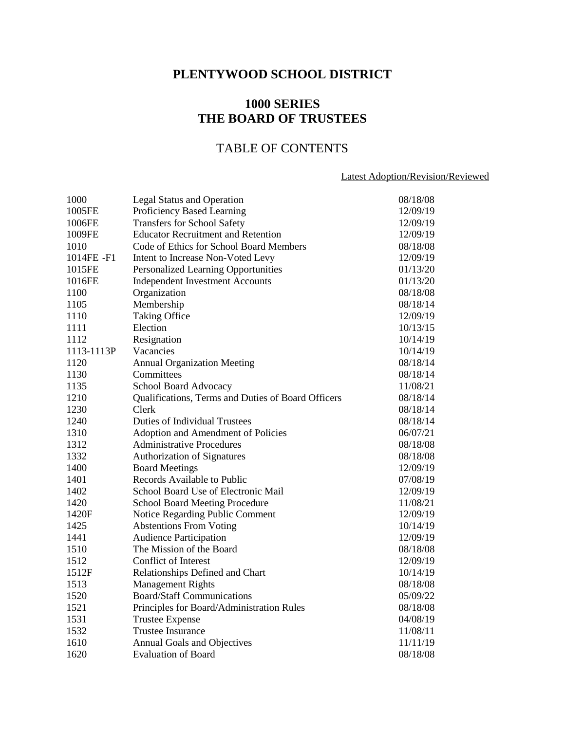# PLENTYWOOD SCHOOL DISTRICT

## 1000 SERIES
## THE BOARD OF TRUSTEES

### TABLE OF CONTENTS

| | | Latest Adoption/Revision/Reviewed |
|---|---|---|
| 1000 | Legal Status and Operation | 08/18/08 |
| 1005FE | Proficiency Based Learning | 12/09/19 |
| 1006FE | Transfers for School Safety | 12/09/19 |
| 1009FE | Educator Recruitment and Retention | 12/09/19 |
| 1010 | Code of Ethics for School Board Members | 08/18/08 |
| 1014FE -F1 | Intent to Increase Non-Voted Levy | 12/09/19 |
| 1015FE | Personalized Learning Opportunities | 01/13/20 |
| 1016FE | Independent Investment Accounts | 01/13/20 |
| 1100 | Organization | 08/18/08 |
| 1105 | Membership | 08/18/14 |
| 1110 | Taking Office | 12/09/19 |
| 1111 | Election | 10/13/15 |
| 1112 | Resignation | 10/14/19 |
| 1113-1113P | Vacancies | 10/14/19 |
| 1120 | Annual Organization Meeting | 08/18/14 |
| 1130 | Committees | 08/18/14 |
| 1135 | School Board Advocacy | 11/08/21 |
| 1210 | Qualifications, Terms and Duties of Board Officers | 08/18/14 |
| 1230 | Clerk | 08/18/14 |
| 1240 | Duties of Individual Trustees | 08/18/14 |
| 1310 | Adoption and Amendment of Policies | 06/07/21 |
| 1312 | Administrative Procedures | 08/18/08 |
| 1332 | Authorization of Signatures | 08/18/08 |
| 1400 | Board Meetings | 12/09/19 |
| 1401 | Records Available to Public | 07/08/19 |
| 1402 | School Board Use of Electronic Mail | 12/09/19 |
| 1420 | School Board Meeting Procedure | 11/08/21 |
| 1420F | Notice Regarding Public Comment | 12/09/19 |
| 1425 | Abstentions From Voting | 10/14/19 |
| 1441 | Audience Participation | 12/09/19 |
| 1510 | The Mission of the Board | 08/18/08 |
| 1512 | Conflict of Interest | 12/09/19 |
| 1512F | Relationships Defined and Chart | 10/14/19 |
| 1513 | Management Rights | 08/18/08 |
| 1520 | Board/Staff Communications | 05/09/22 |
| 1521 | Principles for Board/Administration Rules | 08/18/08 |
| 1531 | Trustee Expense | 04/08/19 |
| 1532 | Trustee Insurance | 11/08/11 |
| 1610 | Annual Goals and Objectives | 11/11/19 |
| 1620 | Evaluation of Board | 08/18/08 |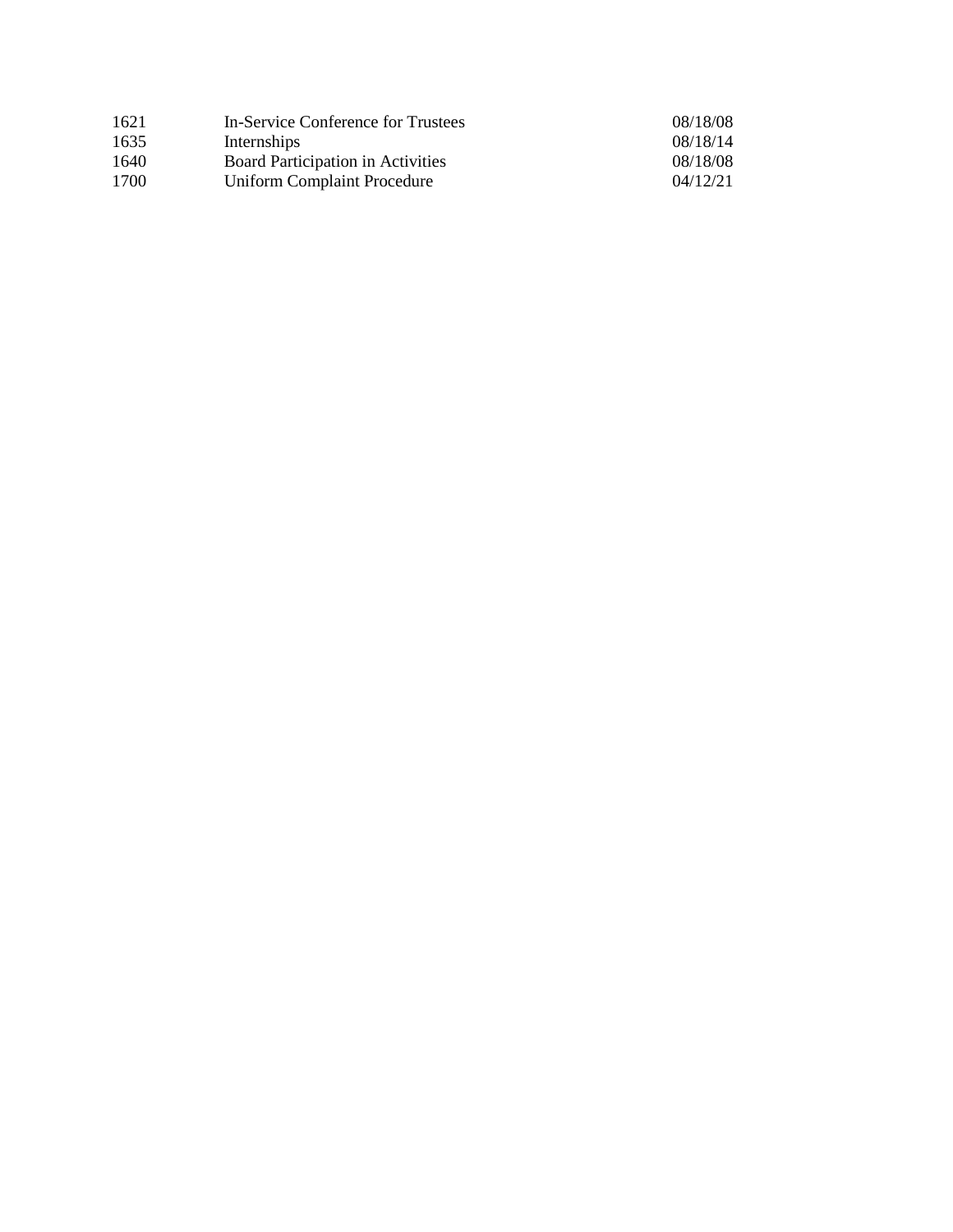| | | |
|---|---|---|
| 1621 | In-Service Conference for Trustees | 08/18/08 |
| 1635 | Internships | 08/18/14 |
| 1640 | Board Participation in Activities | 08/18/08 |
| 1700 | Uniform Complaint Procedure | 04/12/21 |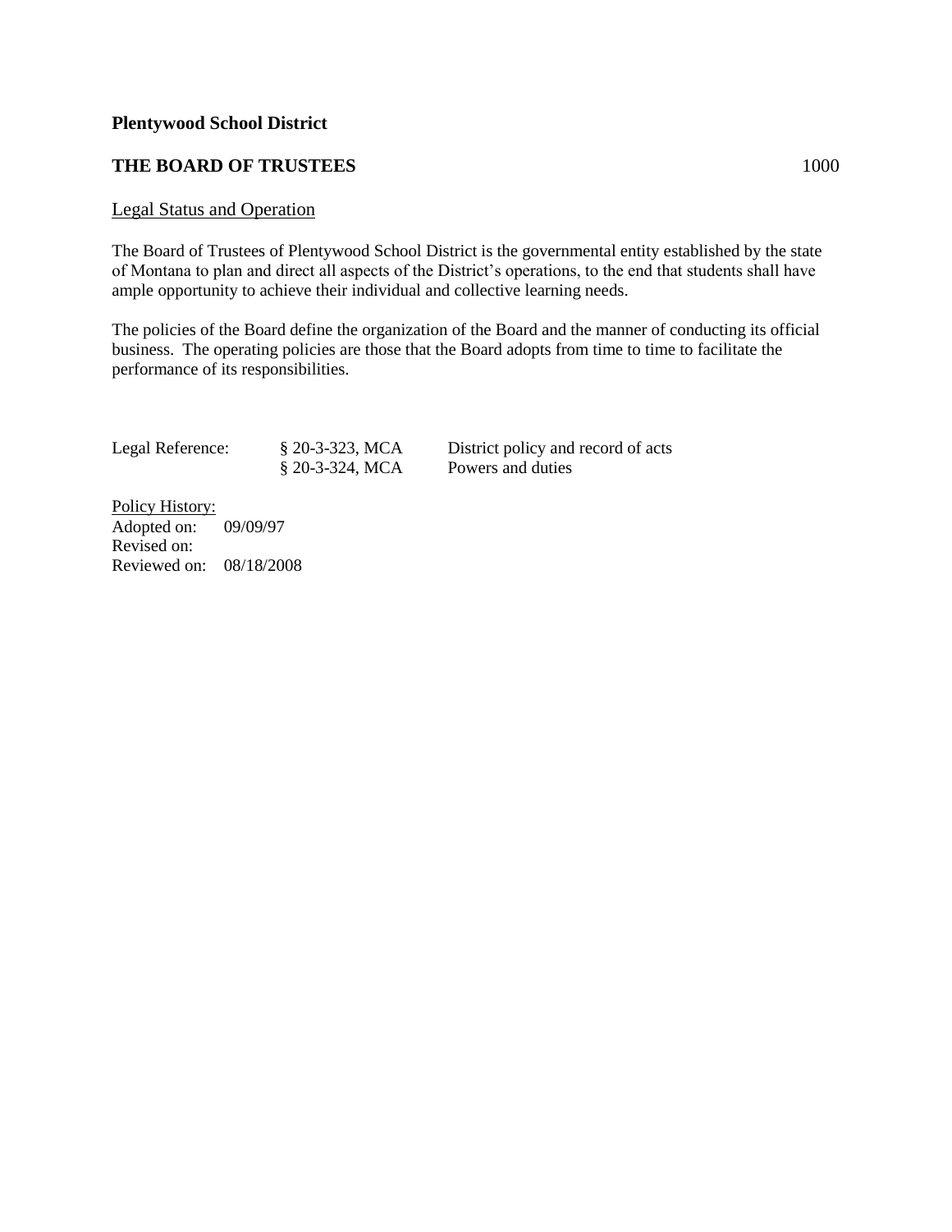**Plentywood School District**

**THE BOARD OF TRUSTEES** 1000

Legal Status and Operation

The Board of Trustees of Plentywood School District is the governmental entity established by the state of Montana to plan and direct all aspects of the District's operations, to the end that students shall have ample opportunity to achieve their individual and collective learning needs.

The policies of the Board define the organization of the Board and the manner of conducting its official business. The operating policies are those that the Board adopts from time to time to facilitate the performance of its responsibilities.

| Legal Reference: | § 20-3-323, MCA | District policy and record of acts |
|---|---|---|
| | § 20-3-324, MCA | Powers and duties |

Policy History:
Adopted on: 09/09/97
Revised on:
Reviewed on: 08/18/2008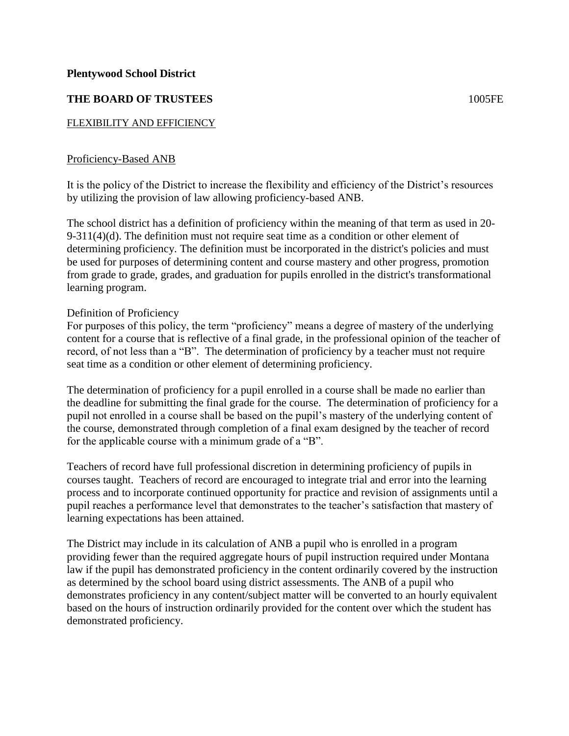**Plentywood School District**

**THE BOARD OF TRUSTEES** 1005FE

FLEXIBILITY AND EFFICIENCY

Proficiency-Based ANB

It is the policy of the District to increase the flexibility and efficiency of the District's resources by utilizing the provision of law allowing proficiency-based ANB.

The school district has a definition of proficiency within the meaning of that term as used in 20-9-311(4)(d). The definition must not require seat time as a condition or other element of determining proficiency. The definition must be incorporated in the district's policies and must be used for purposes of determining content and course mastery and other progress, promotion from grade to grade, grades, and graduation for pupils enrolled in the district's transformational learning program.

Definition of Proficiency
For purposes of this policy, the term "proficiency" means a degree of mastery of the underlying content for a course that is reflective of a final grade, in the professional opinion of the teacher of record, of not less than a "B". The determination of proficiency by a teacher must not require seat time as a condition or other element of determining proficiency.

The determination of proficiency for a pupil enrolled in a course shall be made no earlier than the deadline for submitting the final grade for the course. The determination of proficiency for a pupil not enrolled in a course shall be based on the pupil's mastery of the underlying content of the course, demonstrated through completion of a final exam designed by the teacher of record for the applicable course with a minimum grade of a "B".

Teachers of record have full professional discretion in determining proficiency of pupils in courses taught. Teachers of record are encouraged to integrate trial and error into the learning process and to incorporate continued opportunity for practice and revision of assignments until a pupil reaches a performance level that demonstrates to the teacher's satisfaction that mastery of learning expectations has been attained.

The District may include in its calculation of ANB a pupil who is enrolled in a program providing fewer than the required aggregate hours of pupil instruction required under Montana law if the pupil has demonstrated proficiency in the content ordinarily covered by the instruction as determined by the school board using district assessments. The ANB of a pupil who demonstrates proficiency in any content/subject matter will be converted to an hourly equivalent based on the hours of instruction ordinarily provided for the content over which the student has demonstrated proficiency.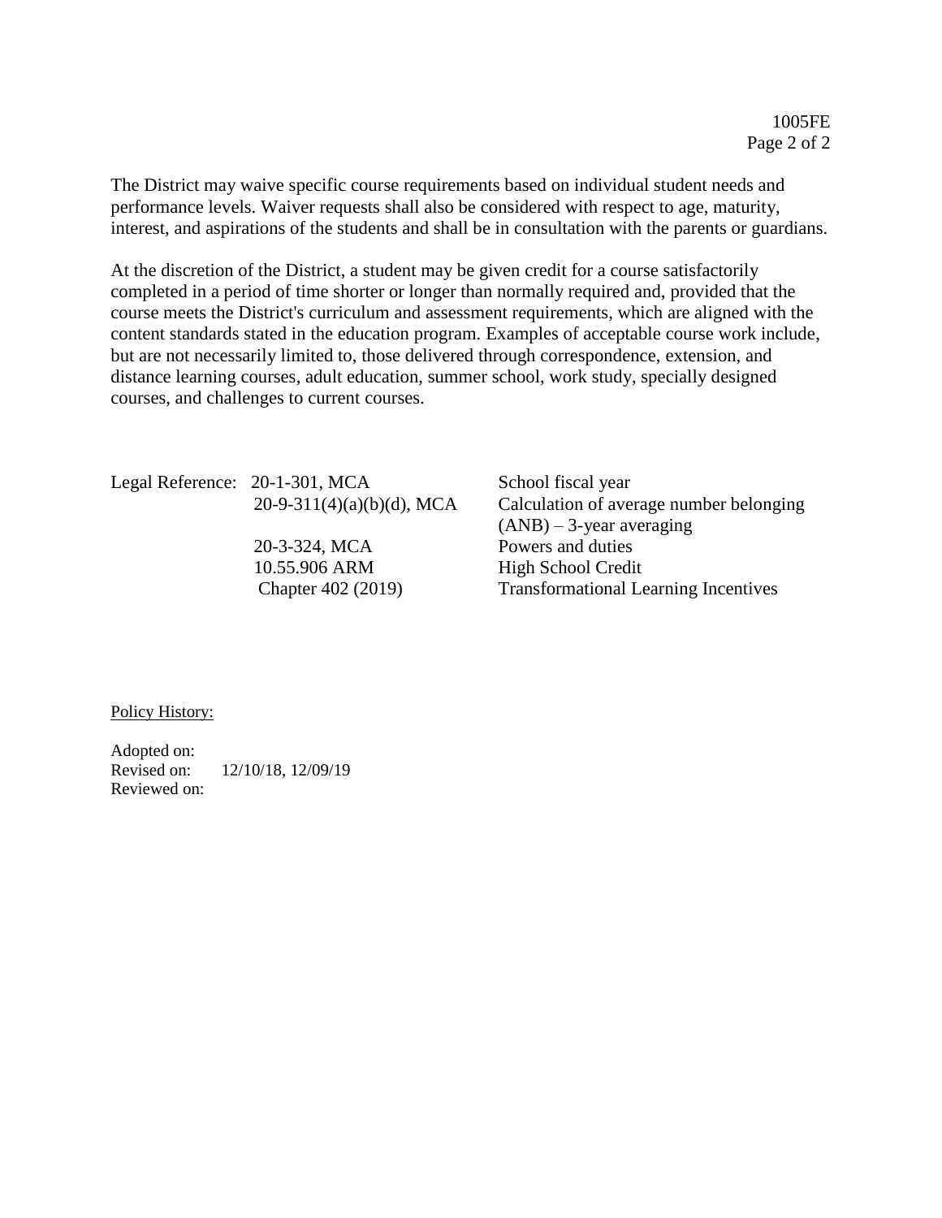The District may waive specific course requirements based on individual student needs and performance levels. Waiver requests shall also be considered with respect to age, maturity, interest, and aspirations of the students and shall be in consultation with the parents or guardians.

At the discretion of the District, a student may be given credit for a course satisfactorily completed in a period of time shorter or longer than normally required and, provided that the course meets the District's curriculum and assessment requirements, which are aligned with the content standards stated in the education program. Examples of acceptable course work include, but are not necessarily limited to, those delivered through correspondence, extension, and distance learning courses, adult education, summer school, work study, specially designed courses, and challenges to current courses.

| Legal Reference: | | |
|---|---|---|
| | 20-1-301, MCA | School fiscal year |
| | 20-9-311(4)(a)(b)(d), MCA | Calculation of average number belonging (ANB) – 3-year averaging |
| | 20-3-324, MCA | Powers and duties |
| | 10.55.906 ARM | High School Credit |
| | Chapter 402 (2019) | Transformational Learning Incentives |

Policy History:

Adopted on:
Revised on: 12/10/18, 12/09/19
Reviewed on: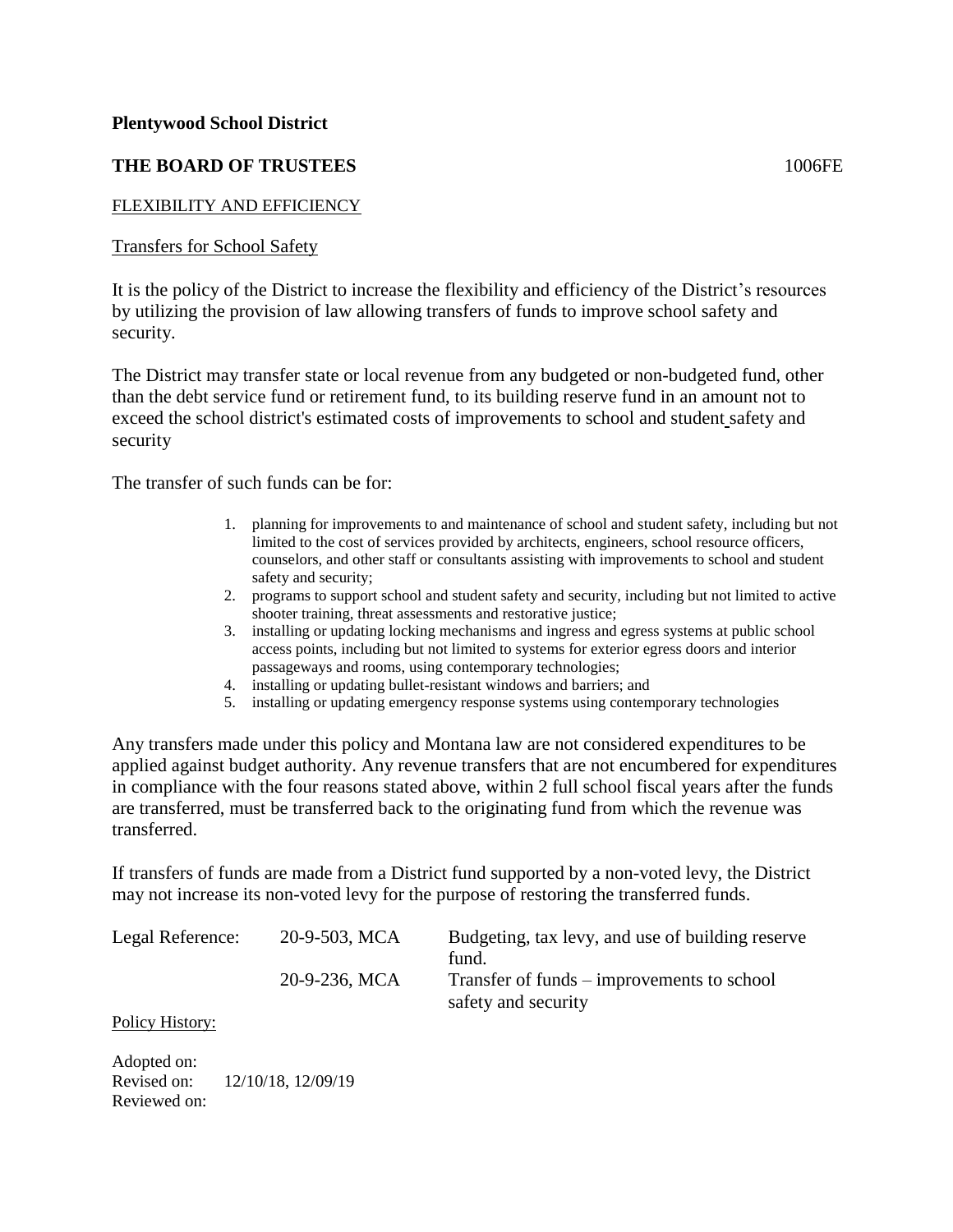**Plentywood School District**

**THE BOARD OF TRUSTEES** 1006FE

FLEXIBILITY AND EFFICIENCY

Transfers for School Safety

It is the policy of the District to increase the flexibility and efficiency of the District's resources by utilizing the provision of law allowing transfers of funds to improve school safety and security.

The District may transfer state or local revenue from any budgeted or non-budgeted fund, other than the debt service fund or retirement fund, to its building reserve fund in an amount not to exceed the school district's estimated costs of improvements to school and student safety and security

The transfer of such funds can be for:

1. planning for improvements to and maintenance of school and student safety, including but not limited to the cost of services provided by architects, engineers, school resource officers, counselors, and other staff or consultants assisting with improvements to school and student safety and security;
2. programs to support school and student safety and security, including but not limited to active shooter training, threat assessments and restorative justice;
3. installing or updating locking mechanisms and ingress and egress systems at public school access points, including but not limited to systems for exterior egress doors and interior passageways and rooms, using contemporary technologies;
4. installing or updating bullet-resistant windows and barriers; and
5. installing or updating emergency response systems using contemporary technologies

Any transfers made under this policy and Montana law are not considered expenditures to be applied against budget authority. Any revenue transfers that are not encumbered for expenditures in compliance with the four reasons stated above, within 2 full school fiscal years after the funds are transferred, must be transferred back to the originating fund from which the revenue was transferred.

If transfers of funds are made from a District fund supported by a non-voted levy, the District may not increase its non-voted levy for the purpose of restoring the transferred funds.

| Legal Reference: | 20-9-503, MCA | Budgeting, tax levy, and use of building reserve fund. |
|---|---|---|
| | 20-9-236, MCA | Transfer of funds – improvements to school safety and security |

Policy History:

Adopted on:
Revised on: 12/10/18, 12/09/19
Reviewed on: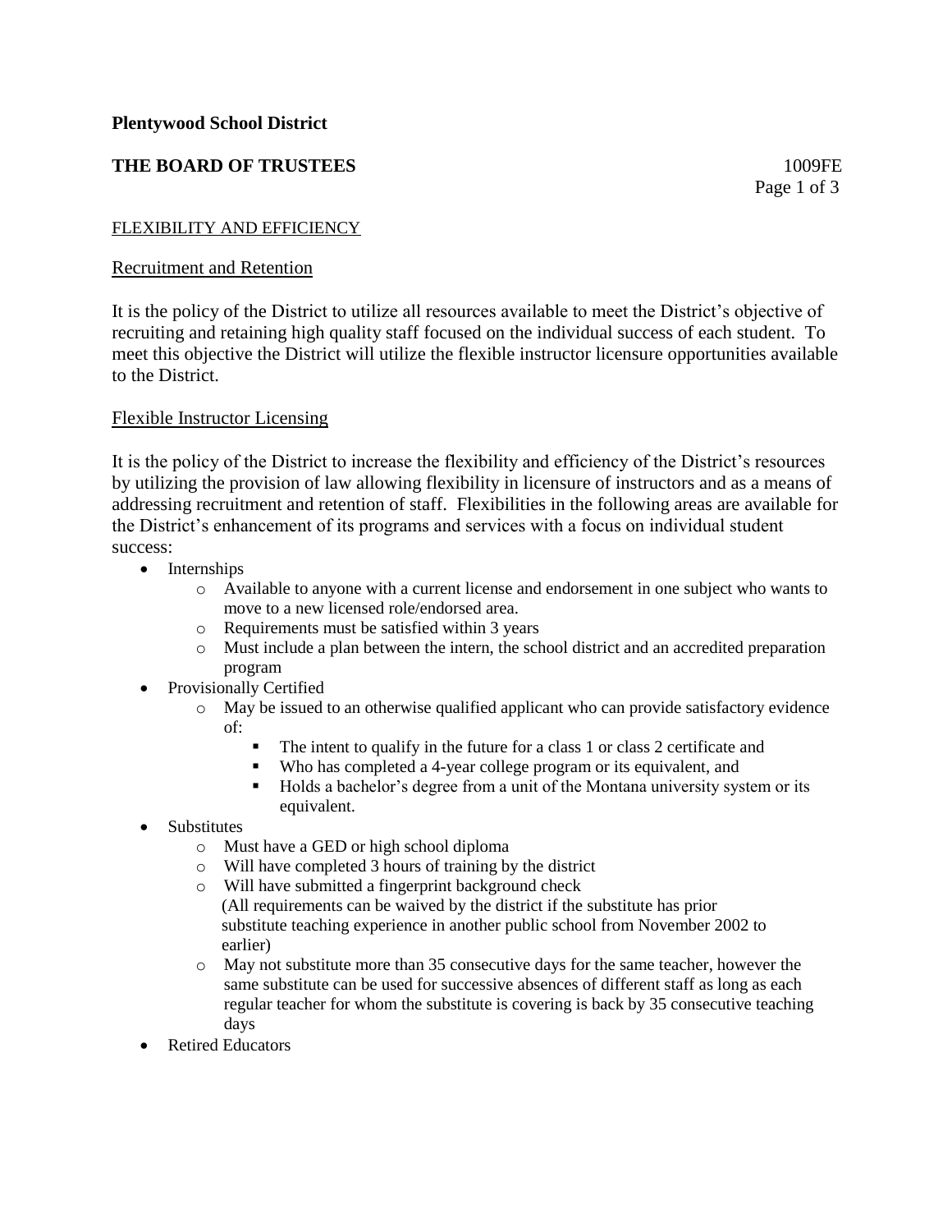**Plentywood School District**

**THE BOARD OF TRUSTEES** 1009FE

FLEXIBILITY AND EFFICIENCY

Recruitment and Retention

It is the policy of the District to utilize all resources available to meet the District's objective of recruiting and retaining high quality staff focused on the individual success of each student. To meet this objective the District will utilize the flexible instructor licensure opportunities available to the District.

Flexible Instructor Licensing

It is the policy of the District to increase the flexibility and efficiency of the District's resources by utilizing the provision of law allowing flexibility in licensure of instructors and as a means of addressing recruitment and retention of staff. Flexibilities in the following areas are available for the District's enhancement of its programs and services with a focus on individual student success:

- Internships
  - Available to anyone with a current license and endorsement in one subject who wants to move to a new licensed role/endorsed area.
  - Requirements must be satisfied within 3 years
  - Must include a plan between the intern, the school district and an accredited preparation program
- Provisionally Certified
  - May be issued to an otherwise qualified applicant who can provide satisfactory evidence of:
    - The intent to qualify in the future for a class 1 or class 2 certificate and
    - Who has completed a 4-year college program or its equivalent, and
    - Holds a bachelor's degree from a unit of the Montana university system or its equivalent.
- Substitutes
  - Must have a GED or high school diploma
  - Will have completed 3 hours of training by the district
  - Will have submitted a fingerprint background check
    (All requirements can be waived by the district if the substitute has prior substitute teaching experience in another public school from November 2002 to earlier)
  - May not substitute more than 35 consecutive days for the same teacher, however the same substitute can be used for successive absences of different staff as long as each regular teacher for whom the substitute is covering is back by 35 consecutive teaching days
- Retired Educators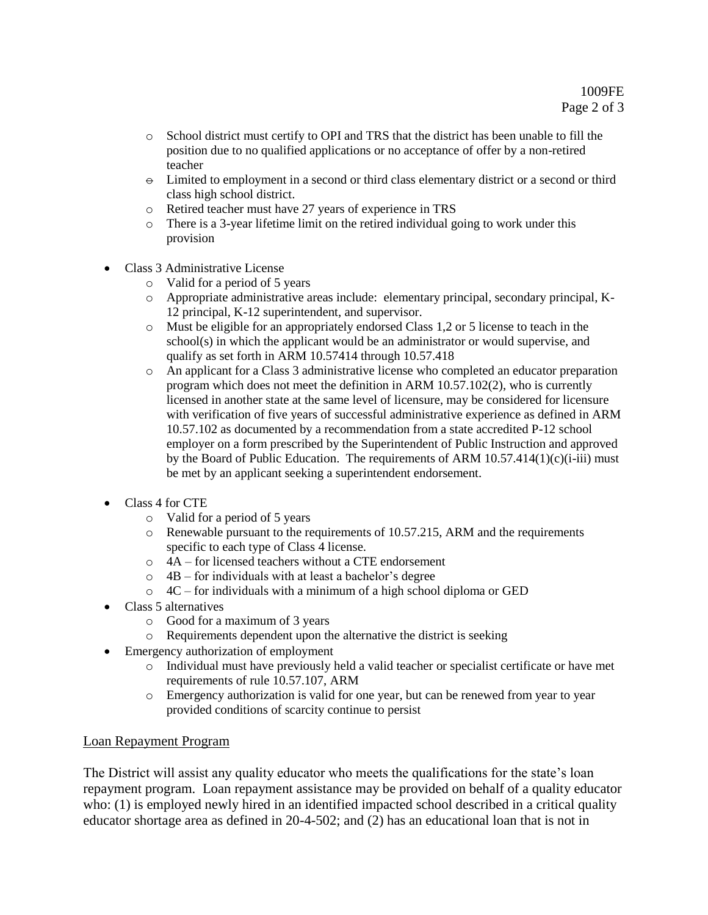- School district must certify to OPI and TRS that the district has been unable to fill the position due to no qualified applications or no acceptance of offer by a non-retired teacher
  - Limited to employment in a second or third class elementary district or a second or third class high school district.
  - Retired teacher must have 27 years of experience in TRS
  - There is a 3-year lifetime limit on the retired individual going to work under this provision

- Class 3 Administrative License
  - Valid for a period of 5 years
  - Appropriate administrative areas include: elementary principal, secondary principal, K-12 principal, K-12 superintendent, and supervisor.
  - Must be eligible for an appropriately endorsed Class 1,2 or 5 license to teach in the school(s) in which the applicant would be an administrator or would supervise, and qualify as set forth in ARM 10.57414 through 10.57.418
  - An applicant for a Class 3 administrative license who completed an educator preparation program which does not meet the definition in ARM 10.57.102(2), who is currently licensed in another state at the same level of licensure, may be considered for licensure with verification of five years of successful administrative experience as defined in ARM 10.57.102 as documented by a recommendation from a state accredited P-12 school employer on a form prescribed by the Superintendent of Public Instruction and approved by the Board of Public Education. The requirements of ARM 10.57.414(1)(c)(i-iii) must be met by an applicant seeking a superintendent endorsement.

- Class 4 for CTE
  - Valid for a period of 5 years
  - Renewable pursuant to the requirements of 10.57.215, ARM and the requirements specific to each type of Class 4 license.
  - 4A – for licensed teachers without a CTE endorsement
  - 4B – for individuals with at least a bachelor's degree
  - 4C – for individuals with a minimum of a high school diploma or GED
- Class 5 alternatives
  - Good for a maximum of 3 years
  - Requirements dependent upon the alternative the district is seeking
- Emergency authorization of employment
  - Individual must have previously held a valid teacher or specialist certificate or have met requirements of rule 10.57.107, ARM
  - Emergency authorization is valid for one year, but can be renewed from year to year provided conditions of scarcity continue to persist

<u>Loan Repayment Program</u>

The District will assist any quality educator who meets the qualifications for the state's loan repayment program. Loan repayment assistance may be provided on behalf of a quality educator who: (1) is employed newly hired in an identified impacted school described in a critical quality educator shortage area as defined in 20-4-502; and (2) has an educational loan that is not in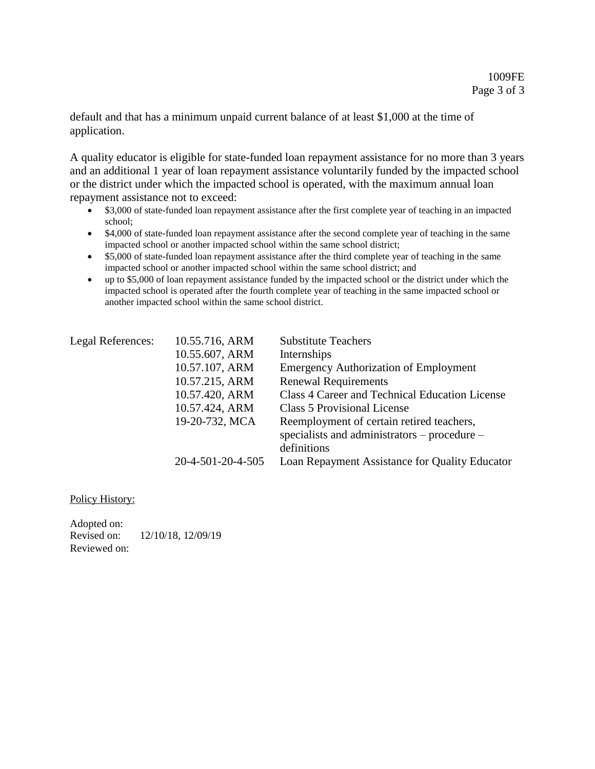default and that has a minimum unpaid current balance of at least $1,000 at the time of application.

A quality educator is eligible for state-funded loan repayment assistance for no more than 3 years and an additional 1 year of loan repayment assistance voluntarily funded by the impacted school or the district under which the impacted school is operated, with the maximum annual loan repayment assistance not to exceed:

- $3,000 of state-funded loan repayment assistance after the first complete year of teaching in an impacted school;
- $4,000 of state-funded loan repayment assistance after the second complete year of teaching in the same impacted school or another impacted school within the same school district;
- $5,000 of state-funded loan repayment assistance after the third complete year of teaching in the same impacted school or another impacted school within the same school district; and
- up to $5,000 of loan repayment assistance funded by the impacted school or the district under which the impacted school is operated after the fourth complete year of teaching in the same impacted school or another impacted school within the same school district.

| Legal References: | | |
|---|---|---|
| | 10.55.716, ARM | Substitute Teachers |
| | 10.55.607, ARM | Internships |
| | 10.57.107, ARM | Emergency Authorization of Employment |
| | 10.57.215, ARM | Renewal Requirements |
| | 10.57.420, ARM | Class 4 Career and Technical Education License |
| | 10.57.424, ARM | Class 5 Provisional License |
| | 19-20-732, MCA | Reemployment of certain retired teachers, specialists and administrators – procedure – definitions |
| | 20-4-501-20-4-505 | Loan Repayment Assistance for Quality Educator |

Policy History:

Adopted on:
Revised on: 12/10/18, 12/09/19
Reviewed on: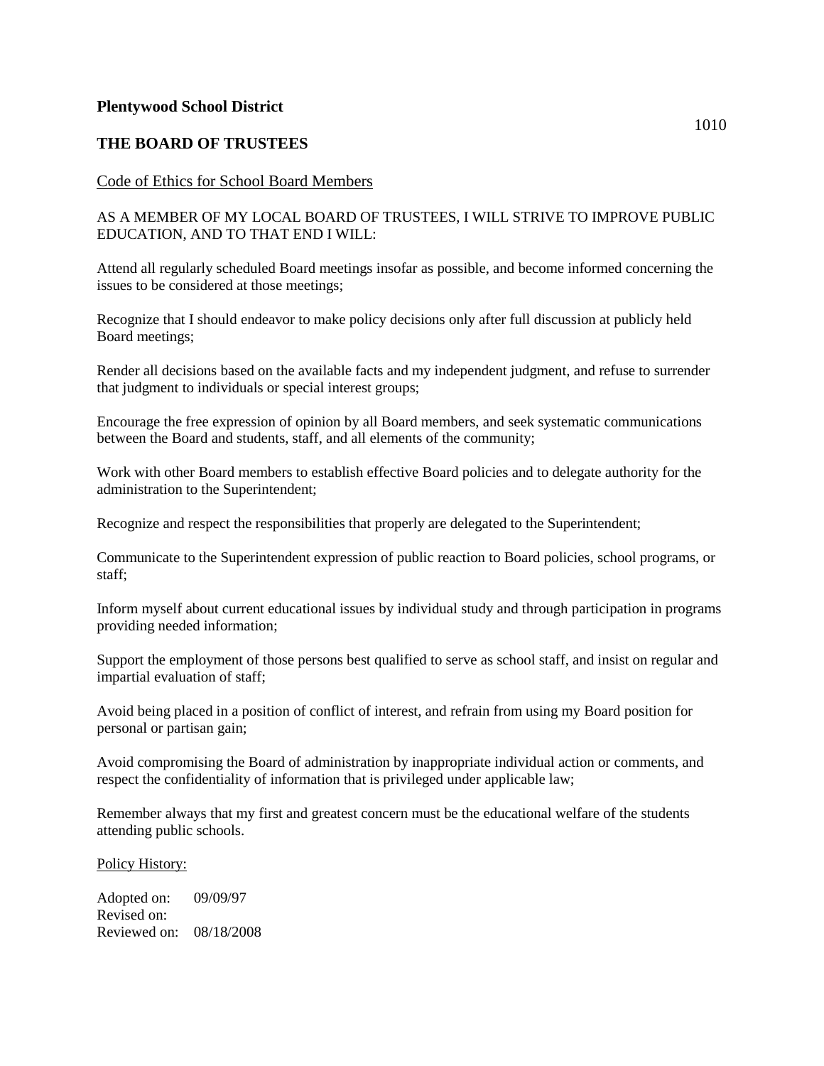**Plentywood School District**

1010

**THE BOARD OF TRUSTEES**

Code of Ethics for School Board Members

AS A MEMBER OF MY LOCAL BOARD OF TRUSTEES, I WILL STRIVE TO IMPROVE PUBLIC EDUCATION, AND TO THAT END I WILL:

Attend all regularly scheduled Board meetings insofar as possible, and become informed concerning the issues to be considered at those meetings;

Recognize that I should endeavor to make policy decisions only after full discussion at publicly held Board meetings;

Render all decisions based on the available facts and my independent judgment, and refuse to surrender that judgment to individuals or special interest groups;

Encourage the free expression of opinion by all Board members, and seek systematic communications between the Board and students, staff, and all elements of the community;

Work with other Board members to establish effective Board policies and to delegate authority for the administration to the Superintendent;

Recognize and respect the responsibilities that properly are delegated to the Superintendent;

Communicate to the Superintendent expression of public reaction to Board policies, school programs, or staff;

Inform myself about current educational issues by individual study and through participation in programs providing needed information;

Support the employment of those persons best qualified to serve as school staff, and insist on regular and impartial evaluation of staff;

Avoid being placed in a position of conflict of interest, and refrain from using my Board position for personal or partisan gain;

Avoid compromising the Board of administration by inappropriate individual action or comments, and respect the confidentiality of information that is privileged under applicable law;

Remember always that my first and greatest concern must be the educational welfare of the students attending public schools.

Policy History:

Adopted on: 09/09/97
Revised on:
Reviewed on: 08/18/2008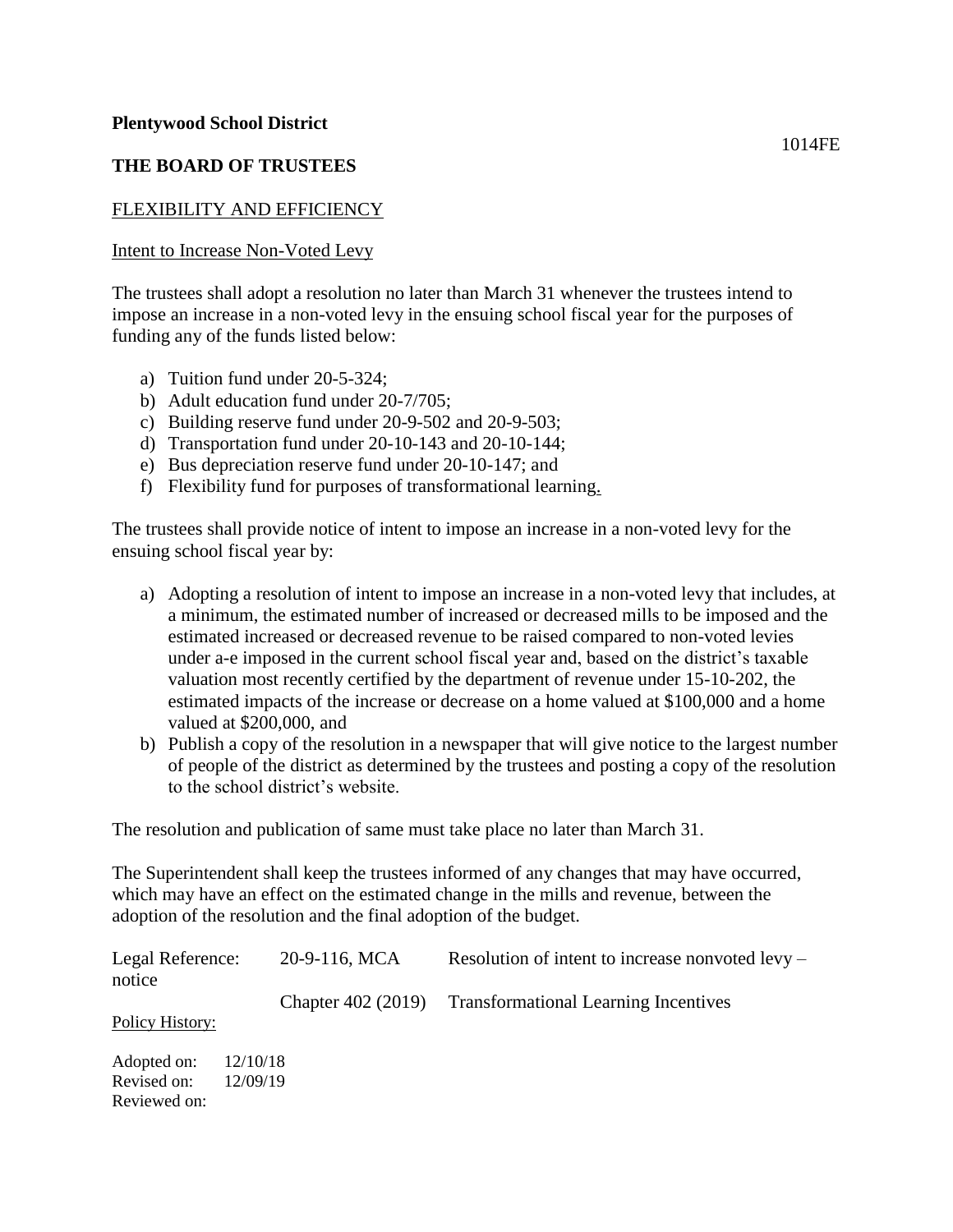**Plentywood School District**

1014FE

**THE BOARD OF TRUSTEES**

FLEXIBILITY AND EFFICIENCY

Intent to Increase Non-Voted Levy

The trustees shall adopt a resolution no later than March 31 whenever the trustees intend to impose an increase in a non-voted levy in the ensuing school fiscal year for the purposes of funding any of the funds listed below:

a) Tuition fund under 20-5-324;
b) Adult education fund under 20-7/705;
c) Building reserve fund under 20-9-502 and 20-9-503;
d) Transportation fund under 20-10-143 and 20-10-144;
e) Bus depreciation reserve fund under 20-10-147; and
f) Flexibility fund for purposes of transformational learning.

The trustees shall provide notice of intent to impose an increase in a non-voted levy for the ensuing school fiscal year by:

a) Adopting a resolution of intent to impose an increase in a non-voted levy that includes, at a minimum, the estimated number of increased or decreased mills to be imposed and the estimated increased or decreased revenue to be raised compared to non-voted levies under a-e imposed in the current school fiscal year and, based on the district's taxable valuation most recently certified by the department of revenue under 15-10-202, the estimated impacts of the increase or decrease on a home valued at $100,000 and a home valued at $200,000, and
b) Publish a copy of the resolution in a newspaper that will give notice to the largest number of people of the district as determined by the trustees and posting a copy of the resolution to the school district's website.

The resolution and publication of same must take place no later than March 31.

The Superintendent shall keep the trustees informed of any changes that may have occurred, which may have an effect on the estimated change in the mills and revenue, between the adoption of the resolution and the final adoption of the budget.

| Legal Reference: | 20-9-116, MCA | Resolution of intent to increase nonvoted levy – notice |
|---|---|---|
| | Chapter 402 (2019) | Transformational Learning Incentives |

Policy History:

Adopted on: 12/10/18
Revised on: 12/09/19
Reviewed on: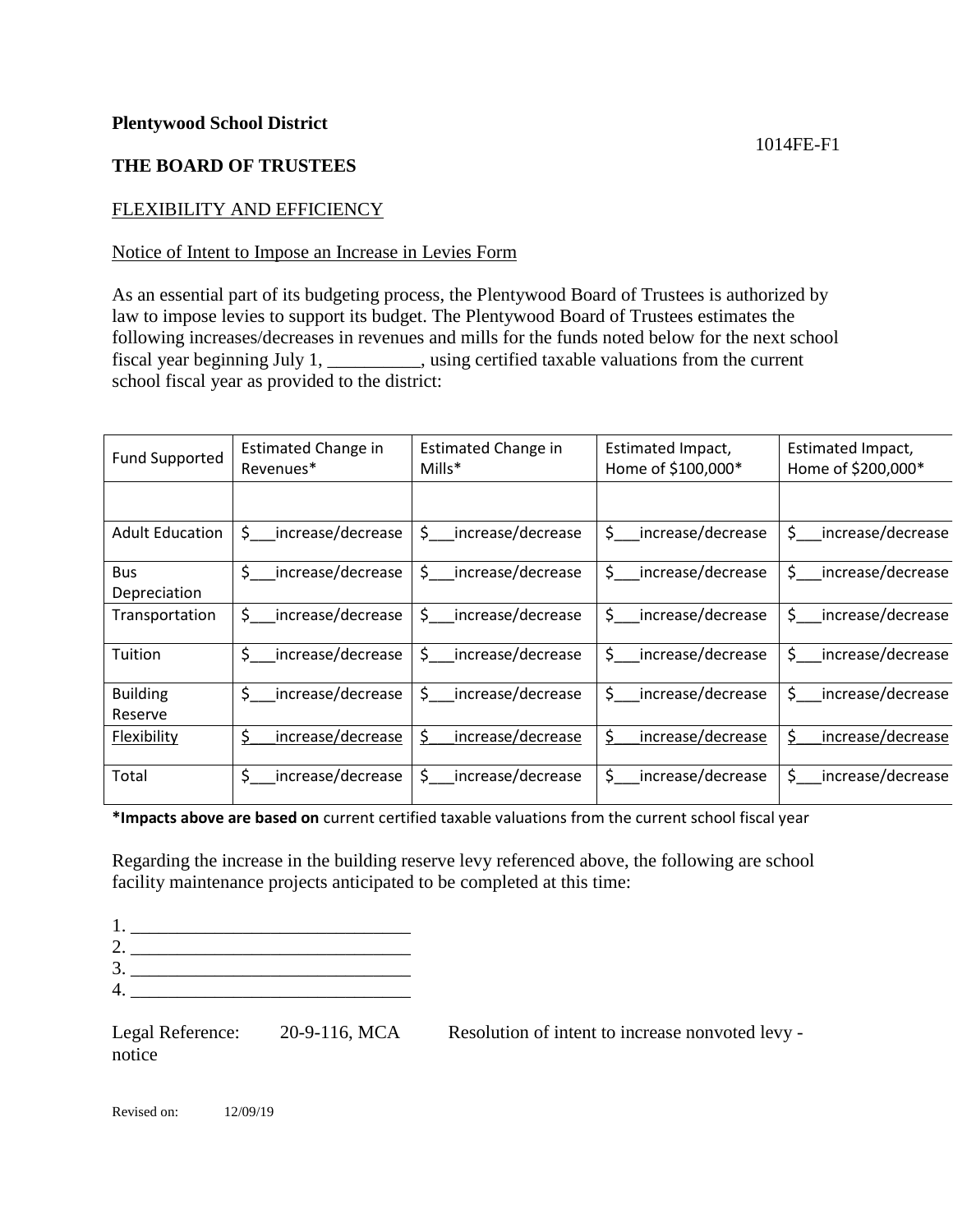**Plentywood School District**

1014FE-F1

**THE BOARD OF TRUSTEES**

FLEXIBILITY AND EFFICIENCY

Notice of Intent to Impose an Increase in Levies Form

As an essential part of its budgeting process, the Plentywood Board of Trustees is authorized by law to impose levies to support its budget. The Plentywood Board of Trustees estimates the following increases/decreases in revenues and mills for the funds noted below for the next school fiscal year beginning July 1, __________, using certified taxable valuations from the current school fiscal year as provided to the district:

| Fund Supported | Estimated Change in Revenues* | Estimated Change in Mills* | Estimated Impact, Home of $100,000* | Estimated Impact, Home of $200,000* |
|---|---|---|---|---|
| | | | | |
| Adult Education | $___increase/decrease | $___increase/decrease | $___increase/decrease | $___increase/decrease |
| Bus Depreciation | $___increase/decrease | $___increase/decrease | $___increase/decrease | $___increase/decrease |
| Transportation | $___increase/decrease | $___increase/decrease | $___increase/decrease | $___increase/decrease |
| Tuition | $___increase/decrease | $___increase/decrease | $___increase/decrease | $___increase/decrease |
| Building Reserve | $___increase/decrease | $___increase/decrease | $___increase/decrease | $___increase/decrease |
| Flexibility | $___increase/decrease | $___increase/decrease | $___increase/decrease | $___increase/decrease |
| Total | $___increase/decrease | $___increase/decrease | $___increase/decrease | $___increase/decrease |

**\*Impacts above are based on** current certified taxable valuations from the current school fiscal year

Regarding the increase in the building reserve levy referenced above, the following are school facility maintenance projects anticipated to be completed at this time:

1. ______________________________
2. ______________________________
3. ______________________________
4. ______________________________

Legal Reference: 20-9-116, MCA Resolution of intent to increase nonvoted levy - notice

Revised on: 12/09/19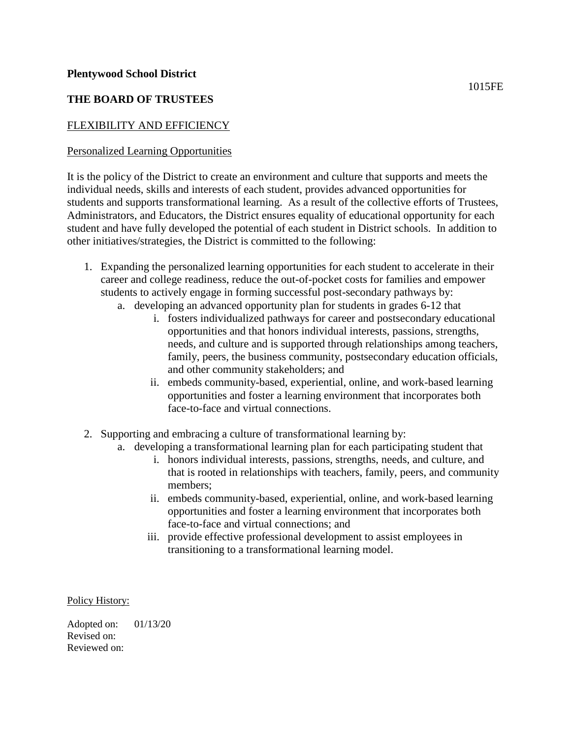**Plentywood School District**

1015FE

**THE BOARD OF TRUSTEES**

FLEXIBILITY AND EFFICIENCY

Personalized Learning Opportunities

It is the policy of the District to create an environment and culture that supports and meets the individual needs, skills and interests of each student, provides advanced opportunities for students and supports transformational learning. As a result of the collective efforts of Trustees, Administrators, and Educators, the District ensures equality of educational opportunity for each student and have fully developed the potential of each student in District schools. In addition to other initiatives/strategies, the District is committed to the following:

1. Expanding the personalized learning opportunities for each student to accelerate in their career and college readiness, reduce the out-of-pocket costs for families and empower students to actively engage in forming successful post-secondary pathways by:
   a. developing an advanced opportunity plan for students in grades 6-12 that
      i. fosters individualized pathways for career and postsecondary educational opportunities and that honors individual interests, passions, strengths, needs, and culture and is supported through relationships among teachers, family, peers, the business community, postsecondary education officials, and other community stakeholders; and
      ii. embeds community-based, experiential, online, and work-based learning opportunities and foster a learning environment that incorporates both face-to-face and virtual connections.

2. Supporting and embracing a culture of transformational learning by:
   a. developing a transformational learning plan for each participating student that
      i. honors individual interests, passions, strengths, needs, and culture, and that is rooted in relationships with teachers, family, peers, and community members;
      ii. embeds community-based, experiential, online, and work-based learning opportunities and foster a learning environment that incorporates both face-to-face and virtual connections; and
      iii. provide effective professional development to assist employees in transitioning to a transformational learning model.

Policy History:

Adopted on: 01/13/20
Revised on:
Reviewed on: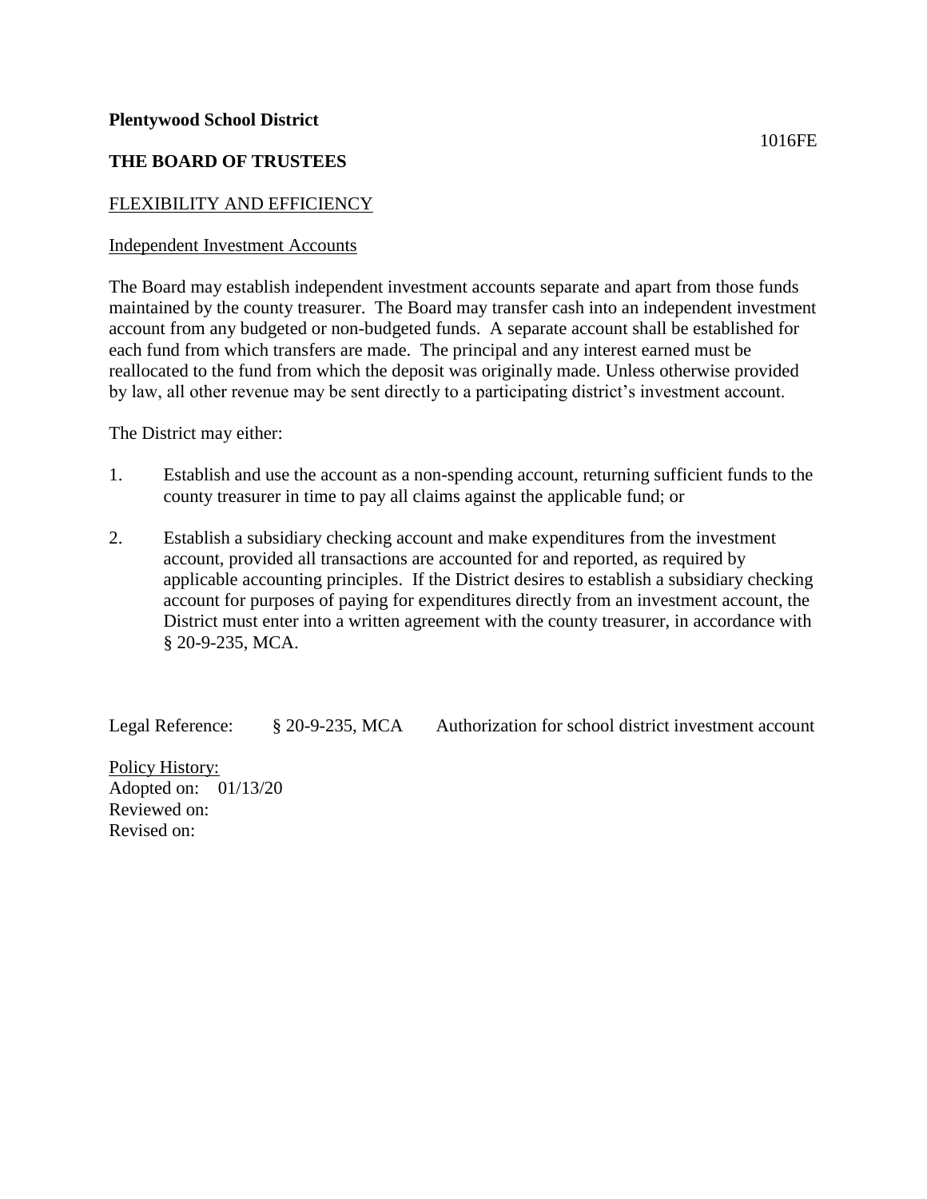**Plentywood School District**

1016FE

**THE BOARD OF TRUSTEES**

FLEXIBILITY AND EFFICIENCY

Independent Investment Accounts

The Board may establish independent investment accounts separate and apart from those funds maintained by the county treasurer. The Board may transfer cash into an independent investment account from any budgeted or non-budgeted funds. A separate account shall be established for each fund from which transfers are made. The principal and any interest earned must be reallocated to the fund from which the deposit was originally made. Unless otherwise provided by law, all other revenue may be sent directly to a participating district's investment account.

The District may either:

1. Establish and use the account as a non-spending account, returning sufficient funds to the county treasurer in time to pay all claims against the applicable fund; or

2. Establish a subsidiary checking account and make expenditures from the investment account, provided all transactions are accounted for and reported, as required by applicable accounting principles. If the District desires to establish a subsidiary checking account for purposes of paying for expenditures directly from an investment account, the District must enter into a written agreement with the county treasurer, in accordance with § 20-9-235, MCA.

Legal Reference: § 20-9-235, MCA Authorization for school district investment account

Policy History:
Adopted on: 01/13/20
Reviewed on:
Revised on: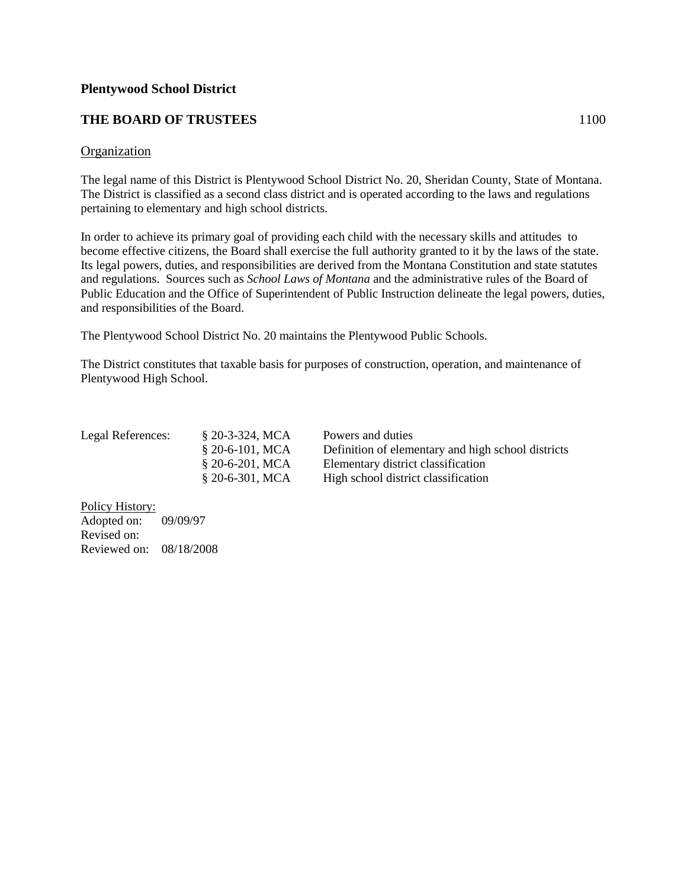**Plentywood School District**

**THE BOARD OF TRUSTEES** 1100

Organization

The legal name of this District is Plentywood School District No. 20, Sheridan County, State of Montana. The District is classified as a second class district and is operated according to the laws and regulations pertaining to elementary and high school districts.

In order to achieve its primary goal of providing each child with the necessary skills and attitudes to become effective citizens, the Board shall exercise the full authority granted to it by the laws of the state. Its legal powers, duties, and responsibilities are derived from the Montana Constitution and state statutes and regulations. Sources such as *School Laws of Montana* and the administrative rules of the Board of Public Education and the Office of Superintendent of Public Instruction delineate the legal powers, duties, and responsibilities of the Board.

The Plentywood School District No. 20 maintains the Plentywood Public Schools.

The District constitutes that taxable basis for purposes of construction, operation, and maintenance of Plentywood High School.

| Legal References: | § 20-3-324, MCA | Powers and duties |
|---|---|---|
| | § 20-6-101, MCA | Definition of elementary and high school districts |
| | § 20-6-201, MCA | Elementary district classification |
| | § 20-6-301, MCA | High school district classification |

Policy History:
Adopted on: 09/09/97
Revised on:
Reviewed on: 08/18/2008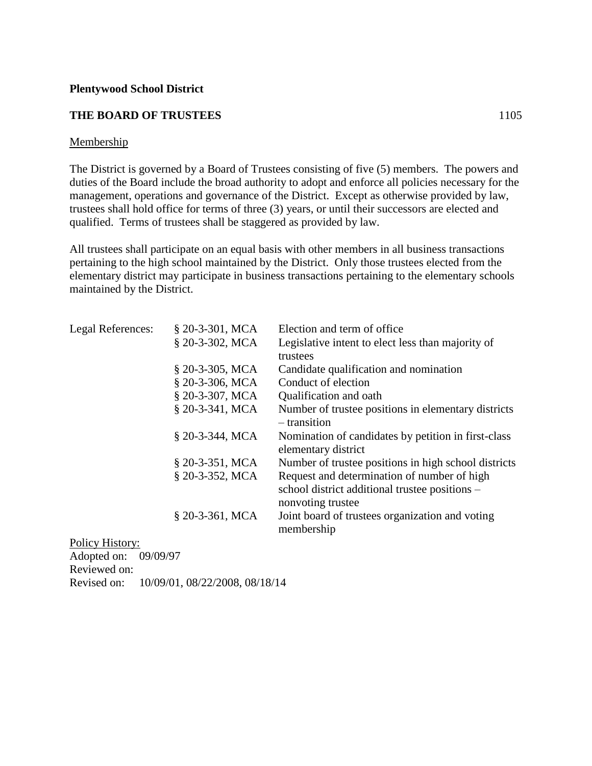**Plentywood School District**

**THE BOARD OF TRUSTEES** 1105

<u>Membership</u>

The District is governed by a Board of Trustees consisting of five (5) members. The powers and duties of the Board include the broad authority to adopt and enforce all policies necessary for the management, operations and governance of the District. Except as otherwise provided by law, trustees shall hold office for terms of three (3) years, or until their successors are elected and qualified. Terms of trustees shall be staggered as provided by law.

All trustees shall participate on an equal basis with other members in all business transactions pertaining to the high school maintained by the District. Only those trustees elected from the elementary district may participate in business transactions pertaining to the elementary schools maintained by the District.

| Legal References: | § 20-3-301, MCA | Election and term of office |
|---|---|---|
| | § 20-3-302, MCA | Legislative intent to elect less than majority of trustees |
| | § 20-3-305, MCA | Candidate qualification and nomination |
| | § 20-3-306, MCA | Conduct of election |
| | § 20-3-307, MCA | Qualification and oath |
| | § 20-3-341, MCA | Number of trustee positions in elementary districts – transition |
| | § 20-3-344, MCA | Nomination of candidates by petition in first-class elementary district |
| | § 20-3-351, MCA | Number of trustee positions in high school districts |
| | § 20-3-352, MCA | Request and determination of number of high school district additional trustee positions – nonvoting trustee |
| | § 20-3-361, MCA | Joint board of trustees organization and voting membership |

<u>Policy History:</u>
Adopted on: 09/09/97
Reviewed on:
Revised on: 10/09/01, 08/22/2008, 08/18/14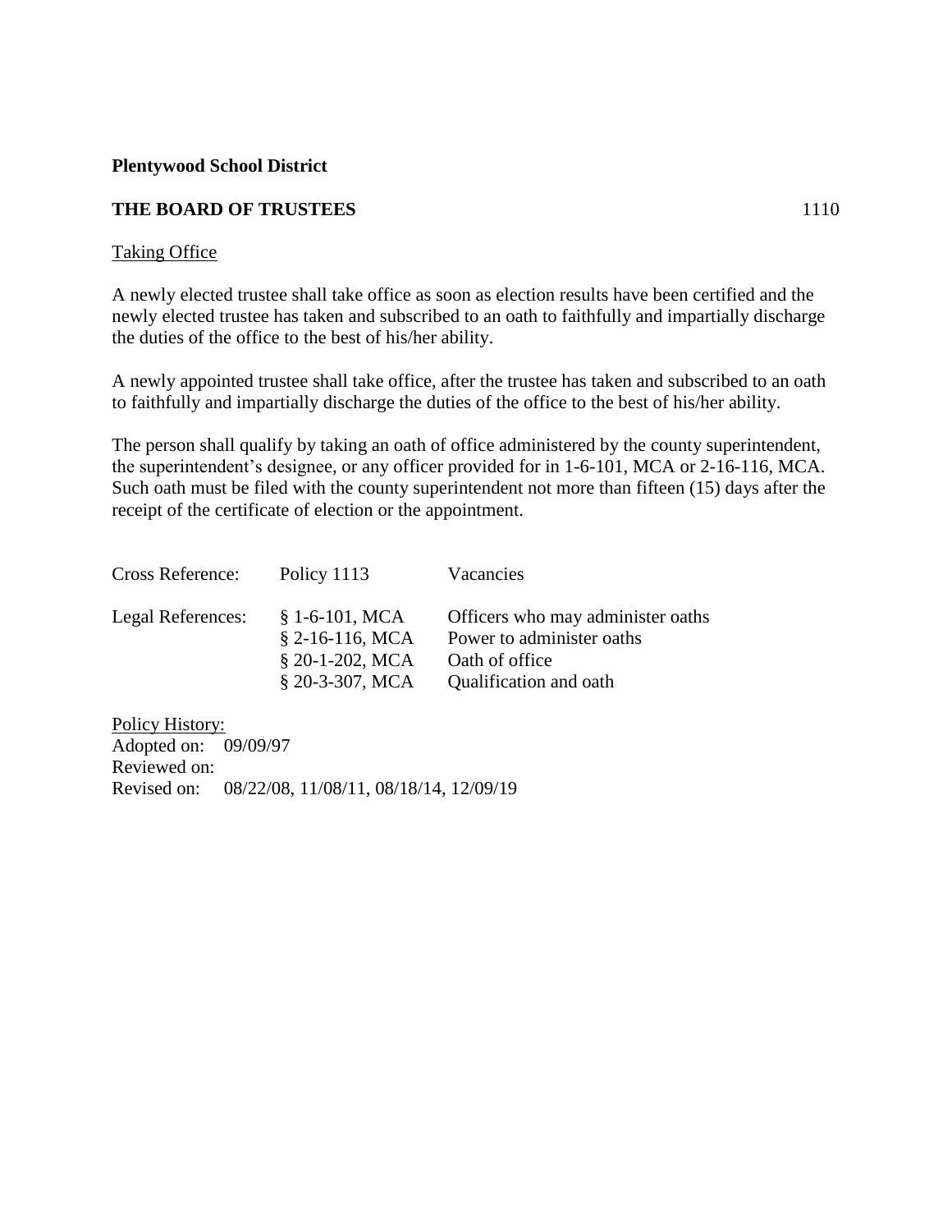**Plentywood School District**

**THE BOARD OF TRUSTEES** 1110

Taking Office

A newly elected trustee shall take office as soon as election results have been certified and the newly elected trustee has taken and subscribed to an oath to faithfully and impartially discharge the duties of the office to the best of his/her ability.

A newly appointed trustee shall take office, after the trustee has taken and subscribed to an oath to faithfully and impartially discharge the duties of the office to the best of his/her ability.

The person shall qualify by taking an oath of office administered by the county superintendent, the superintendent's designee, or any officer provided for in 1-6-101, MCA or 2-16-116, MCA. Such oath must be filed with the county superintendent not more than fifteen (15) days after the receipt of the certificate of election or the appointment.

| | | |
|---|---|---|
| Cross Reference: | Policy 1113 | Vacancies |
| Legal References: | § 1-6-101, MCA | Officers who may administer oaths |
| | § 2-16-116, MCA | Power to administer oaths |
| | § 20-1-202, MCA | Oath of office |
| | § 20-3-307, MCA | Qualification and oath |

Policy History:
Adopted on: 09/09/97
Reviewed on:
Revised on: 08/22/08, 11/08/11, 08/18/14, 12/09/19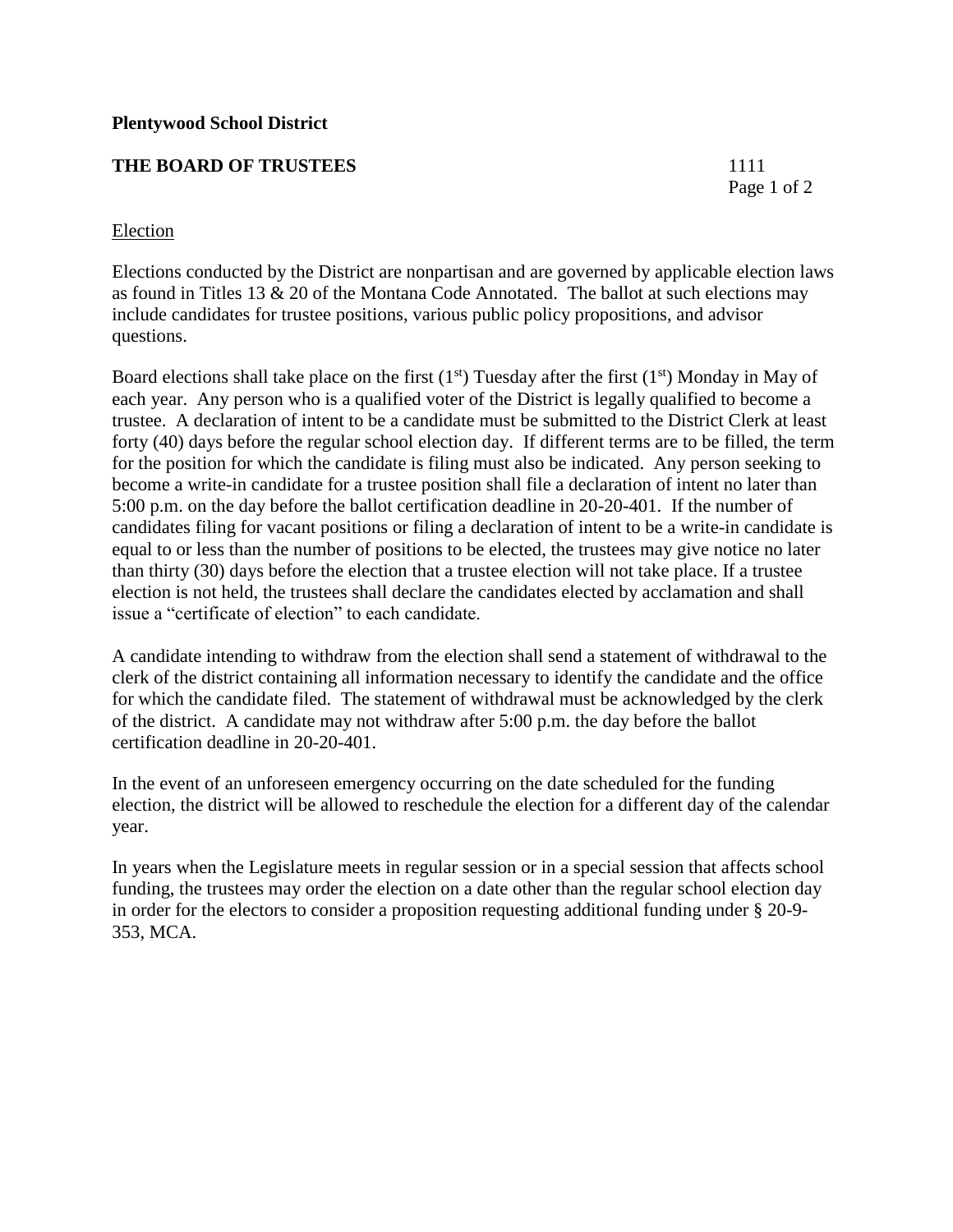**Plentywood School District**

**THE BOARD OF TRUSTEES** 1111

Election

Elections conducted by the District are nonpartisan and are governed by applicable election laws as found in Titles 13 & 20 of the Montana Code Annotated. The ballot at such elections may include candidates for trustee positions, various public policy propositions, and advisor questions.

Board elections shall take place on the first (1st) Tuesday after the first (1st) Monday in May of each year. Any person who is a qualified voter of the District is legally qualified to become a trustee. A declaration of intent to be a candidate must be submitted to the District Clerk at least forty (40) days before the regular school election day. If different terms are to be filled, the term for the position for which the candidate is filing must also be indicated. Any person seeking to become a write-in candidate for a trustee position shall file a declaration of intent no later than 5:00 p.m. on the day before the ballot certification deadline in 20-20-401. If the number of candidates filing for vacant positions or filing a declaration of intent to be a write-in candidate is equal to or less than the number of positions to be elected, the trustees may give notice no later than thirty (30) days before the election that a trustee election will not take place. If a trustee election is not held, the trustees shall declare the candidates elected by acclamation and shall issue a "certificate of election" to each candidate.

A candidate intending to withdraw from the election shall send a statement of withdrawal to the clerk of the district containing all information necessary to identify the candidate and the office for which the candidate filed. The statement of withdrawal must be acknowledged by the clerk of the district. A candidate may not withdraw after 5:00 p.m. the day before the ballot certification deadline in 20-20-401.

In the event of an unforeseen emergency occurring on the date scheduled for the funding election, the district will be allowed to reschedule the election for a different day of the calendar year.

In years when the Legislature meets in regular session or in a special session that affects school funding, the trustees may order the election on a date other than the regular school election day in order for the electors to consider a proposition requesting additional funding under § 20-9-353, MCA.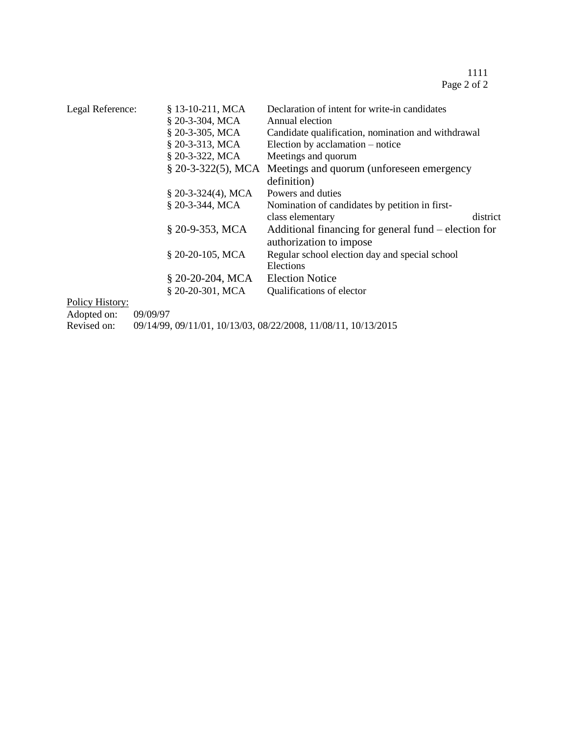| Legal Reference: | § 13-10-211, MCA | Declaration of intent for write-in candidates |
|---|---|---|
| | § 20-3-304, MCA | Annual election |
| | § 20-3-305, MCA | Candidate qualification, nomination and withdrawal |
| | § 20-3-313, MCA | Election by acclamation – notice |
| | § 20-3-322, MCA | Meetings and quorum |
| | § 20-3-322(5), MCA | Meetings and quorum (unforeseen emergency definition) |
| | § 20-3-324(4), MCA | Powers and duties |
| | § 20-3-344, MCA | Nomination of candidates by petition in first-class elementary district |
| | § 20-9-353, MCA | Additional financing for general fund – election for authorization to impose |
| | § 20-20-105, MCA | Regular school election day and special school Elections |
| | § 20-20-204, MCA | Election Notice |
| | § 20-20-301, MCA | Qualifications of elector |

Policy History:

Adopted on: 09/09/97

Revised on: 09/14/99, 09/11/01, 10/13/03, 08/22/2008, 11/08/11, 10/13/2015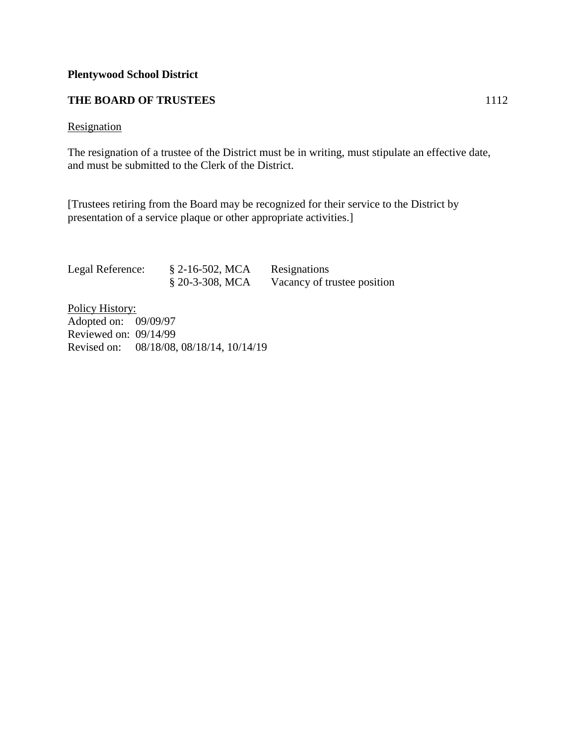**Plentywood School District**

**THE BOARD OF TRUSTEES** 1112

Resignation

The resignation of a trustee of the District must be in writing, must stipulate an effective date, and must be submitted to the Clerk of the District.

[Trustees retiring from the Board may be recognized for their service to the District by presentation of a service plaque or other appropriate activities.]

| Legal Reference: | § 2-16-502, MCA | Resignations |
|---|---|---|
| | § 20-3-308, MCA | Vacancy of trustee position |

Policy History:
Adopted on: 09/09/97
Reviewed on: 09/14/99
Revised on: 08/18/08, 08/18/14, 10/14/19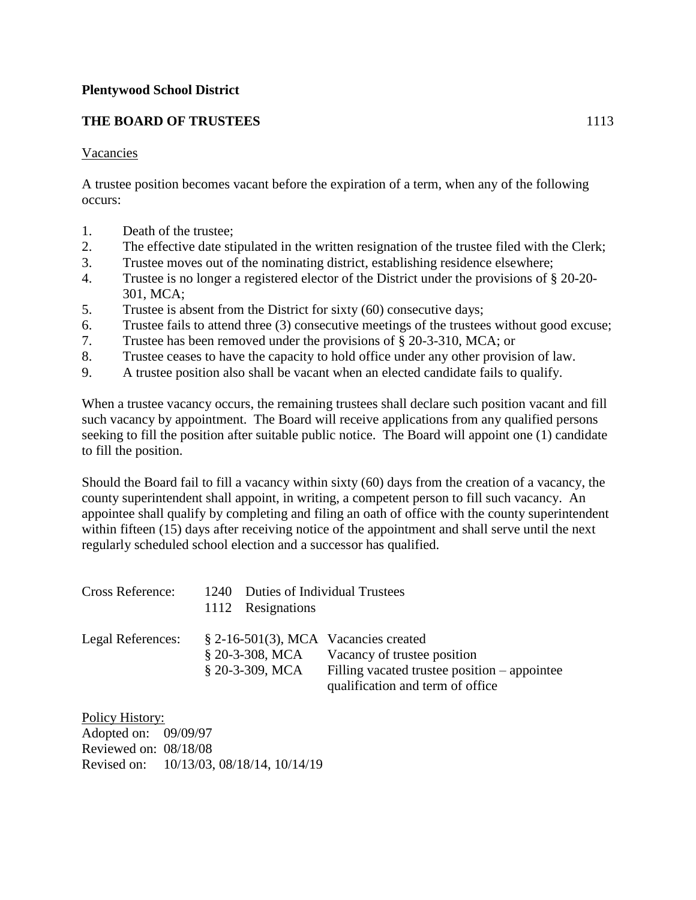**Plentywood School District**

**THE BOARD OF TRUSTEES** 1113

Vacancies

A trustee position becomes vacant before the expiration of a term, when any of the following occurs:

1. Death of the trustee;
2. The effective date stipulated in the written resignation of the trustee filed with the Clerk;
3. Trustee moves out of the nominating district, establishing residence elsewhere;
4. Trustee is no longer a registered elector of the District under the provisions of § 20-20-301, MCA;
5. Trustee is absent from the District for sixty (60) consecutive days;
6. Trustee fails to attend three (3) consecutive meetings of the trustees without good excuse;
7. Trustee has been removed under the provisions of § 20-3-310, MCA; or
8. Trustee ceases to have the capacity to hold office under any other provision of law.
9. A trustee position also shall be vacant when an elected candidate fails to qualify.

When a trustee vacancy occurs, the remaining trustees shall declare such position vacant and fill such vacancy by appointment. The Board will receive applications from any qualified persons seeking to fill the position after suitable public notice. The Board will appoint one (1) candidate to fill the position.

Should the Board fail to fill a vacancy within sixty (60) days from the creation of a vacancy, the county superintendent shall appoint, in writing, a competent person to fill such vacancy. An appointee shall qualify by completing and filing an oath of office with the county superintendent within fifteen (15) days after receiving notice of the appointment and shall serve until the next regularly scheduled school election and a successor has qualified.

| | | |
|---|---|---|
| Cross Reference: | 1240 | Duties of Individual Trustees |
| | 1112 | Resignations |
| Legal References: | § 2-16-501(3), MCA | Vacancies created |
| | § 20-3-308, MCA | Vacancy of trustee position |
| | § 20-3-309, MCA | Filling vacated trustee position – appointee qualification and term of office |

Policy History:
Adopted on: 09/09/97
Reviewed on: 08/18/08
Revised on: 10/13/03, 08/18/14, 10/14/19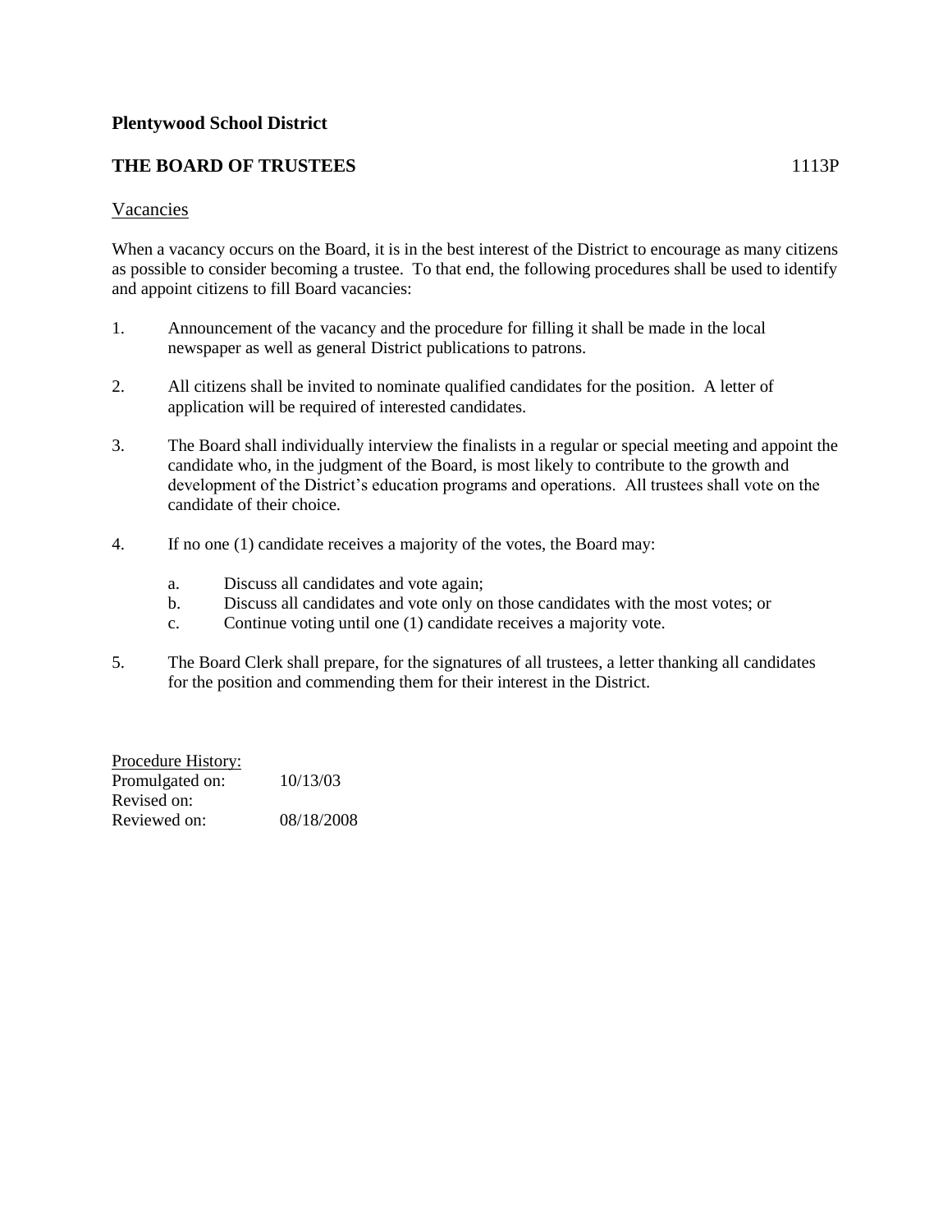**Plentywood School District**

**THE BOARD OF TRUSTEES** 1113P

Vacancies

When a vacancy occurs on the Board, it is in the best interest of the District to encourage as many citizens as possible to consider becoming a trustee. To that end, the following procedures shall be used to identify and appoint citizens to fill Board vacancies:

1. Announcement of the vacancy and the procedure for filling it shall be made in the local newspaper as well as general District publications to patrons.

2. All citizens shall be invited to nominate qualified candidates for the position. A letter of application will be required of interested candidates.

3. The Board shall individually interview the finalists in a regular or special meeting and appoint the candidate who, in the judgment of the Board, is most likely to contribute to the growth and development of the District's education programs and operations. All trustees shall vote on the candidate of their choice.

4. If no one (1) candidate receives a majority of the votes, the Board may:

   a. Discuss all candidates and vote again;
   b. Discuss all candidates and vote only on those candidates with the most votes; or
   c. Continue voting until one (1) candidate receives a majority vote.

5. The Board Clerk shall prepare, for the signatures of all trustees, a letter thanking all candidates for the position and commending them for their interest in the District.

Procedure History:

| | |
|---|---|
| Promulgated on: | 10/13/03 |
| Revised on: | |
| Reviewed on: | 08/18/2008 |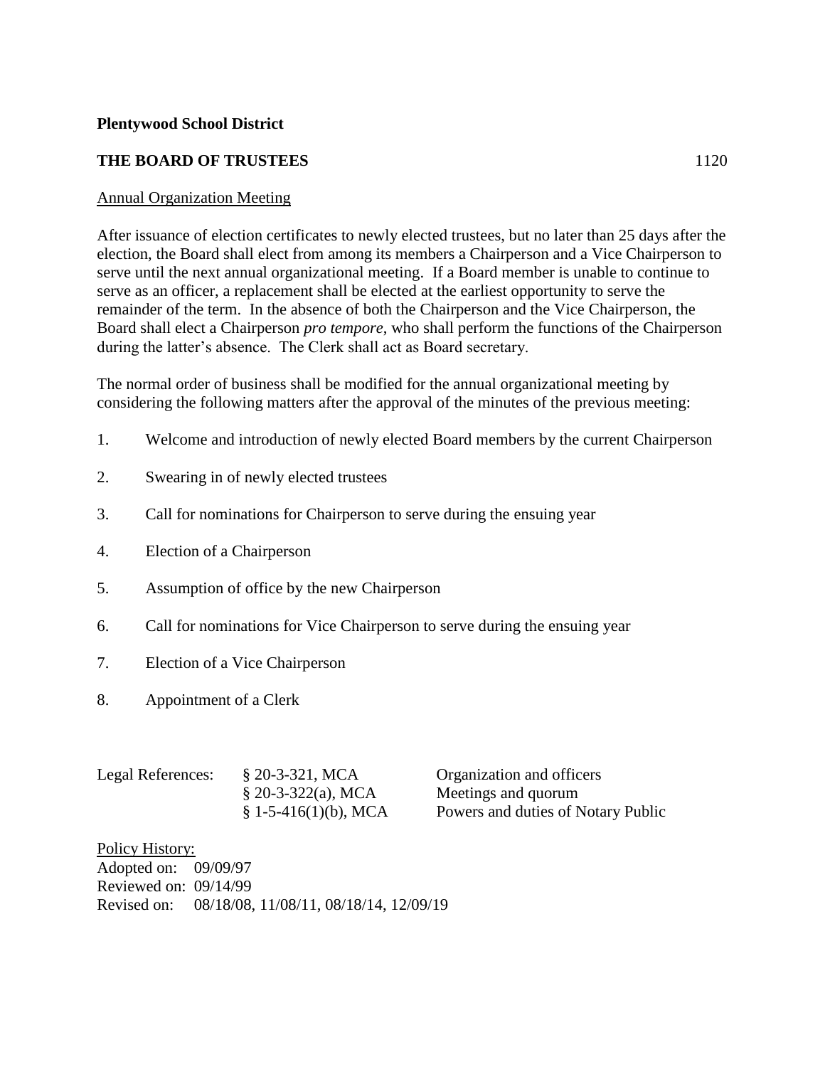**Plentywood School District**

**THE BOARD OF TRUSTEES** 1120

Annual Organization Meeting

After issuance of election certificates to newly elected trustees, but no later than 25 days after the election, the Board shall elect from among its members a Chairperson and a Vice Chairperson to serve until the next annual organizational meeting. If a Board member is unable to continue to serve as an officer, a replacement shall be elected at the earliest opportunity to serve the remainder of the term. In the absence of both the Chairperson and the Vice Chairperson, the Board shall elect a Chairperson *pro tempore*, who shall perform the functions of the Chairperson during the latter's absence. The Clerk shall act as Board secretary.

The normal order of business shall be modified for the annual organizational meeting by considering the following matters after the approval of the minutes of the previous meeting:

1. Welcome and introduction of newly elected Board members by the current Chairperson
2. Swearing in of newly elected trustees
3. Call for nominations for Chairperson to serve during the ensuing year
4. Election of a Chairperson
5. Assumption of office by the new Chairperson
6. Call for nominations for Vice Chairperson to serve during the ensuing year
7. Election of a Vice Chairperson
8. Appointment of a Clerk

| Legal References: | § 20-3-321, MCA | Organization and officers |
|---|---|---|
| | § 20-3-322(a), MCA | Meetings and quorum |
| | § 1-5-416(1)(b), MCA | Powers and duties of Notary Public |

Policy History:
Adopted on: 09/09/97
Reviewed on: 09/14/99
Revised on: 08/18/08, 11/08/11, 08/18/14, 12/09/19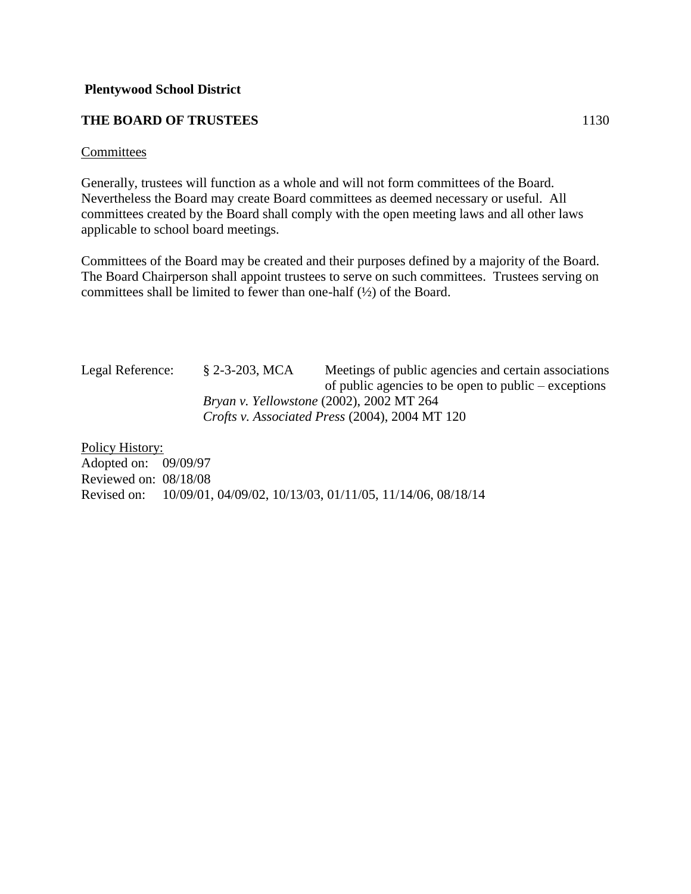**Plentywood School District**

**THE BOARD OF TRUSTEES** 1130

Committees

Generally, trustees will function as a whole and will not form committees of the Board. Nevertheless the Board may create Board committees as deemed necessary or useful. All committees created by the Board shall comply with the open meeting laws and all other laws applicable to school board meetings.

Committees of the Board may be created and their purposes defined by a majority of the Board. The Board Chairperson shall appoint trustees to serve on such committees. Trustees serving on committees shall be limited to fewer than one-half (½) of the Board.

| Legal Reference: | § 2-3-203, MCA | Meetings of public agencies and certain associations of public agencies to be open to public – exceptions |
|---|---|---|
| | *Bryan v. Yellowstone* (2002), 2002 MT 264 | |
| | *Crofts v. Associated Press* (2004), 2004 MT 120 | |

Policy History:
Adopted on: 09/09/97
Reviewed on: 08/18/08
Revised on: 10/09/01, 04/09/02, 10/13/03, 01/11/05, 11/14/06, 08/18/14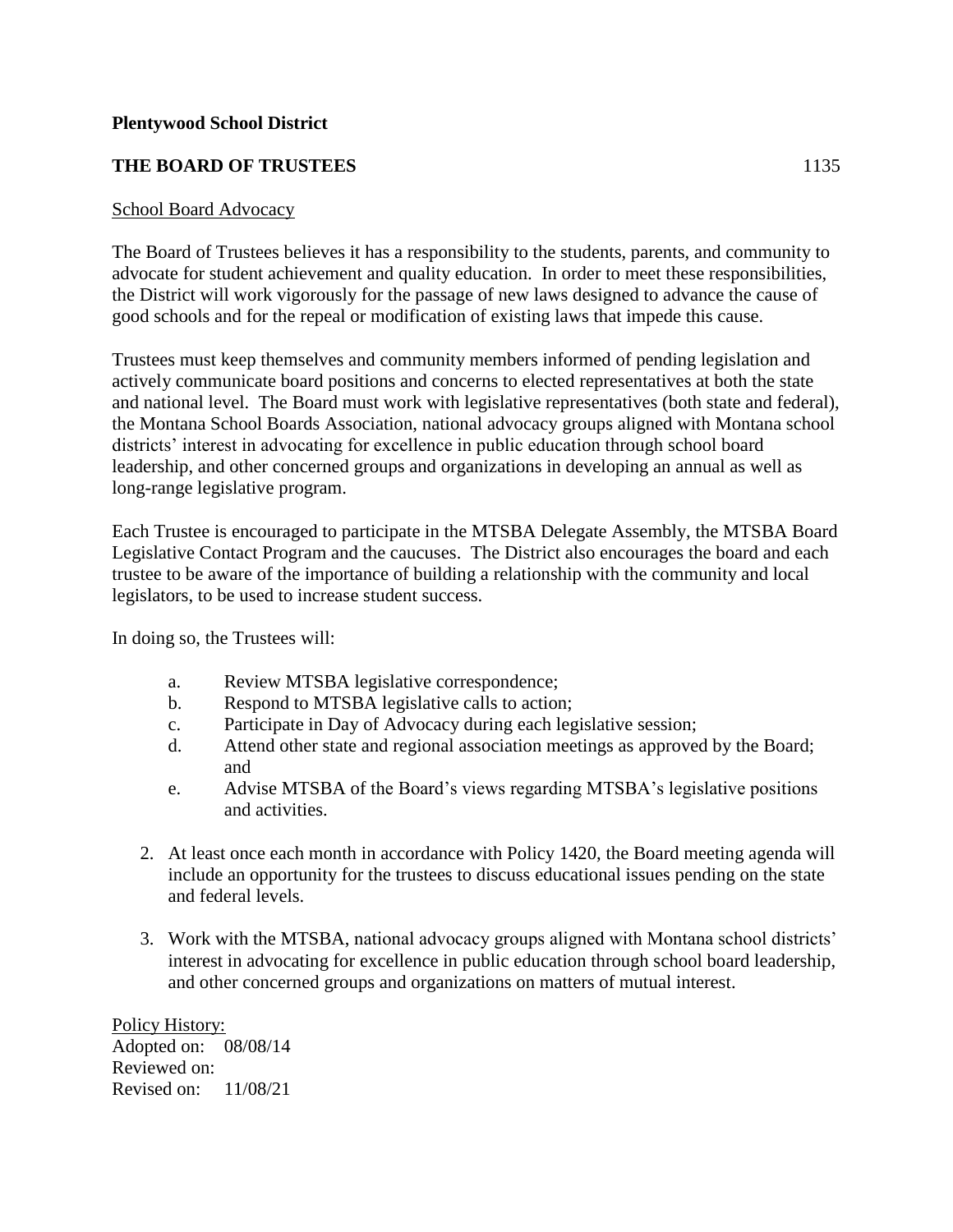**Plentywood School District**

**THE BOARD OF TRUSTEES** 1135

School Board Advocacy

The Board of Trustees believes it has a responsibility to the students, parents, and community to advocate for student achievement and quality education. In order to meet these responsibilities, the District will work vigorously for the passage of new laws designed to advance the cause of good schools and for the repeal or modification of existing laws that impede this cause.

Trustees must keep themselves and community members informed of pending legislation and actively communicate board positions and concerns to elected representatives at both the state and national level. The Board must work with legislative representatives (both state and federal), the Montana School Boards Association, national advocacy groups aligned with Montana school districts' interest in advocating for excellence in public education through school board leadership, and other concerned groups and organizations in developing an annual as well as long-range legislative program.

Each Trustee is encouraged to participate in the MTSBA Delegate Assembly, the MTSBA Board Legislative Contact Program and the caucuses. The District also encourages the board and each trustee to be aware of the importance of building a relationship with the community and local legislators, to be used to increase student success.

In doing so, the Trustees will:

a. Review MTSBA legislative correspondence;
b. Respond to MTSBA legislative calls to action;
c. Participate in Day of Advocacy during each legislative session;
d. Attend other state and regional association meetings as approved by the Board; and
e. Advise MTSBA of the Board's views regarding MTSBA's legislative positions and activities.

2. At least once each month in accordance with Policy 1420, the Board meeting agenda will include an opportunity for the trustees to discuss educational issues pending on the state and federal levels.

3. Work with the MTSBA, national advocacy groups aligned with Montana school districts' interest in advocating for excellence in public education through school board leadership, and other concerned groups and organizations on matters of mutual interest.

Policy History:
Adopted on: 08/08/14
Reviewed on:
Revised on: 11/08/21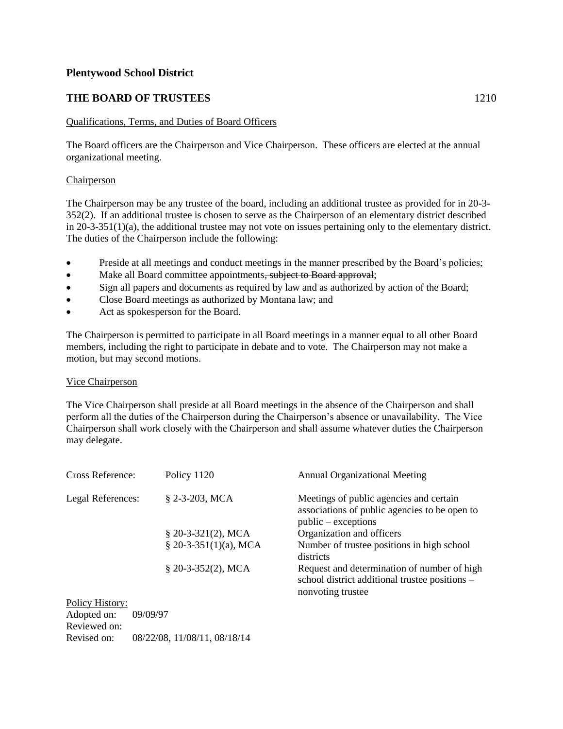**Plentywood School District**

## THE BOARD OF TRUSTEES 1210

Qualifications, Terms, and Duties of Board Officers

The Board officers are the Chairperson and Vice Chairperson. These officers are elected at the annual organizational meeting.

### Chairperson

The Chairperson may be any trustee of the board, including an additional trustee as provided for in 20-3-352(2). If an additional trustee is chosen to serve as the Chairperson of an elementary district described in 20-3-351(1)(a), the additional trustee may not vote on issues pertaining only to the elementary district. The duties of the Chairperson include the following:

- Preside at all meetings and conduct meetings in the manner prescribed by the Board's policies;
- Make all Board committee appointments~~, subject to Board approval~~;
- Sign all papers and documents as required by law and as authorized by action of the Board;
- Close Board meetings as authorized by Montana law; and
- Act as spokesperson for the Board.

The Chairperson is permitted to participate in all Board meetings in a manner equal to all other Board members, including the right to participate in debate and to vote. The Chairperson may not make a motion, but may second motions.

### Vice Chairperson

The Vice Chairperson shall preside at all Board meetings in the absence of the Chairperson and shall perform all the duties of the Chairperson during the Chairperson's absence or unavailability. The Vice Chairperson shall work closely with the Chairperson and shall assume whatever duties the Chairperson may delegate.

| | | |
|---|---|---|
| Cross Reference: | Policy 1120 | Annual Organizational Meeting |
| Legal References: | § 2-3-203, MCA | Meetings of public agencies and certain associations of public agencies to be open to public – exceptions |
| | § 20-3-321(2), MCA | Organization and officers |
| | § 20-3-351(1)(a), MCA | Number of trustee positions in high school districts |
| | § 20-3-352(2), MCA | Request and determination of number of high school district additional trustee positions – nonvoting trustee |

Policy History:
Adopted on: 09/09/97
Reviewed on:
Revised on: 08/22/08, 11/08/11, 08/18/14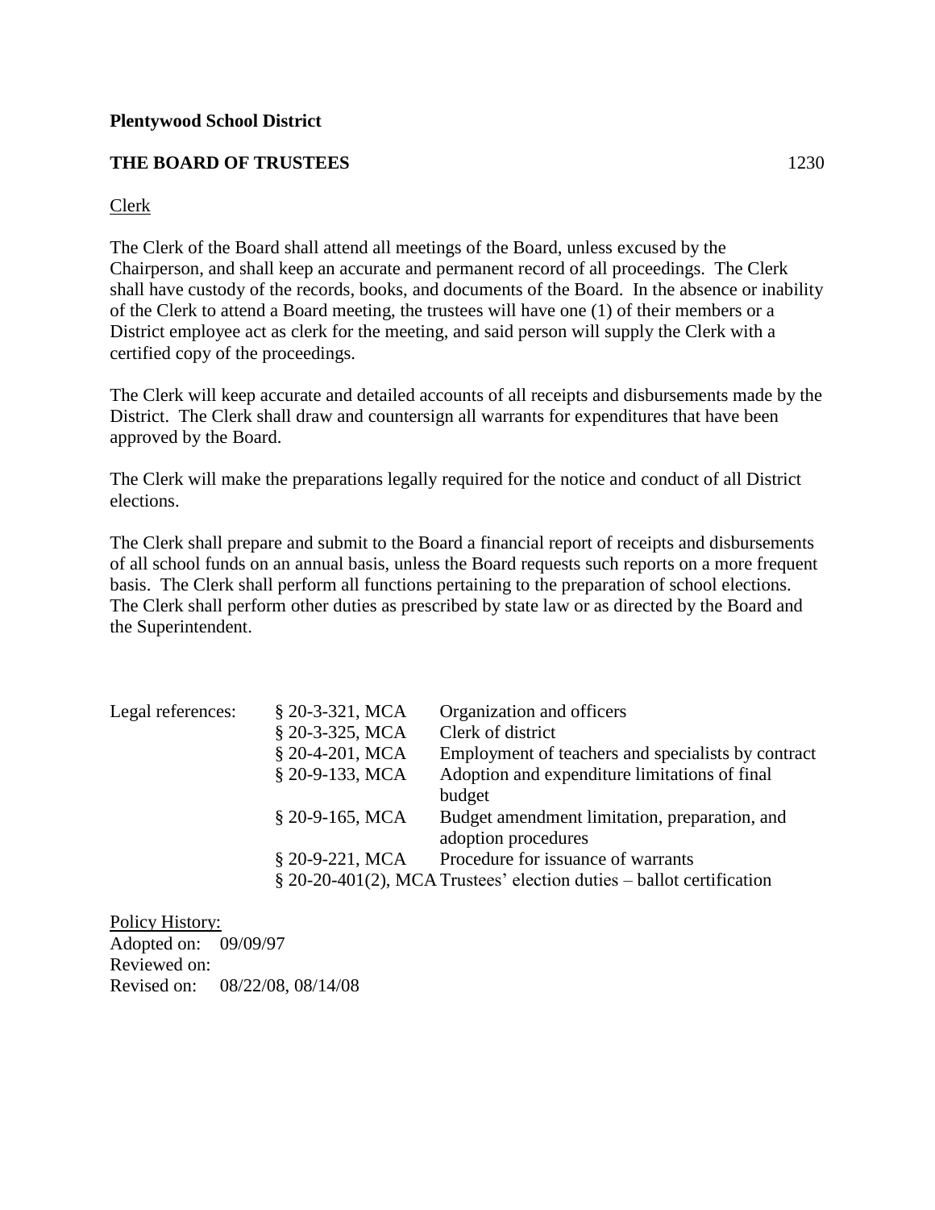**Plentywood School District**

**THE BOARD OF TRUSTEES** 1230

Clerk

The Clerk of the Board shall attend all meetings of the Board, unless excused by the Chairperson, and shall keep an accurate and permanent record of all proceedings. The Clerk shall have custody of the records, books, and documents of the Board. In the absence or inability of the Clerk to attend a Board meeting, the trustees will have one (1) of their members or a District employee act as clerk for the meeting, and said person will supply the Clerk with a certified copy of the proceedings.

The Clerk will keep accurate and detailed accounts of all receipts and disbursements made by the District. The Clerk shall draw and countersign all warrants for expenditures that have been approved by the Board.

The Clerk will make the preparations legally required for the notice and conduct of all District elections.

The Clerk shall prepare and submit to the Board a financial report of receipts and disbursements of all school funds on an annual basis, unless the Board requests such reports on a more frequent basis. The Clerk shall perform all functions pertaining to the preparation of school elections. The Clerk shall perform other duties as prescribed by state law or as directed by the Board and the Superintendent.

| Legal references: | § 20-3-321, MCA | Organization and officers |
|---|---|---|
| | § 20-3-325, MCA | Clerk of district |
| | § 20-4-201, MCA | Employment of teachers and specialists by contract |
| | § 20-9-133, MCA | Adoption and expenditure limitations of final budget |
| | § 20-9-165, MCA | Budget amendment limitation, preparation, and adoption procedures |
| | § 20-9-221, MCA | Procedure for issuance of warrants |
| | § 20-20-401(2), MCA | Trustees' election duties – ballot certification |

Policy History:
Adopted on: 09/09/97
Reviewed on:
Revised on: 08/22/08, 08/14/08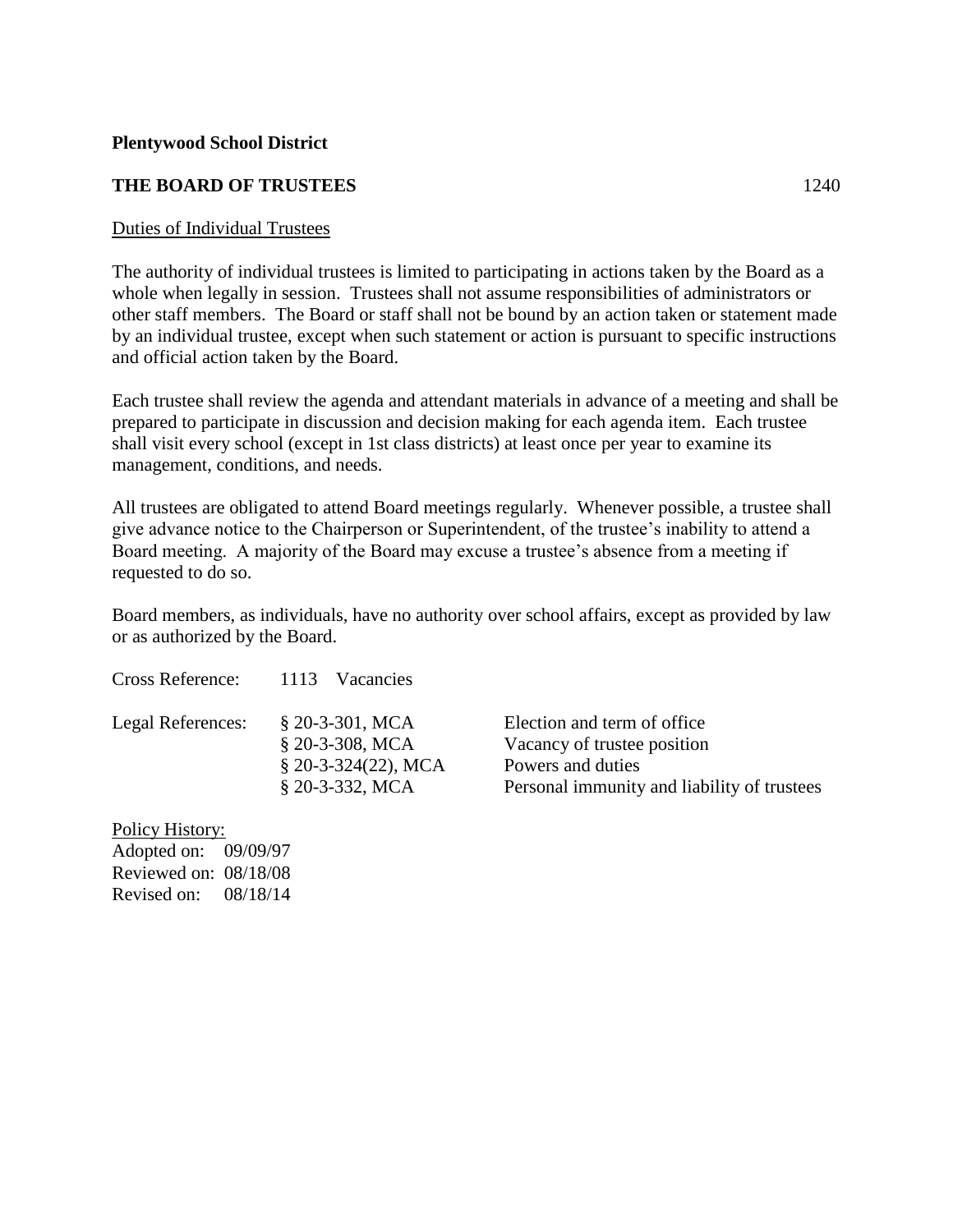**Plentywood School District**

**THE BOARD OF TRUSTEES** 1240

Duties of Individual Trustees

The authority of individual trustees is limited to participating in actions taken by the Board as a whole when legally in session. Trustees shall not assume responsibilities of administrators or other staff members. The Board or staff shall not be bound by an action taken or statement made by an individual trustee, except when such statement or action is pursuant to specific instructions and official action taken by the Board.

Each trustee shall review the agenda and attendant materials in advance of a meeting and shall be prepared to participate in discussion and decision making for each agenda item. Each trustee shall visit every school (except in 1st class districts) at least once per year to examine its management, conditions, and needs.

All trustees are obligated to attend Board meetings regularly. Whenever possible, a trustee shall give advance notice to the Chairperson or Superintendent, of the trustee's inability to attend a Board meeting. A majority of the Board may excuse a trustee's absence from a meeting if requested to do so.

Board members, as individuals, have no authority over school affairs, except as provided by law or as authorized by the Board.

| | | |
|---|---|---|
| Cross Reference: | 1113 Vacancies | |
| Legal References: | § 20-3-301, MCA | Election and term of office |
| | § 20-3-308, MCA | Vacancy of trustee position |
| | § 20-3-324(22), MCA | Powers and duties |
| | § 20-3-332, MCA | Personal immunity and liability of trustees |

Policy History:
Adopted on: 09/09/97
Reviewed on: 08/18/08
Revised on: 08/18/14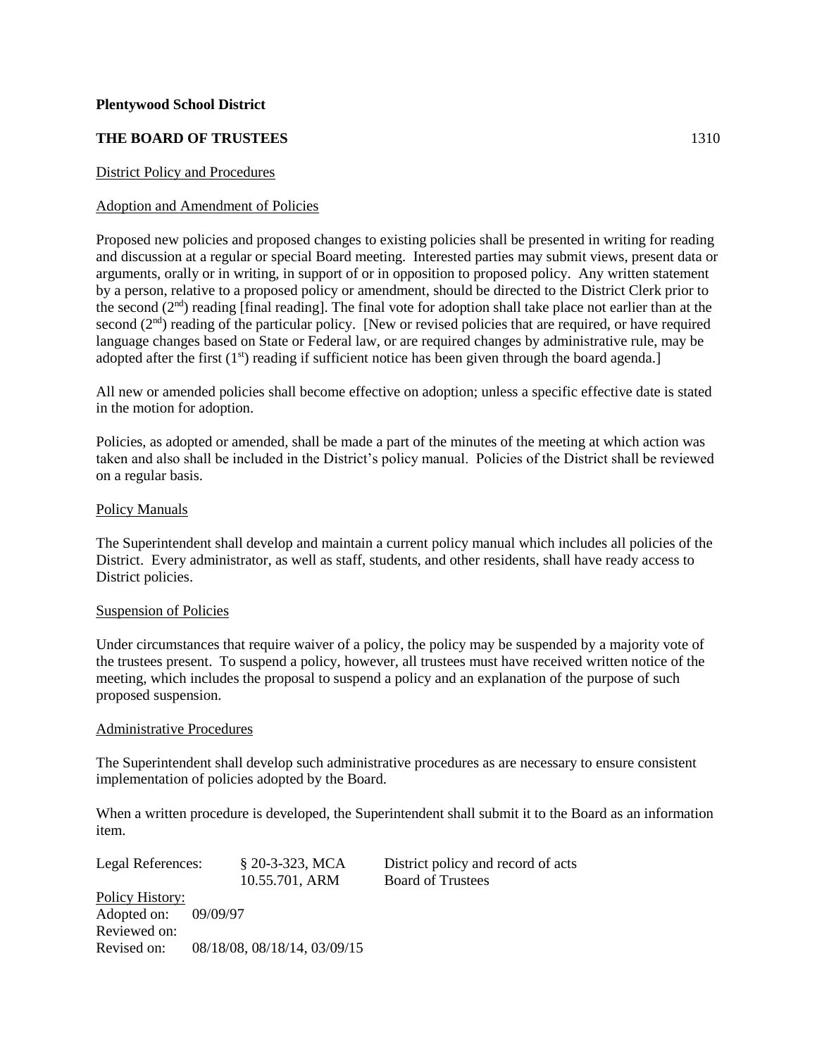**Plentywood School District**

**THE BOARD OF TRUSTEES** 1310

District Policy and Procedures

Adoption and Amendment of Policies

Proposed new policies and proposed changes to existing policies shall be presented in writing for reading and discussion at a regular or special Board meeting. Interested parties may submit views, present data or arguments, orally or in writing, in support of or in opposition to proposed policy. Any written statement by a person, relative to a proposed policy or amendment, should be directed to the District Clerk prior to the second (2nd) reading [final reading]. The final vote for adoption shall take place not earlier than at the second (2nd) reading of the particular policy. [New or revised policies that are required, or have required language changes based on State or Federal law, or are required changes by administrative rule, may be adopted after the first (1st) reading if sufficient notice has been given through the board agenda.]

All new or amended policies shall become effective on adoption; unless a specific effective date is stated in the motion for adoption.

Policies, as adopted or amended, shall be made a part of the minutes of the meeting at which action was taken and also shall be included in the District's policy manual. Policies of the District shall be reviewed on a regular basis.

Policy Manuals

The Superintendent shall develop and maintain a current policy manual which includes all policies of the District. Every administrator, as well as staff, students, and other residents, shall have ready access to District policies.

Suspension of Policies

Under circumstances that require waiver of a policy, the policy may be suspended by a majority vote of the trustees present. To suspend a policy, however, all trustees must have received written notice of the meeting, which includes the proposal to suspend a policy and an explanation of the purpose of such proposed suspension.

Administrative Procedures

The Superintendent shall develop such administrative procedures as are necessary to ensure consistent implementation of policies adopted by the Board.

When a written procedure is developed, the Superintendent shall submit it to the Board as an information item.

| Legal References: | § 20-3-323, MCA | District policy and record of acts |
|---|---|---|
| | 10.55.701, ARM | Board of Trustees |

Policy History:
Adopted on: 09/09/97
Reviewed on:
Revised on: 08/18/08, 08/18/14, 03/09/15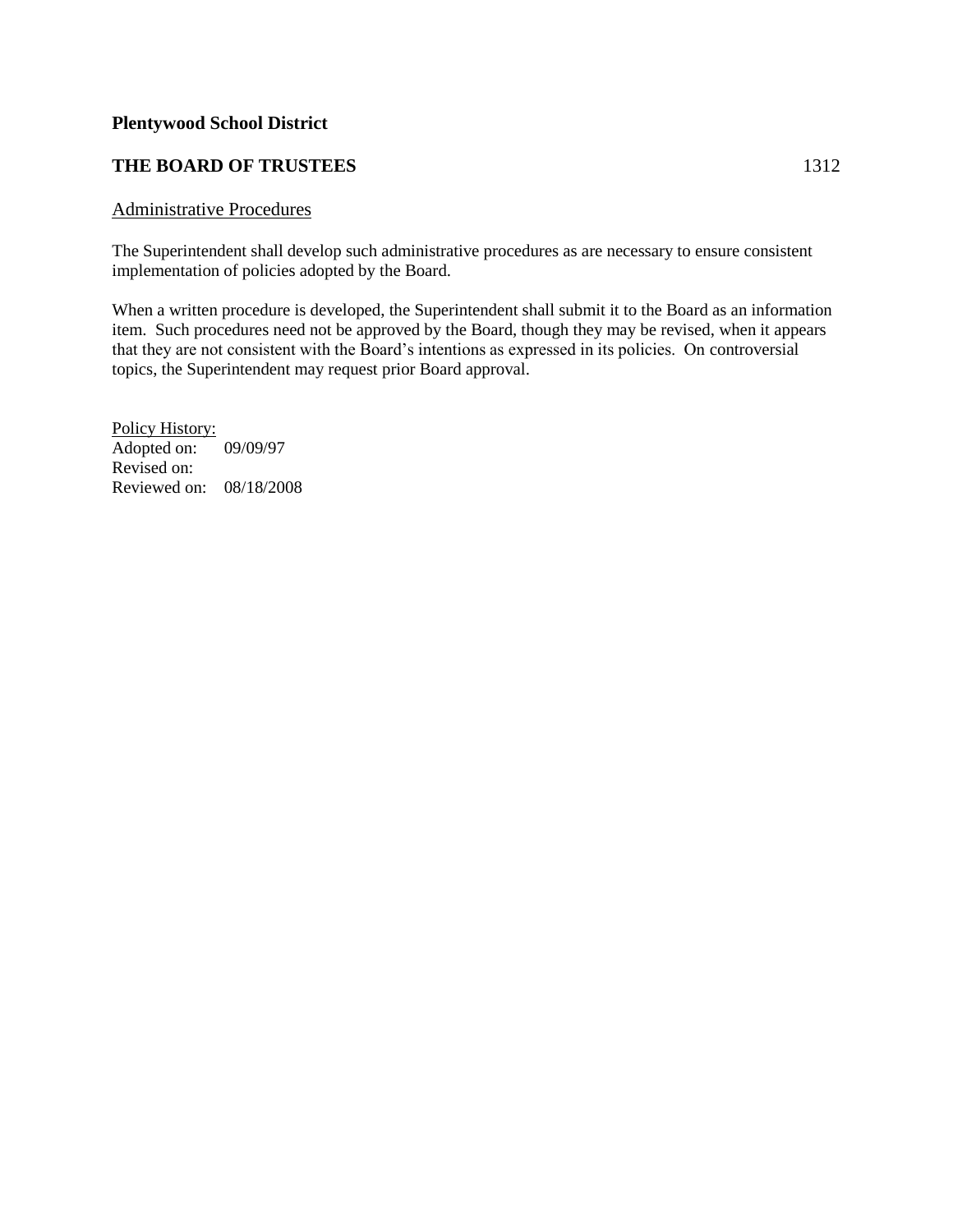**Plentywood School District**

**THE BOARD OF TRUSTEES** 1312

Administrative Procedures

The Superintendent shall develop such administrative procedures as are necessary to ensure consistent implementation of policies adopted by the Board.

When a written procedure is developed, the Superintendent shall submit it to the Board as an information item. Such procedures need not be approved by the Board, though they may be revised, when it appears that they are not consistent with the Board's intentions as expressed in its policies. On controversial topics, the Superintendent may request prior Board approval.

Policy History:
Adopted on: 09/09/97
Revised on:
Reviewed on: 08/18/2008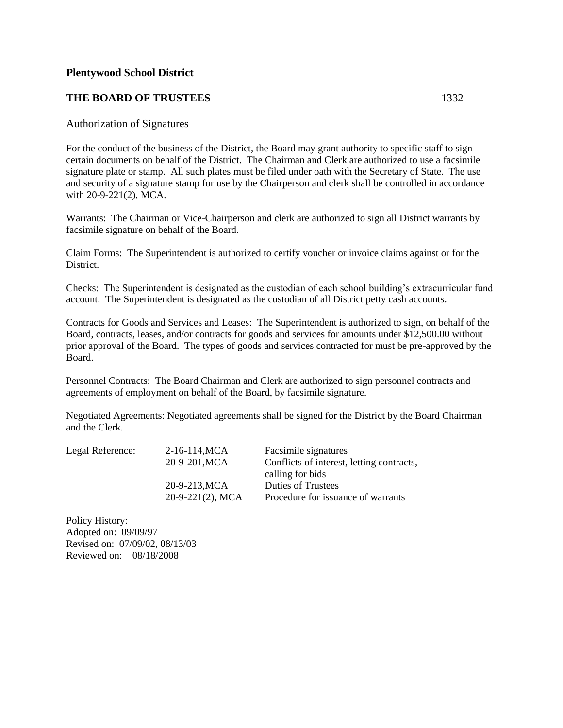**Plentywood School District**

**THE BOARD OF TRUSTEES** 1332

## Authorization of Signatures

For the conduct of the business of the District, the Board may grant authority to specific staff to sign certain documents on behalf of the District. The Chairman and Clerk are authorized to use a facsimile signature plate or stamp. All such plates must be filed under oath with the Secretary of State. The use and security of a signature stamp for use by the Chairperson and clerk shall be controlled in accordance with 20-9-221(2), MCA.

Warrants: The Chairman or Vice-Chairperson and clerk are authorized to sign all District warrants by facsimile signature on behalf of the Board.

Claim Forms: The Superintendent is authorized to certify voucher or invoice claims against or for the District.

Checks: The Superintendent is designated as the custodian of each school building's extracurricular fund account. The Superintendent is designated as the custodian of all District petty cash accounts.

Contracts for Goods and Services and Leases: The Superintendent is authorized to sign, on behalf of the Board, contracts, leases, and/or contracts for goods and services for amounts under $12,500.00 without prior approval of the Board. The types of goods and services contracted for must be pre-approved by the Board.

Personnel Contracts: The Board Chairman and Clerk are authorized to sign personnel contracts and agreements of employment on behalf of the Board, by facsimile signature.

Negotiated Agreements: Negotiated agreements shall be signed for the District by the Board Chairman and the Clerk.

| Legal Reference: | 2-16-114,MCA | Facsimile signatures |
|---|---|---|
| | 20-9-201,MCA | Conflicts of interest, letting contracts, calling for bids |
| | 20-9-213,MCA | Duties of Trustees |
| | 20-9-221(2), MCA | Procedure for issuance of warrants |

Policy History:
Adopted on: 09/09/97
Revised on: 07/09/02, 08/13/03
Reviewed on: 08/18/2008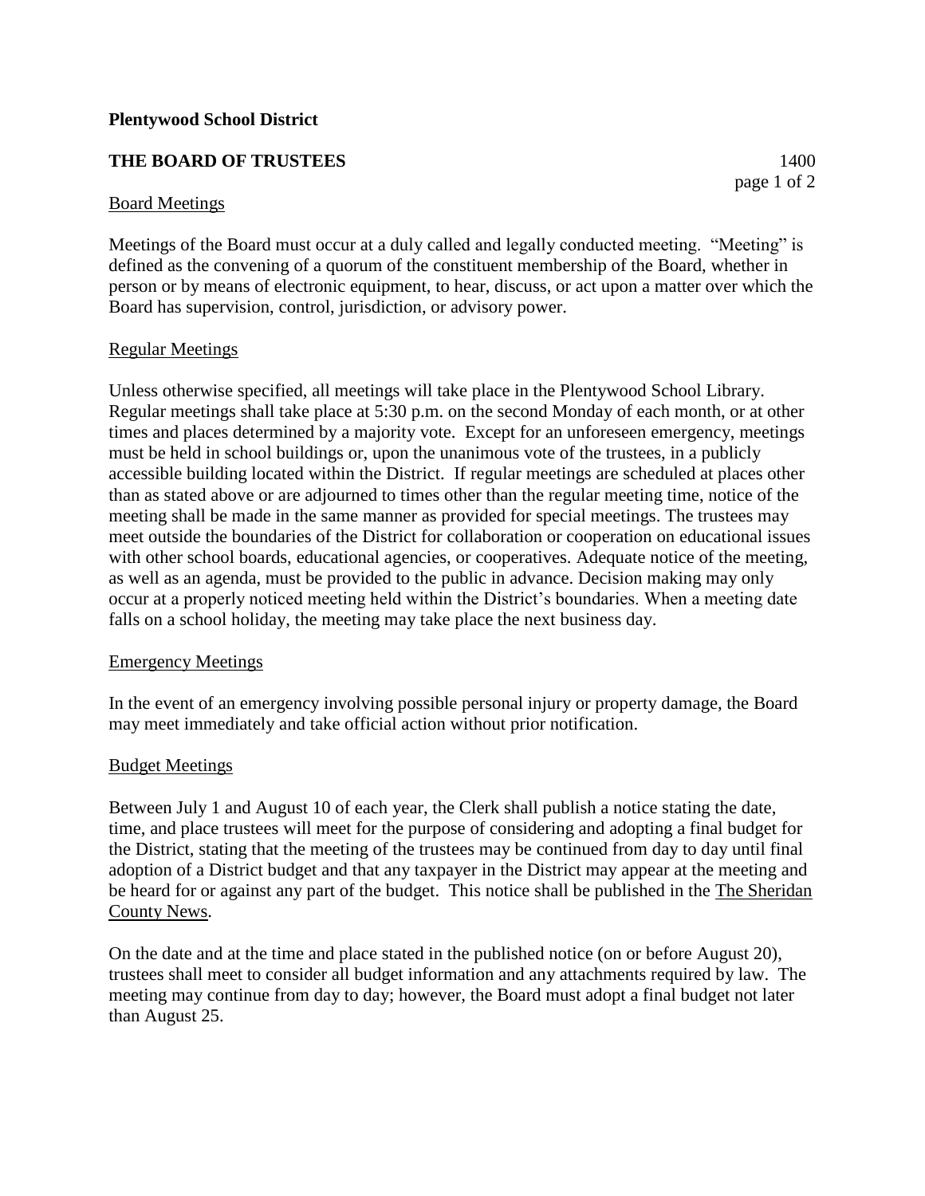**Plentywood School District**

**THE BOARD OF TRUSTEES** 1400

Board Meetings

Meetings of the Board must occur at a duly called and legally conducted meeting. "Meeting" is defined as the convening of a quorum of the constituent membership of the Board, whether in person or by means of electronic equipment, to hear, discuss, or act upon a matter over which the Board has supervision, control, jurisdiction, or advisory power.

Regular Meetings

Unless otherwise specified, all meetings will take place in the Plentywood School Library. Regular meetings shall take place at 5:30 p.m. on the second Monday of each month, or at other times and places determined by a majority vote. Except for an unforeseen emergency, meetings must be held in school buildings or, upon the unanimous vote of the trustees, in a publicly accessible building located within the District. If regular meetings are scheduled at places other than as stated above or are adjourned to times other than the regular meeting time, notice of the meeting shall be made in the same manner as provided for special meetings. The trustees may meet outside the boundaries of the District for collaboration or cooperation on educational issues with other school boards, educational agencies, or cooperatives. Adequate notice of the meeting, as well as an agenda, must be provided to the public in advance. Decision making may only occur at a properly noticed meeting held within the District's boundaries. When a meeting date falls on a school holiday, the meeting may take place the next business day.

Emergency Meetings

In the event of an emergency involving possible personal injury or property damage, the Board may meet immediately and take official action without prior notification.

Budget Meetings

Between July 1 and August 10 of each year, the Clerk shall publish a notice stating the date, time, and place trustees will meet for the purpose of considering and adopting a final budget for the District, stating that the meeting of the trustees may be continued from day to day until final adoption of a District budget and that any taxpayer in the District may appear at the meeting and be heard for or against any part of the budget. This notice shall be published in the The Sheridan County News.

On the date and at the time and place stated in the published notice (on or before August 20), trustees shall meet to consider all budget information and any attachments required by law. The meeting may continue from day to day; however, the Board must adopt a final budget not later than August 25.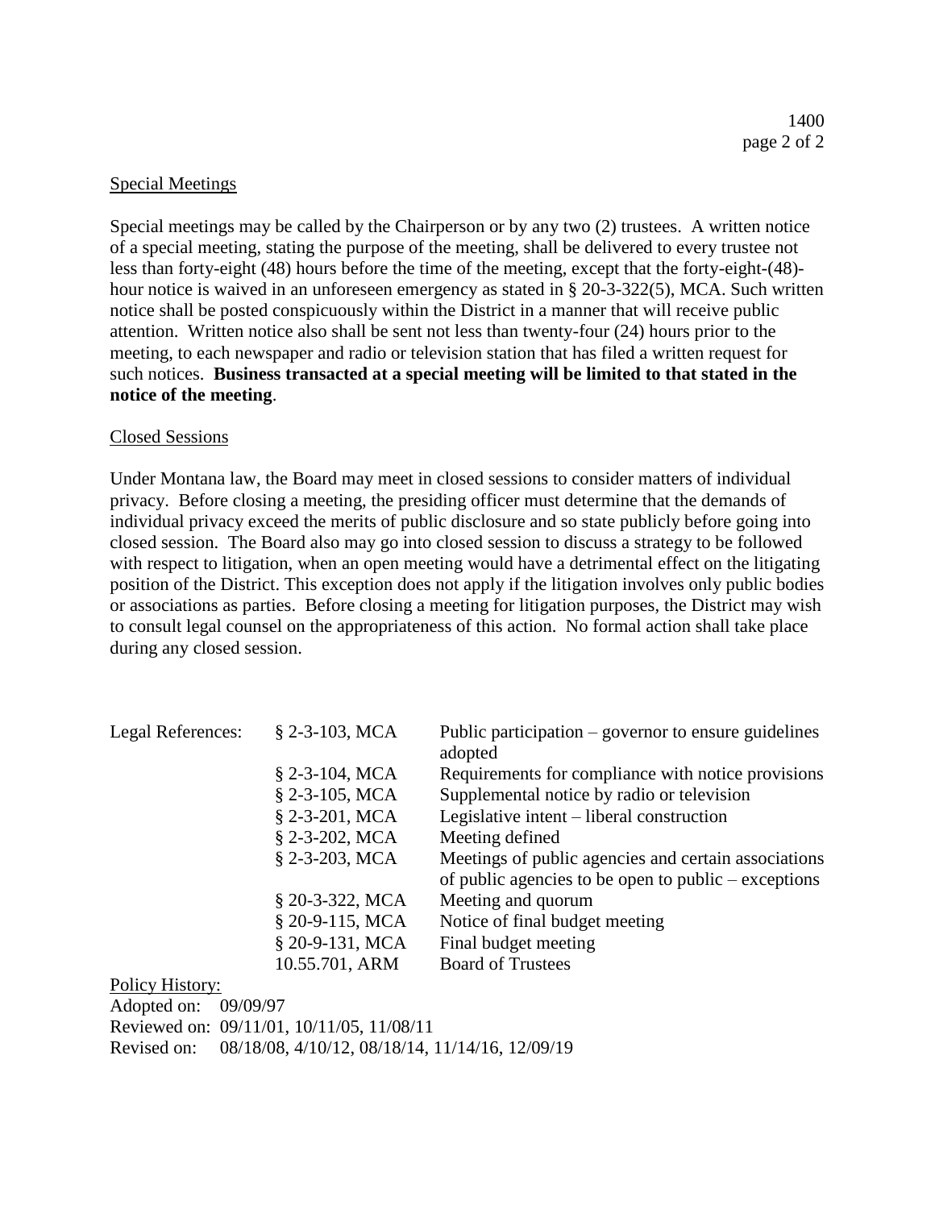## Special Meetings

Special meetings may be called by the Chairperson or by any two (2) trustees. A written notice of a special meeting, stating the purpose of the meeting, shall be delivered to every trustee not less than forty-eight (48) hours before the time of the meeting, except that the forty-eight-(48)-hour notice is waived in an unforeseen emergency as stated in § 20-3-322(5), MCA. Such written notice shall be posted conspicuously within the District in a manner that will receive public attention. Written notice also shall be sent not less than twenty-four (24) hours prior to the meeting, to each newspaper and radio or television station that has filed a written request for such notices. **Business transacted at a special meeting will be limited to that stated in the notice of the meeting**.

## Closed Sessions

Under Montana law, the Board may meet in closed sessions to consider matters of individual privacy. Before closing a meeting, the presiding officer must determine that the demands of individual privacy exceed the merits of public disclosure and so state publicly before going into closed session. The Board also may go into closed session to discuss a strategy to be followed with respect to litigation, when an open meeting would have a detrimental effect on the litigating position of the District. This exception does not apply if the litigation involves only public bodies or associations as parties. Before closing a meeting for litigation purposes, the District may wish to consult legal counsel on the appropriateness of this action. No formal action shall take place during any closed session.

| Legal References: | | |
|---|---|---|
| | § 2-3-103, MCA | Public participation – governor to ensure guidelines adopted |
| | § 2-3-104, MCA | Requirements for compliance with notice provisions |
| | § 2-3-105, MCA | Supplemental notice by radio or television |
| | § 2-3-201, MCA | Legislative intent – liberal construction |
| | § 2-3-202, MCA | Meeting defined |
| | § 2-3-203, MCA | Meetings of public agencies and certain associations of public agencies to be open to public – exceptions |
| | § 20-3-322, MCA | Meeting and quorum |
| | § 20-9-115, MCA | Notice of final budget meeting |
| | § 20-9-131, MCA | Final budget meeting |
| | 10.55.701, ARM | Board of Trustees |

Policy History:
Adopted on: 09/09/97
Reviewed on: 09/11/01, 10/11/05, 11/08/11
Revised on: 08/18/08, 4/10/12, 08/18/14, 11/14/16, 12/09/19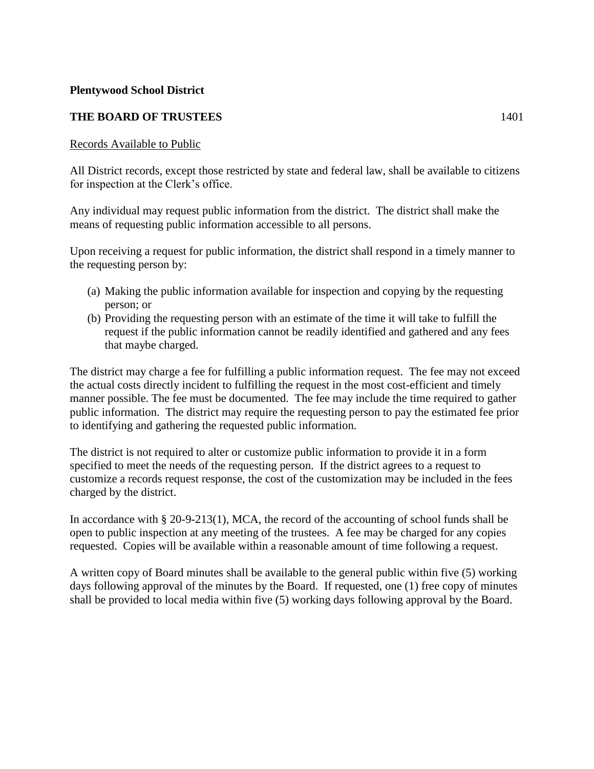**Plentywood School District**

**THE BOARD OF TRUSTEES** 1401

Records Available to Public

All District records, except those restricted by state and federal law, shall be available to citizens for inspection at the Clerk's office.

Any individual may request public information from the district. The district shall make the means of requesting public information accessible to all persons.

Upon receiving a request for public information, the district shall respond in a timely manner to the requesting person by:

(a) Making the public information available for inspection and copying by the requesting person; or
(b) Providing the requesting person with an estimate of the time it will take to fulfill the request if the public information cannot be readily identified and gathered and any fees that maybe charged.

The district may charge a fee for fulfilling a public information request. The fee may not exceed the actual costs directly incident to fulfilling the request in the most cost-efficient and timely manner possible. The fee must be documented. The fee may include the time required to gather public information. The district may require the requesting person to pay the estimated fee prior to identifying and gathering the requested public information.

The district is not required to alter or customize public information to provide it in a form specified to meet the needs of the requesting person. If the district agrees to a request to customize a records request response, the cost of the customization may be included in the fees charged by the district.

In accordance with § 20-9-213(1), MCA, the record of the accounting of school funds shall be open to public inspection at any meeting of the trustees. A fee may be charged for any copies requested. Copies will be available within a reasonable amount of time following a request.

A written copy of Board minutes shall be available to the general public within five (5) working days following approval of the minutes by the Board. If requested, one (1) free copy of minutes shall be provided to local media within five (5) working days following approval by the Board.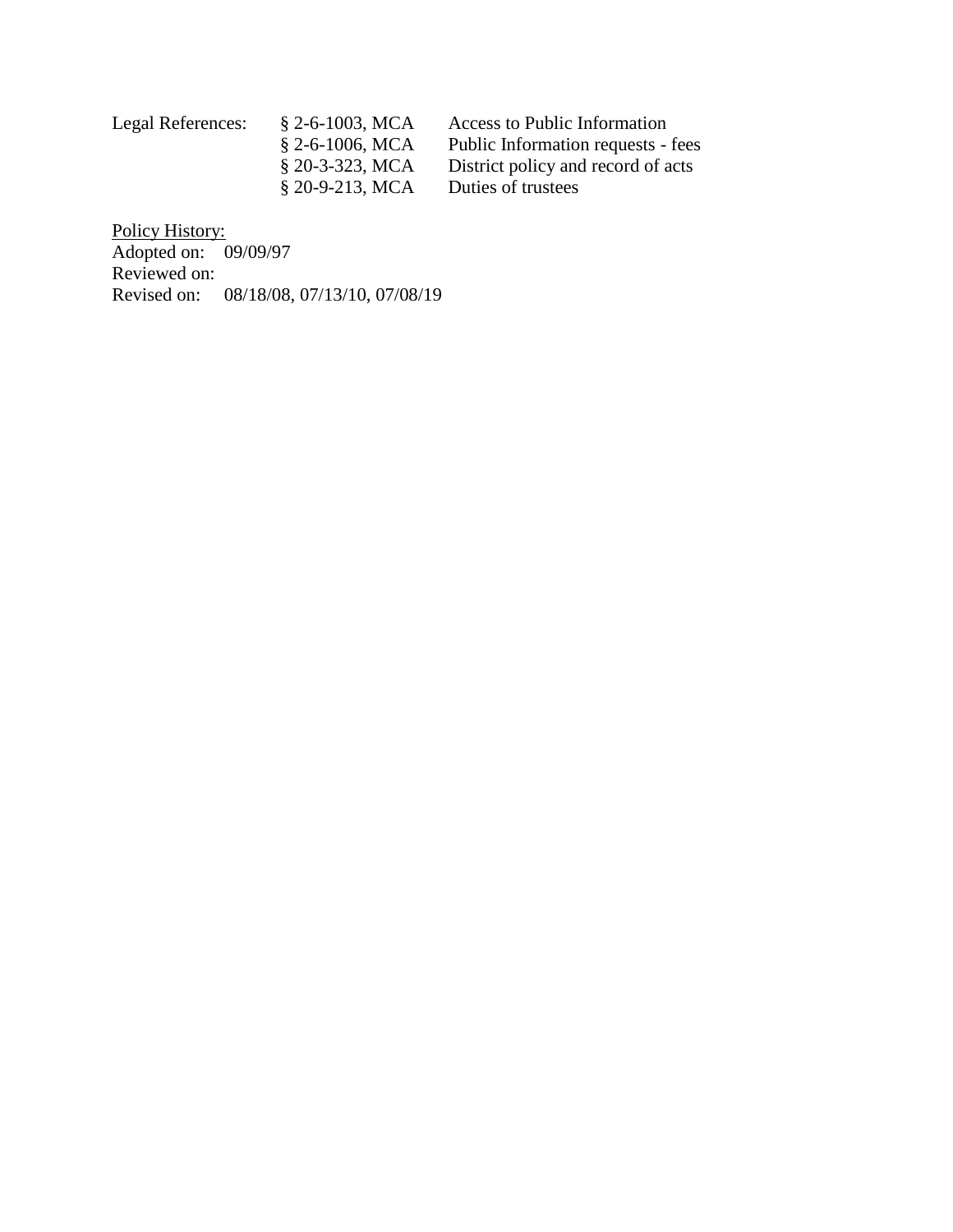| Legal References: | § 2-6-1003, MCA | Access to Public Information |
|---|---|---|
| | § 2-6-1006, MCA | Public Information requests - fees |
| | § 20-3-323, MCA | District policy and record of acts |
| | § 20-9-213, MCA | Duties of trustees |

<u>Policy History:</u>
Adopted on: 09/09/97
Reviewed on:
Revised on: 08/18/08, 07/13/10, 07/08/19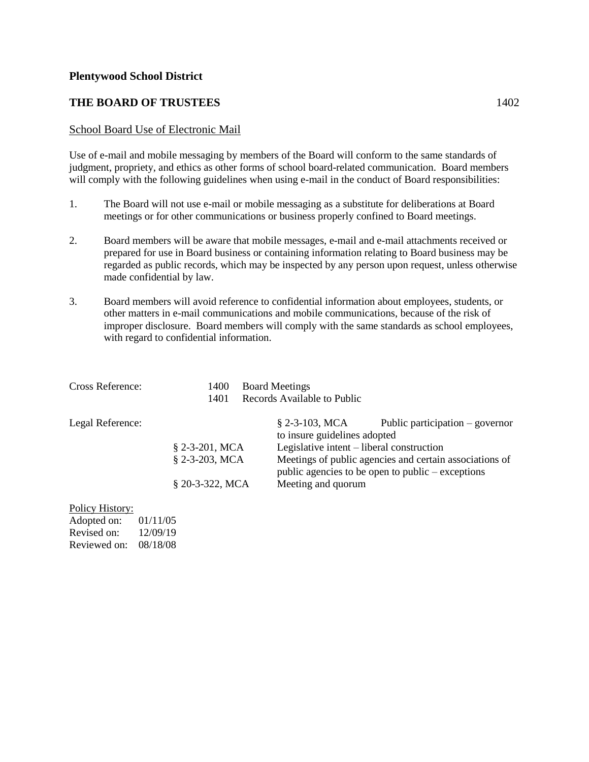**Plentywood School District**

**THE BOARD OF TRUSTEES** 1402

## School Board Use of Electronic Mail

Use of e-mail and mobile messaging by members of the Board will conform to the same standards of judgment, propriety, and ethics as other forms of school board-related communication. Board members will comply with the following guidelines when using e-mail in the conduct of Board responsibilities:

1. The Board will not use e-mail or mobile messaging as a substitute for deliberations at Board meetings or for other communications or business properly confined to Board meetings.

2. Board members will be aware that mobile messages, e-mail and e-mail attachments received or prepared for use in Board business or containing information relating to Board business may be regarded as public records, which may be inspected by any person upon request, unless otherwise made confidential by law.

3. Board members will avoid reference to confidential information about employees, students, or other matters in e-mail communications and mobile communications, because of the risk of improper disclosure. Board members will comply with the same standards as school employees, with regard to confidential information.

| Cross Reference: | 1400 | Board Meetings |
|---|---|---|
| | 1401 | Records Available to Public |

| Legal Reference: | | |
|---|---|---|
| | § 2-3-103, MCA | Public participation – governor to insure guidelines adopted |
| | § 2-3-201, MCA | Legislative intent – liberal construction |
| | § 2-3-203, MCA | Meetings of public agencies and certain associations of public agencies to be open to public – exceptions |
| | § 20-3-322, MCA | Meeting and quorum |

Policy History:
Adopted on: 01/11/05
Revised on: 12/09/19
Reviewed on: 08/18/08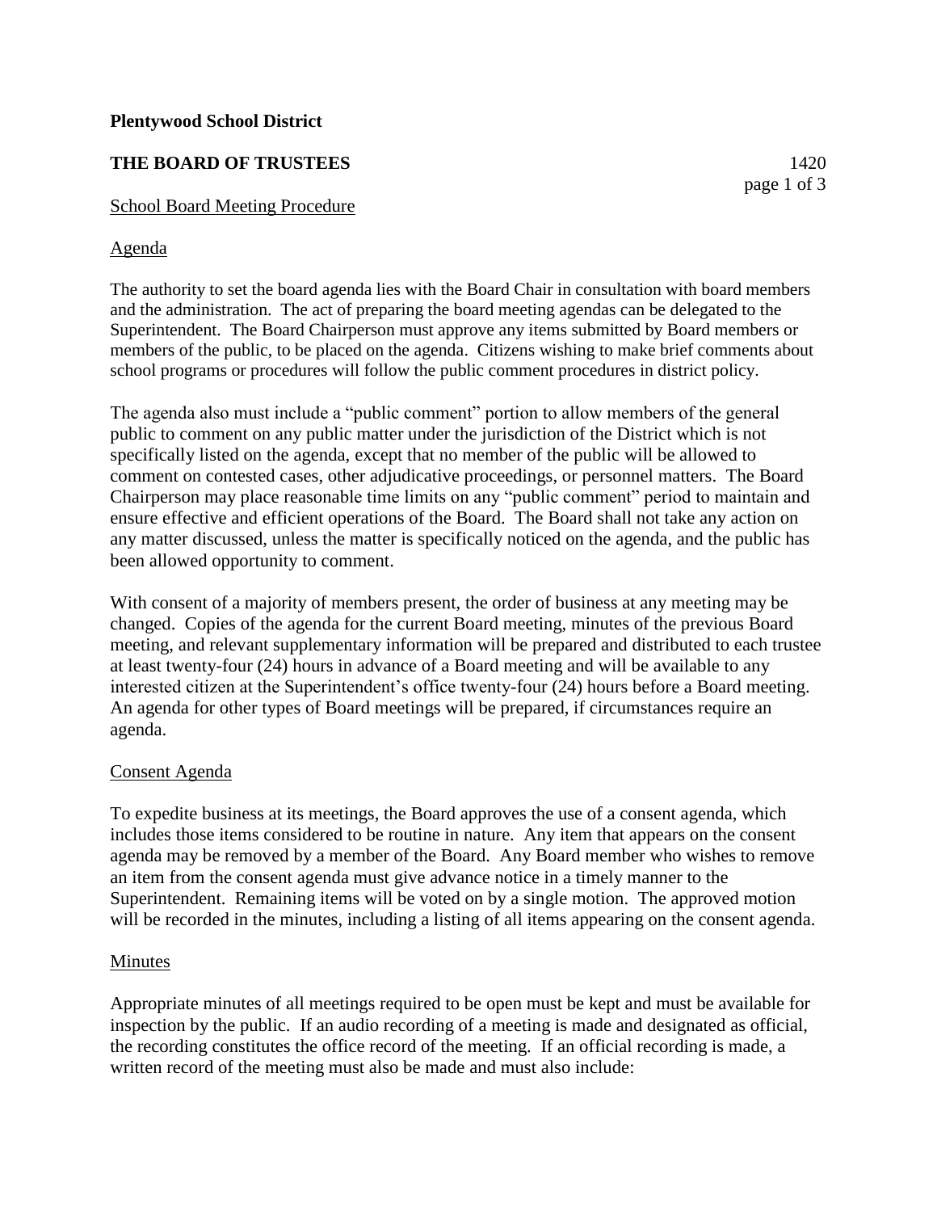**Plentywood School District**

**THE BOARD OF TRUSTEES** 1420

School Board Meeting Procedure

Agenda

The authority to set the board agenda lies with the Board Chair in consultation with board members and the administration. The act of preparing the board meeting agendas can be delegated to the Superintendent. The Board Chairperson must approve any items submitted by Board members or members of the public, to be placed on the agenda. Citizens wishing to make brief comments about school programs or procedures will follow the public comment procedures in district policy.

The agenda also must include a "public comment" portion to allow members of the general public to comment on any public matter under the jurisdiction of the District which is not specifically listed on the agenda, except that no member of the public will be allowed to comment on contested cases, other adjudicative proceedings, or personnel matters. The Board Chairperson may place reasonable time limits on any "public comment" period to maintain and ensure effective and efficient operations of the Board. The Board shall not take any action on any matter discussed, unless the matter is specifically noticed on the agenda, and the public has been allowed opportunity to comment.

With consent of a majority of members present, the order of business at any meeting may be changed. Copies of the agenda for the current Board meeting, minutes of the previous Board meeting, and relevant supplementary information will be prepared and distributed to each trustee at least twenty-four (24) hours in advance of a Board meeting and will be available to any interested citizen at the Superintendent's office twenty-four (24) hours before a Board meeting. An agenda for other types of Board meetings will be prepared, if circumstances require an agenda.

Consent Agenda

To expedite business at its meetings, the Board approves the use of a consent agenda, which includes those items considered to be routine in nature. Any item that appears on the consent agenda may be removed by a member of the Board. Any Board member who wishes to remove an item from the consent agenda must give advance notice in a timely manner to the Superintendent. Remaining items will be voted on by a single motion. The approved motion will be recorded in the minutes, including a listing of all items appearing on the consent agenda.

Minutes

Appropriate minutes of all meetings required to be open must be kept and must be available for inspection by the public. If an audio recording of a meeting is made and designated as official, the recording constitutes the office record of the meeting. If an official recording is made, a written record of the meeting must also be made and must also include: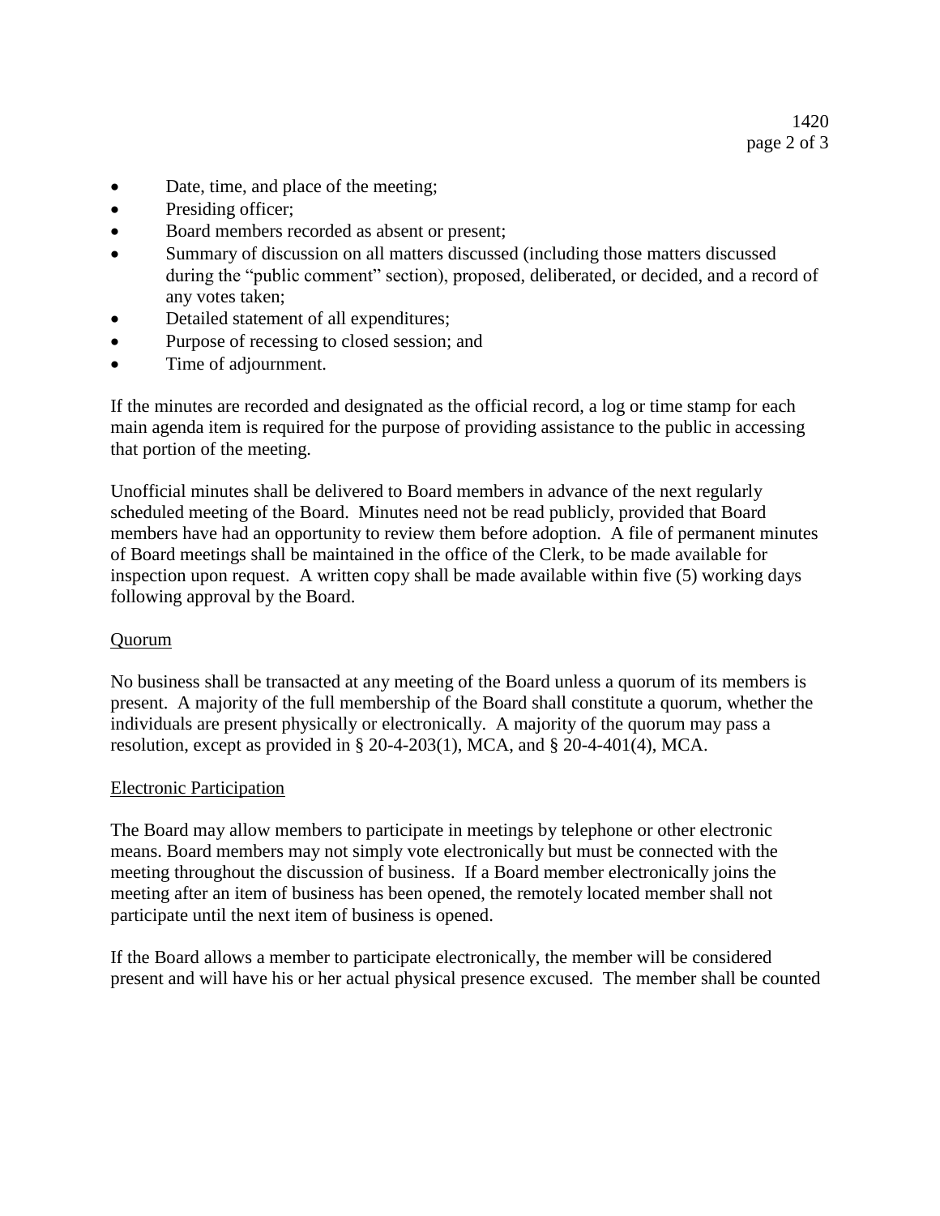- Date, time, and place of the meeting;
- Presiding officer;
- Board members recorded as absent or present;
- Summary of discussion on all matters discussed (including those matters discussed during the "public comment" section), proposed, deliberated, or decided, and a record of any votes taken;
- Detailed statement of all expenditures;
- Purpose of recessing to closed session; and
- Time of adjournment.

If the minutes are recorded and designated as the official record, a log or time stamp for each main agenda item is required for the purpose of providing assistance to the public in accessing that portion of the meeting.

Unofficial minutes shall be delivered to Board members in advance of the next regularly scheduled meeting of the Board. Minutes need not be read publicly, provided that Board members have had an opportunity to review them before adoption. A file of permanent minutes of Board meetings shall be maintained in the office of the Clerk, to be made available for inspection upon request. A written copy shall be made available within five (5) working days following approval by the Board.

## Quorum

No business shall be transacted at any meeting of the Board unless a quorum of its members is present. A majority of the full membership of the Board shall constitute a quorum, whether the individuals are present physically or electronically. A majority of the quorum may pass a resolution, except as provided in § 20-4-203(1), MCA, and § 20-4-401(4), MCA.

## Electronic Participation

The Board may allow members to participate in meetings by telephone or other electronic means. Board members may not simply vote electronically but must be connected with the meeting throughout the discussion of business. If a Board member electronically joins the meeting after an item of business has been opened, the remotely located member shall not participate until the next item of business is opened.

If the Board allows a member to participate electronically, the member will be considered present and will have his or her actual physical presence excused. The member shall be counted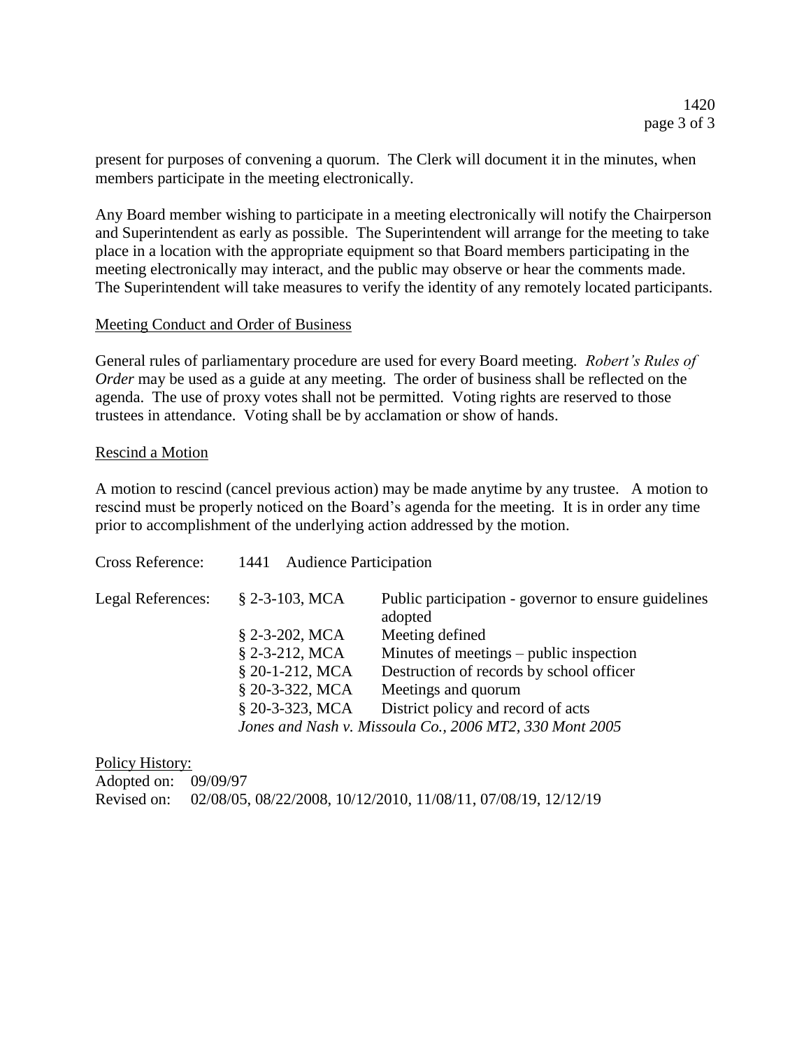present for purposes of convening a quorum. The Clerk will document it in the minutes, when members participate in the meeting electronically.

Any Board member wishing to participate in a meeting electronically will notify the Chairperson and Superintendent as early as possible. The Superintendent will arrange for the meeting to take place in a location with the appropriate equipment so that Board members participating in the meeting electronically may interact, and the public may observe or hear the comments made. The Superintendent will take measures to verify the identity of any remotely located participants.

<u>Meeting Conduct and Order of Business</u>

General rules of parliamentary procedure are used for every Board meeting. *Robert's Rules of Order* may be used as a guide at any meeting. The order of business shall be reflected on the agenda. The use of proxy votes shall not be permitted. Voting rights are reserved to those trustees in attendance. Voting shall be by acclamation or show of hands.

<u>Rescind a Motion</u>

A motion to rescind (cancel previous action) may be made anytime by any trustee. A motion to rescind must be properly noticed on the Board's agenda for the meeting. It is in order any time prior to accomplishment of the underlying action addressed by the motion.

| | | |
|---|---|---|
| Cross Reference: | 1441 Audience Participation | |
| Legal References: | § 2-3-103, MCA | Public participation - governor to ensure guidelines adopted |
| | § 2-3-202, MCA | Meeting defined |
| | § 2-3-212, MCA | Minutes of meetings – public inspection |
| | § 20-1-212, MCA | Destruction of records by school officer |
| | § 20-3-322, MCA | Meetings and quorum |
| | § 20-3-323, MCA | District policy and record of acts |
| | *Jones and Nash v. Missoula Co., 2006 MT2, 330 Mont 2005* | |

<u>Policy History:</u>
Adopted on: 09/09/97
Revised on: 02/08/05, 08/22/2008, 10/12/2010, 11/08/11, 07/08/19, 12/12/19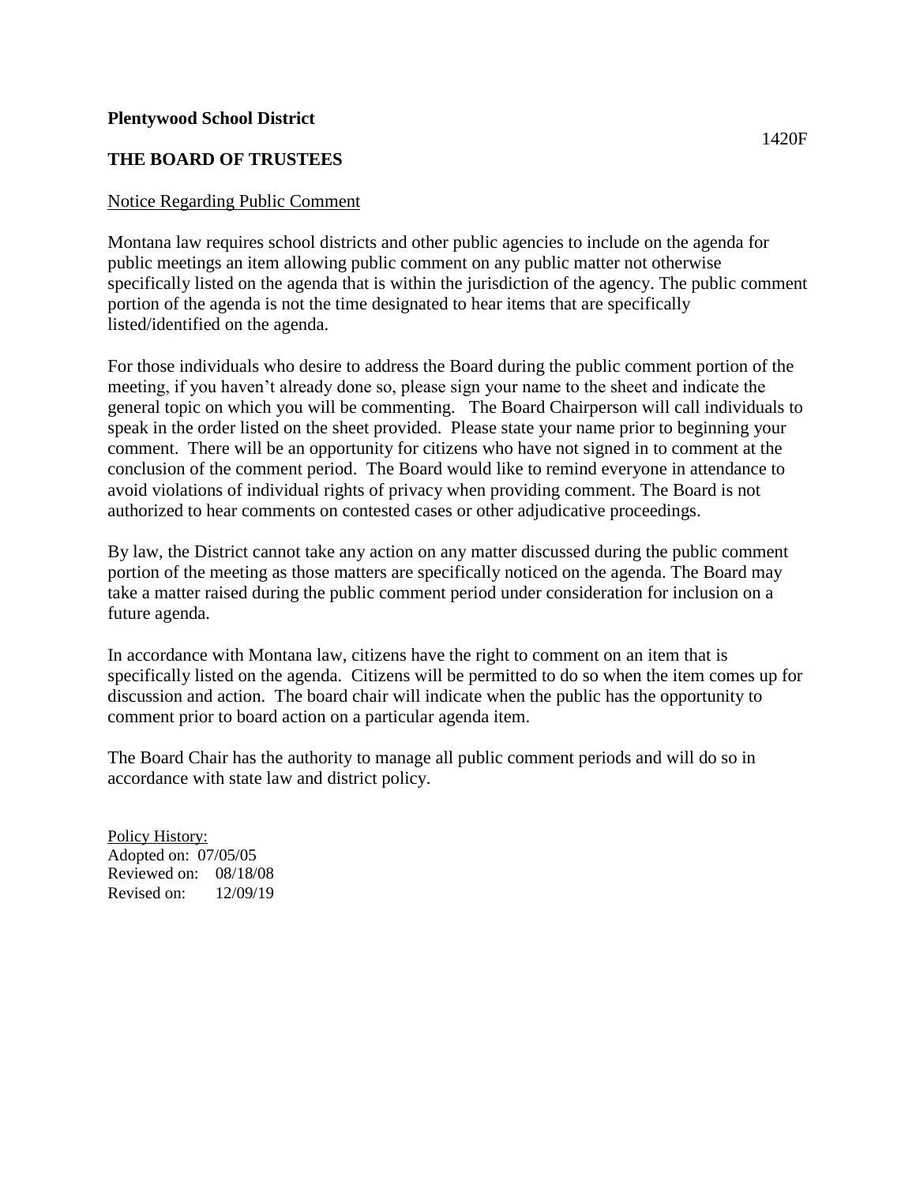**Plentywood School District**

1420F

**THE BOARD OF TRUSTEES**

Notice Regarding Public Comment

Montana law requires school districts and other public agencies to include on the agenda for public meetings an item allowing public comment on any public matter not otherwise specifically listed on the agenda that is within the jurisdiction of the agency. The public comment portion of the agenda is not the time designated to hear items that are specifically listed/identified on the agenda.

For those individuals who desire to address the Board during the public comment portion of the meeting, if you haven't already done so, please sign your name to the sheet and indicate the general topic on which you will be commenting. The Board Chairperson will call individuals to speak in the order listed on the sheet provided. Please state your name prior to beginning your comment. There will be an opportunity for citizens who have not signed in to comment at the conclusion of the comment period. The Board would like to remind everyone in attendance to avoid violations of individual rights of privacy when providing comment. The Board is not authorized to hear comments on contested cases or other adjudicative proceedings.

By law, the District cannot take any action on any matter discussed during the public comment portion of the meeting as those matters are specifically noticed on the agenda. The Board may take a matter raised during the public comment period under consideration for inclusion on a future agenda.

In accordance with Montana law, citizens have the right to comment on an item that is specifically listed on the agenda. Citizens will be permitted to do so when the item comes up for discussion and action. The board chair will indicate when the public has the opportunity to comment prior to board action on a particular agenda item.

The Board Chair has the authority to manage all public comment periods and will do so in accordance with state law and district policy.

Policy History:
Adopted on: 07/05/05
Reviewed on: 08/18/08
Revised on: 12/09/19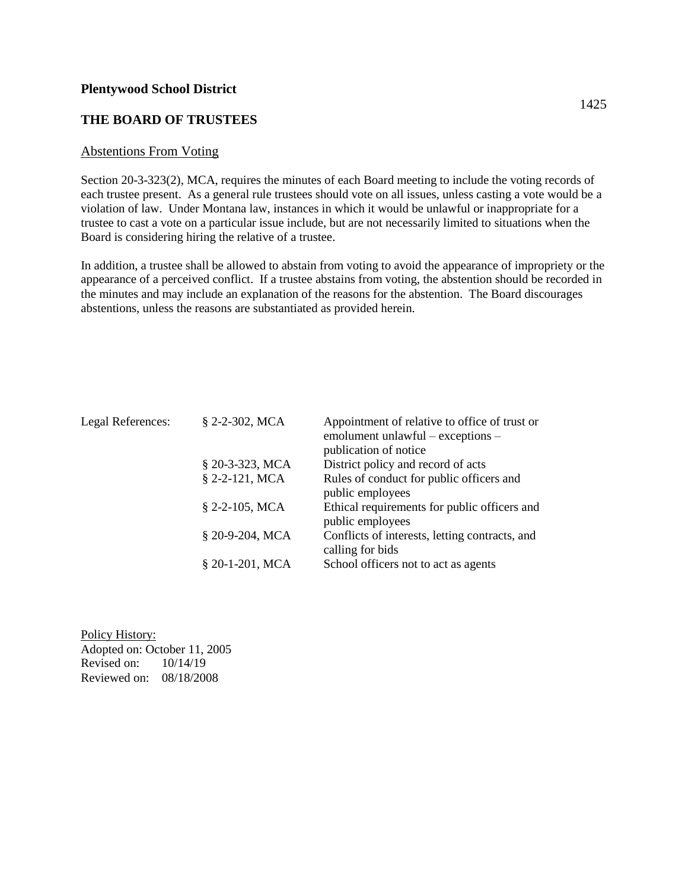**Plentywood School District**

1425

**THE BOARD OF TRUSTEES**

Abstentions From Voting

Section 20-3-323(2), MCA, requires the minutes of each Board meeting to include the voting records of each trustee present. As a general rule trustees should vote on all issues, unless casting a vote would be a violation of law. Under Montana law, instances in which it would be unlawful or inappropriate for a trustee to cast a vote on a particular issue include, but are not necessarily limited to situations when the Board is considering hiring the relative of a trustee.

In addition, a trustee shall be allowed to abstain from voting to avoid the appearance of impropriety or the appearance of a perceived conflict. If a trustee abstains from voting, the abstention should be recorded in the minutes and may include an explanation of the reasons for the abstention. The Board discourages abstentions, unless the reasons are substantiated as provided herein.

| Legal References: | § 2-2-302, MCA | Appointment of relative to office of trust or emolument unlawful – exceptions – publication of notice |
|---|---|---|
| | § 20-3-323, MCA | District policy and record of acts |
| | § 2-2-121, MCA | Rules of conduct for public officers and public employees |
| | § 2-2-105, MCA | Ethical requirements for public officers and public employees |
| | § 20-9-204, MCA | Conflicts of interests, letting contracts, and calling for bids |
| | § 20-1-201, MCA | School officers not to act as agents |

Policy History:
Adopted on: October 11, 2005
Revised on: 10/14/19
Reviewed on: 08/18/2008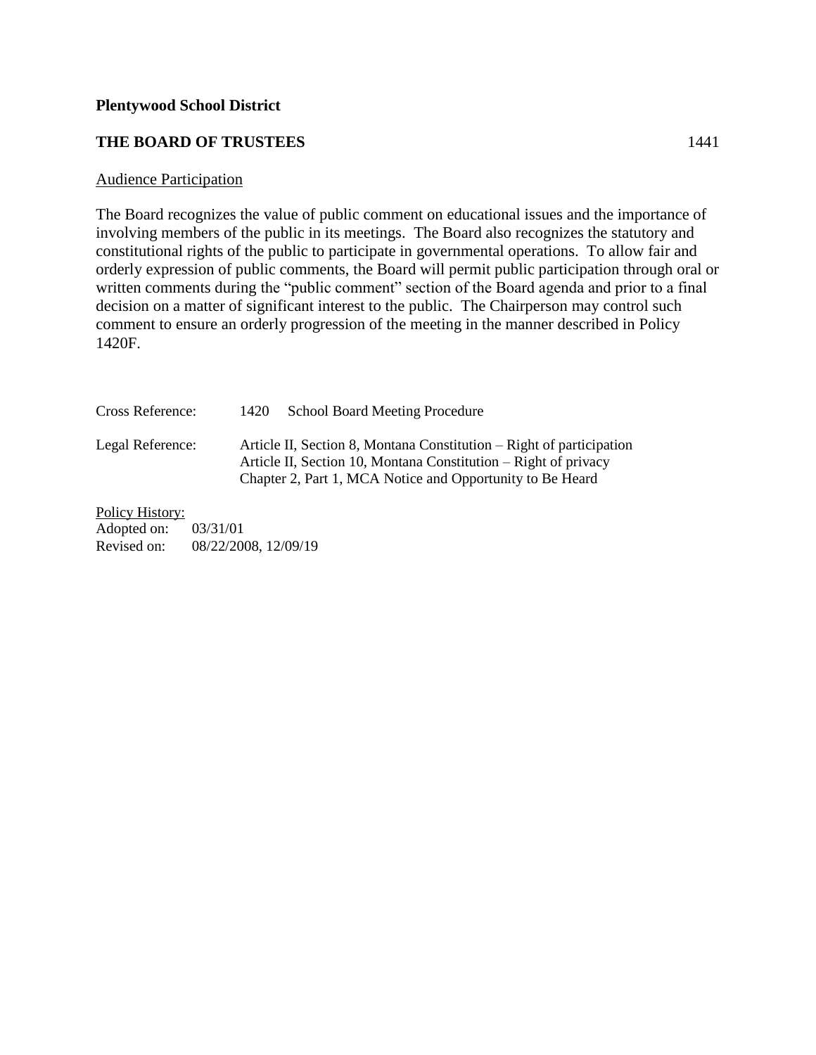**Plentywood School District**

**THE BOARD OF TRUSTEES** 1441

<u>Audience Participation</u>

The Board recognizes the value of public comment on educational issues and the importance of involving members of the public in its meetings. The Board also recognizes the statutory and constitutional rights of the public to participate in governmental operations. To allow fair and orderly expression of public comments, the Board will permit public participation through oral or written comments during the "public comment" section of the Board agenda and prior to a final decision on a matter of significant interest to the public. The Chairperson may control such comment to ensure an orderly progression of the meeting in the manner described in Policy 1420F.

| | |
|---|---|
| Cross Reference: | 1420 School Board Meeting Procedure |
| Legal Reference: | Article II, Section 8, Montana Constitution – Right of participation<br>Article II, Section 10, Montana Constitution – Right of privacy<br>Chapter 2, Part 1, MCA Notice and Opportunity to Be Heard |

<u>Policy History:</u>
Adopted on: 03/31/01
Revised on: 08/22/2008, 12/09/19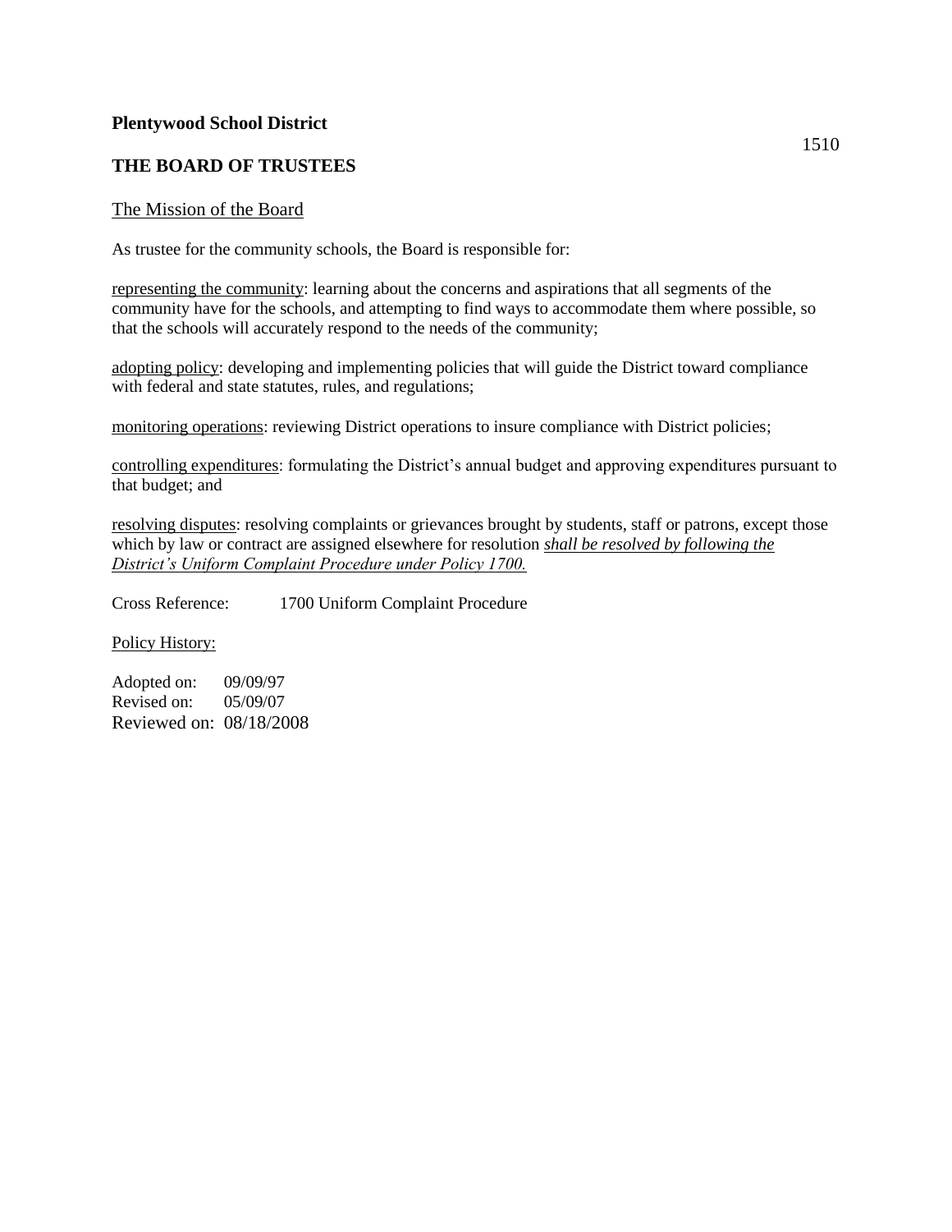**Plentywood School District**

1510

**THE BOARD OF TRUSTEES**

<u>The Mission of the Board</u>

As trustee for the community schools, the Board is responsible for:

<u>representing the community</u>: learning about the concerns and aspirations that all segments of the community have for the schools, and attempting to find ways to accommodate them where possible, so that the schools will accurately respond to the needs of the community;

<u>adopting policy</u>: developing and implementing policies that will guide the District toward compliance with federal and state statutes, rules, and regulations;

<u>monitoring operations</u>: reviewing District operations to insure compliance with District policies;

<u>controlling expenditures</u>: formulating the District's annual budget and approving expenditures pursuant to that budget; and

<u>resolving disputes</u>: resolving complaints or grievances brought by students, staff or patrons, except those which by law or contract are assigned elsewhere for resolution <u>*shall be resolved by following the District's Uniform Complaint Procedure under Policy 1700.*</u>

Cross Reference: 1700 Uniform Complaint Procedure

<u>Policy History:</u>

Adopted on: 09/09/97
Revised on: 05/09/07
Reviewed on: 08/18/2008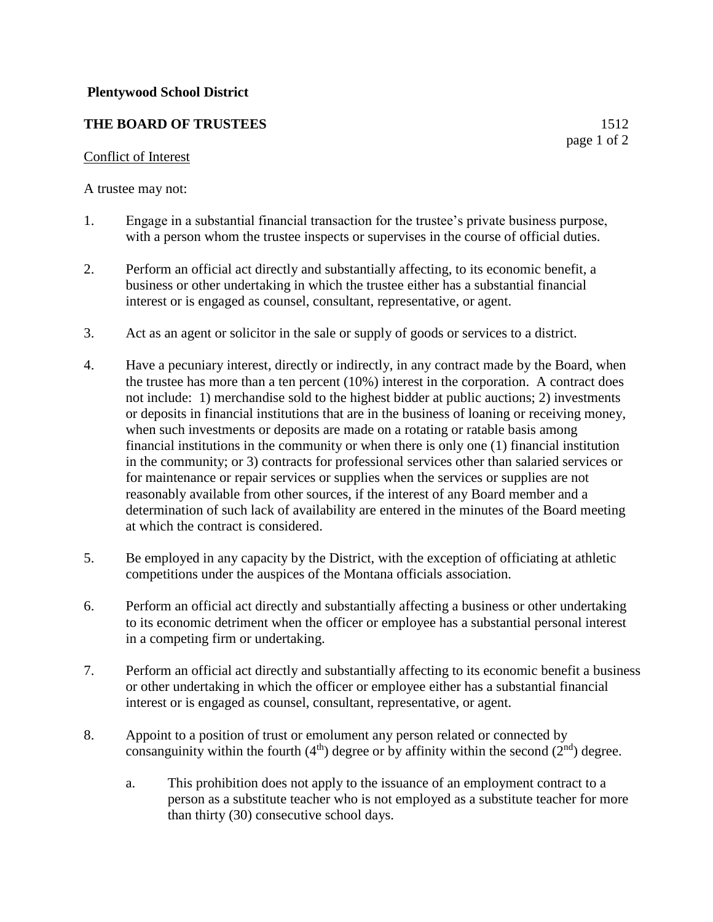**Plentywood School District**

**THE BOARD OF TRUSTEES** 1512

Conflict of Interest

A trustee may not:

1. Engage in a substantial financial transaction for the trustee's private business purpose, with a person whom the trustee inspects or supervises in the course of official duties.

2. Perform an official act directly and substantially affecting, to its economic benefit, a business or other undertaking in which the trustee either has a substantial financial interest or is engaged as counsel, consultant, representative, or agent.

3. Act as an agent or solicitor in the sale or supply of goods or services to a district.

4. Have a pecuniary interest, directly or indirectly, in any contract made by the Board, when the trustee has more than a ten percent (10%) interest in the corporation. A contract does not include: 1) merchandise sold to the highest bidder at public auctions; 2) investments or deposits in financial institutions that are in the business of loaning or receiving money, when such investments or deposits are made on a rotating or ratable basis among financial institutions in the community or when there is only one (1) financial institution in the community; or 3) contracts for professional services other than salaried services or for maintenance or repair services or supplies when the services or supplies are not reasonably available from other sources, if the interest of any Board member and a determination of such lack of availability are entered in the minutes of the Board meeting at which the contract is considered.

5. Be employed in any capacity by the District, with the exception of officiating at athletic competitions under the auspices of the Montana officials association.

6. Perform an official act directly and substantially affecting a business or other undertaking to its economic detriment when the officer or employee has a substantial personal interest in a competing firm or undertaking.

7. Perform an official act directly and substantially affecting to its economic benefit a business or other undertaking in which the officer or employee either has a substantial financial interest or is engaged as counsel, consultant, representative, or agent.

8. Appoint to a position of trust or emolument any person related or connected by consanguinity within the fourth (4th) degree or by affinity within the second (2nd) degree.

   a. This prohibition does not apply to the issuance of an employment contract to a person as a substitute teacher who is not employed as a substitute teacher for more than thirty (30) consecutive school days.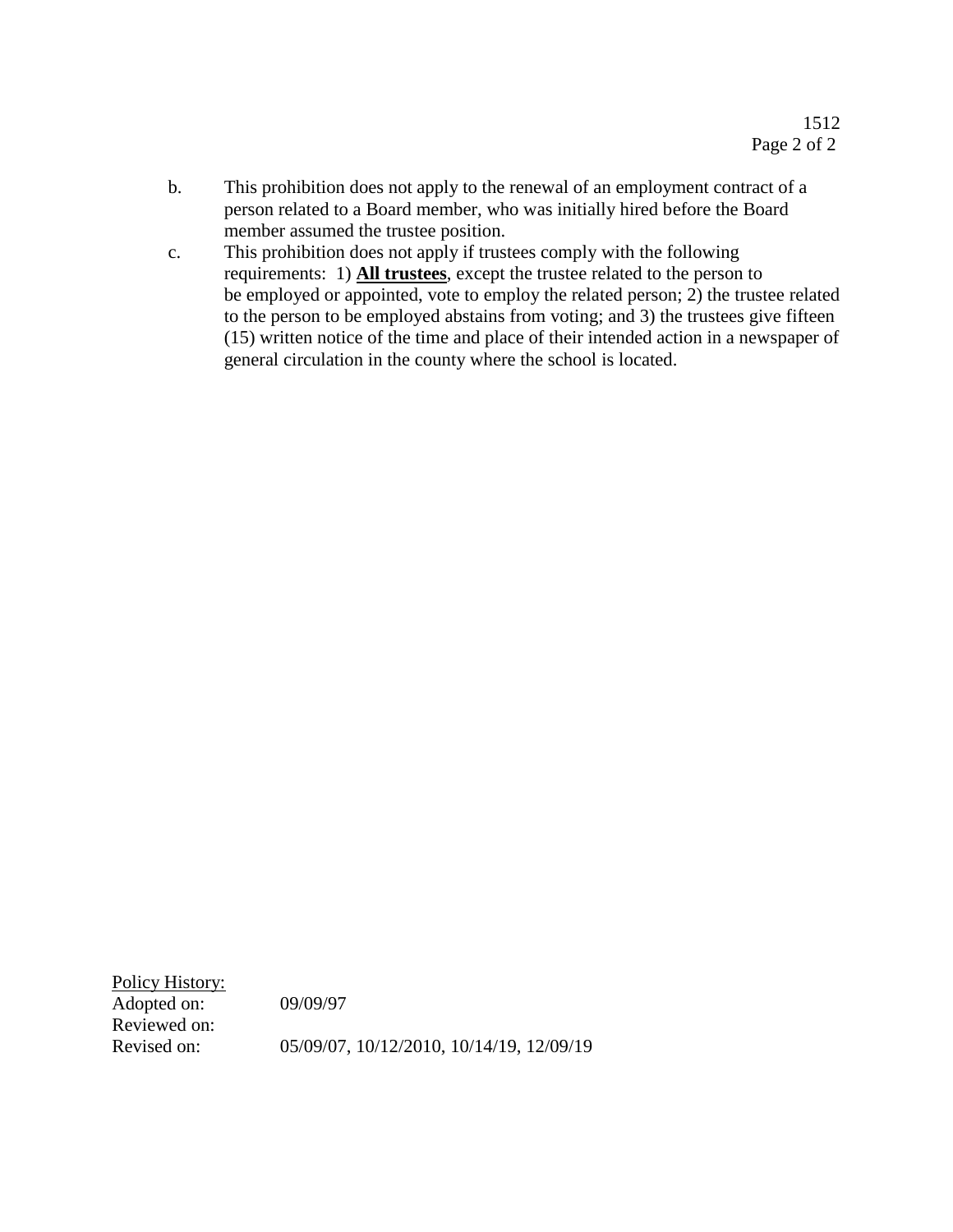b. This prohibition does not apply to the renewal of an employment contract of a person related to a Board member, who was initially hired before the Board member assumed the trustee position.

c. This prohibition does not apply if trustees comply with the following requirements: 1) **<u>All trustees</u>**, except the trustee related to the person to be employed or appointed, vote to employ the related person; 2) the trustee related to the person to be employed abstains from voting; and 3) the trustees give fifteen (15) written notice of the time and place of their intended action in a newspaper of general circulation in the county where the school is located.

<u>Policy History:</u>

| | |
|---|---|
| Adopted on: | 09/09/97 |
| Reviewed on: | |
| Revised on: | 05/09/07, 10/12/2010, 10/14/19, 12/09/19 |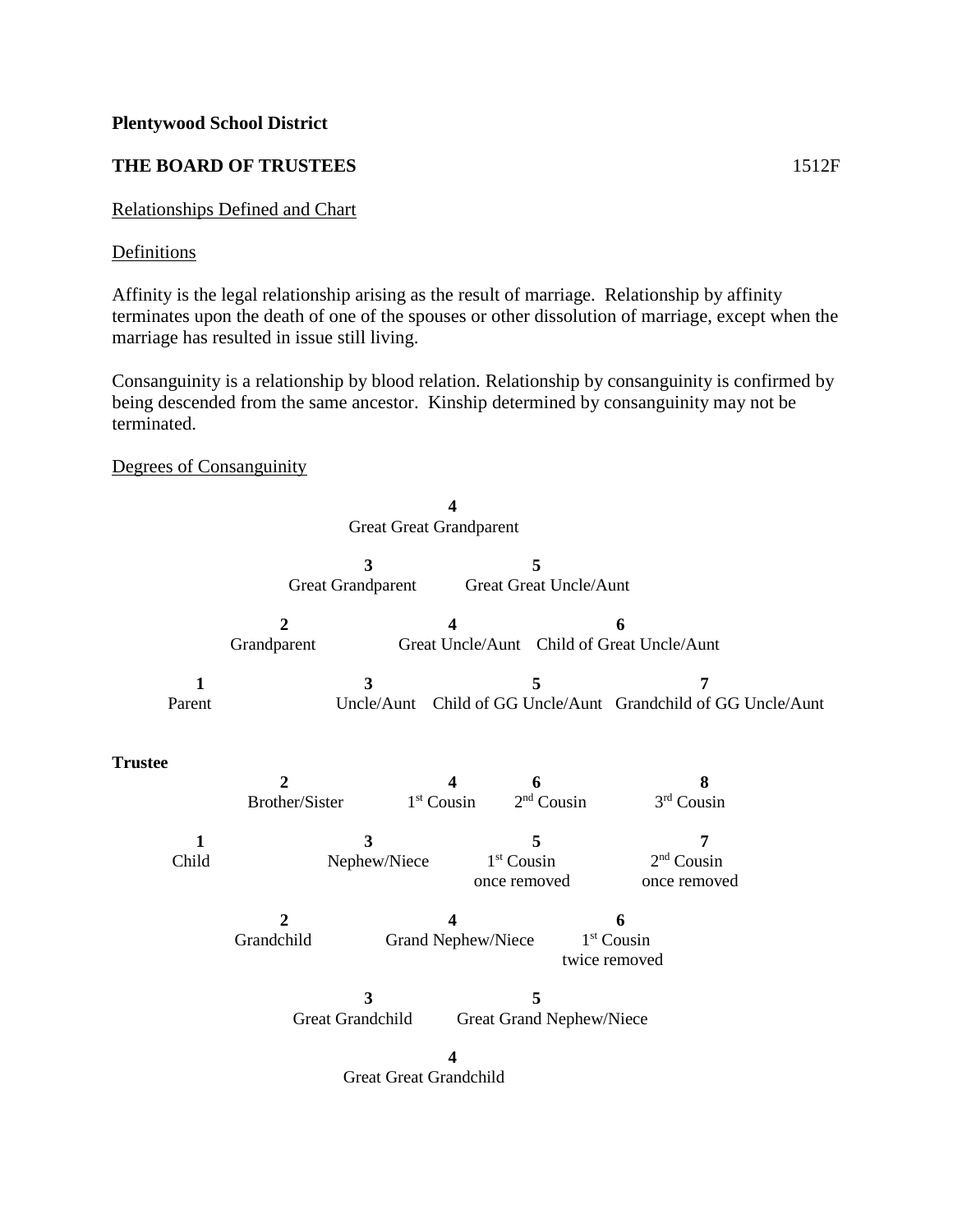**Plentywood School District**

**THE BOARD OF TRUSTEES** 1512F

Relationships Defined and Chart

Definitions

Affinity is the legal relationship arising as the result of marriage. Relationship by affinity terminates upon the death of one of the spouses or other dissolution of marriage, except when the marriage has resulted in issue still living.

Consanguinity is a relationship by blood relation. Relationship by consanguinity is confirmed by being descended from the same ancestor. Kinship determined by consanguinity may not be terminated.

Degrees of Consanguinity

**4**
Great Great Grandparent

**3** Great Grandparent — **5** Great Great Uncle/Aunt

**2** Grandparent — **4** Great Uncle/Aunt — **6** Child of Great Uncle/Aunt

**1** Parent — **3** Uncle/Aunt — **5** Child of GG Uncle/Aunt — **7** Grandchild of GG Uncle/Aunt

**Trustee**

**2** Brother/Sister — **4** 1st Cousin — **6** 2nd Cousin — **8** 3rd Cousin

**1** Child — **3** Nephew/Niece — **5** 1st Cousin once removed — **7** 2nd Cousin once removed

**2** Grandchild — **4** Grand Nephew/Niece — **6** 1st Cousin twice removed

**3** Great Grandchild — **5** Great Grand Nephew/Niece

**4**
Great Great Grandchild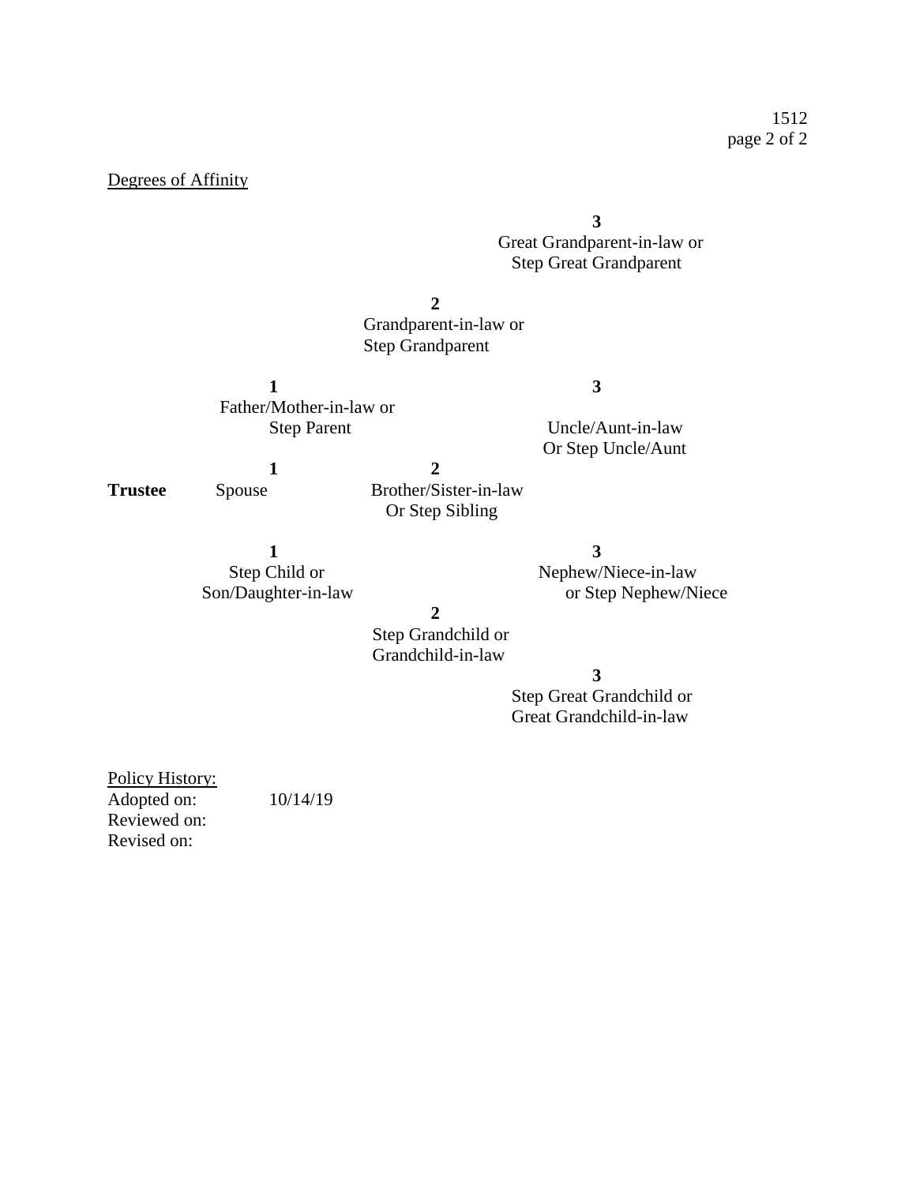Degrees of Affinity

**3**
Great Grandparent-in-law or
Step Great Grandparent

**2**
Grandparent-in-law or
Step Grandparent

**1**
Father/Mother-in-law or
Step Parent

**3**
Uncle/Aunt-in-law
Or Step Uncle/Aunt

**Trustee**

**1**
Spouse

**2**
Brother/Sister-in-law
Or Step Sibling

**1**
Step Child or
Son/Daughter-in-law

**3**
Nephew/Niece-in-law
or Step Nephew/Niece

**2**
Step Grandchild or
Grandchild-in-law

**3**
Step Great Grandchild or
Great Grandchild-in-law

Policy History:
Adopted on: 10/14/19
Reviewed on:
Revised on: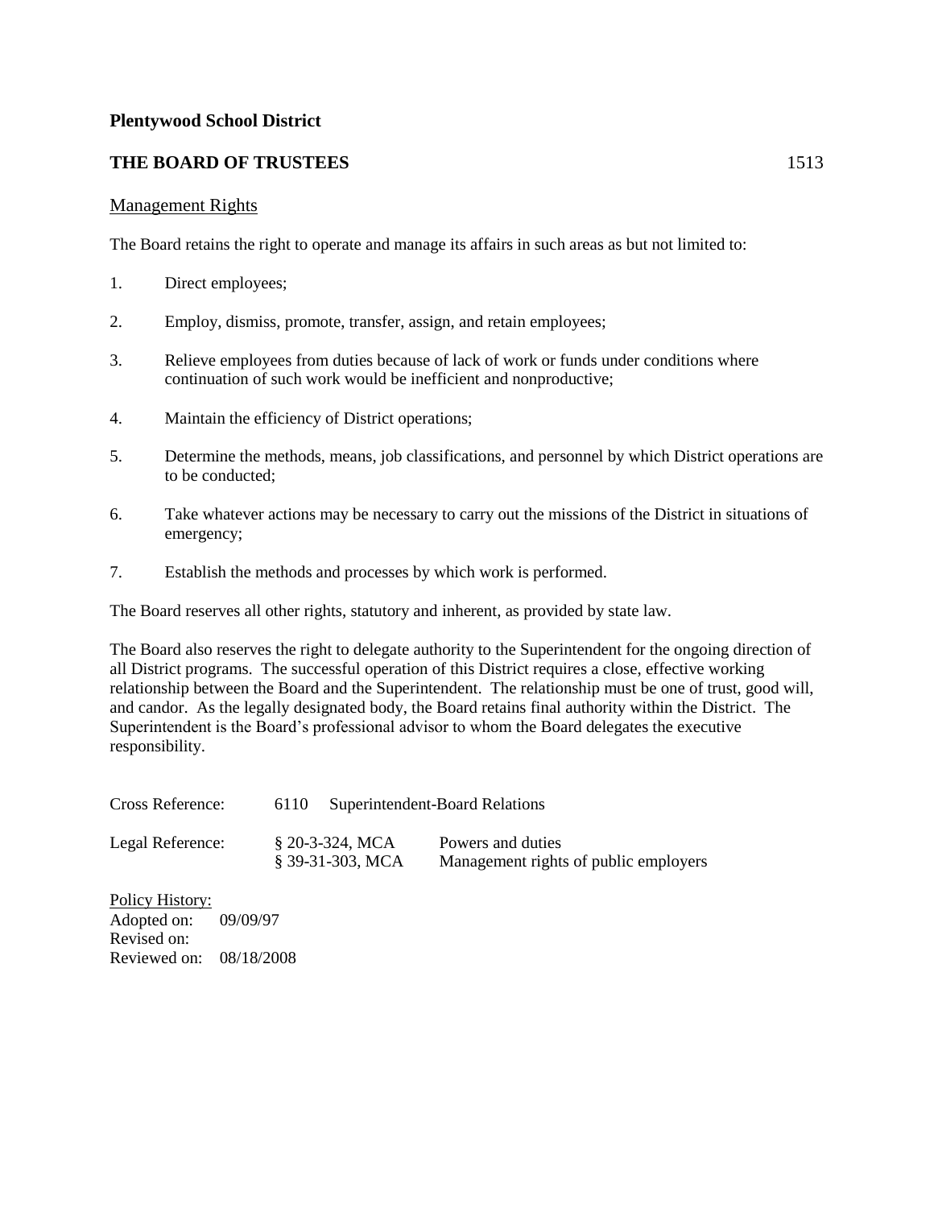**Plentywood School District**

**THE BOARD OF TRUSTEES** 1513

## Management Rights

The Board retains the right to operate and manage its affairs in such areas as but not limited to:

1. Direct employees;
2. Employ, dismiss, promote, transfer, assign, and retain employees;
3. Relieve employees from duties because of lack of work or funds under conditions where continuation of such work would be inefficient and nonproductive;
4. Maintain the efficiency of District operations;
5. Determine the methods, means, job classifications, and personnel by which District operations are to be conducted;
6. Take whatever actions may be necessary to carry out the missions of the District in situations of emergency;
7. Establish the methods and processes by which work is performed.

The Board reserves all other rights, statutory and inherent, as provided by state law.

The Board also reserves the right to delegate authority to the Superintendent for the ongoing direction of all District programs. The successful operation of this District requires a close, effective working relationship between the Board and the Superintendent. The relationship must be one of trust, good will, and candor. As the legally designated body, the Board retains final authority within the District. The Superintendent is the Board's professional advisor to whom the Board delegates the executive responsibility.

| | | |
|---|---|---|
| Cross Reference: | 6110 | Superintendent-Board Relations |
| Legal Reference: | § 20-3-324, MCA | Powers and duties |
| | § 39-31-303, MCA | Management rights of public employers |

Policy History:
Adopted on: 09/09/97
Revised on:
Reviewed on: 08/18/2008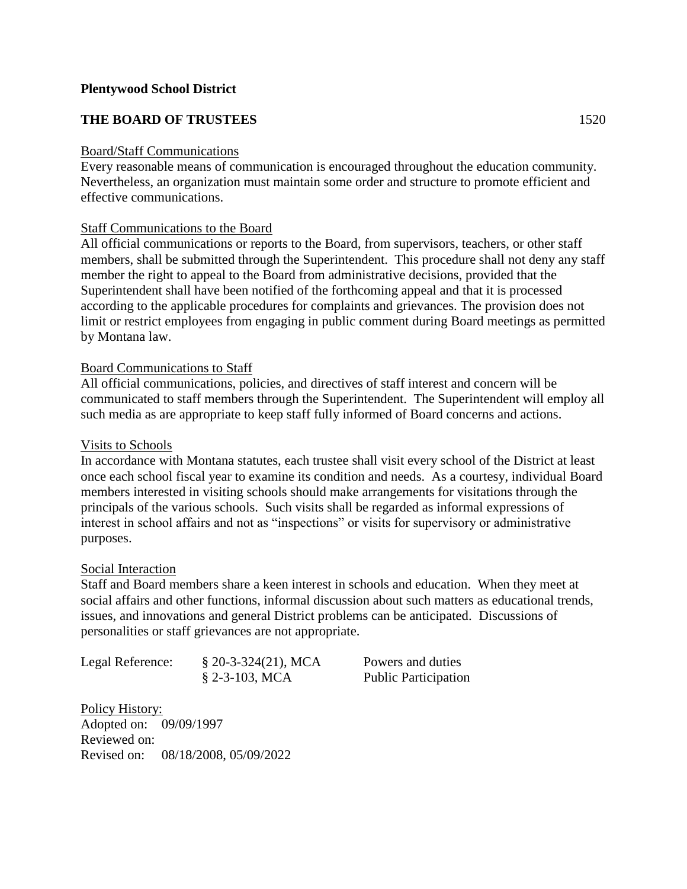**Plentywood School District**

**THE BOARD OF TRUSTEES** 1520

Board/Staff Communications

Every reasonable means of communication is encouraged throughout the education community. Nevertheless, an organization must maintain some order and structure to promote efficient and effective communications.

Staff Communications to the Board

All official communications or reports to the Board, from supervisors, teachers, or other staff members, shall be submitted through the Superintendent. This procedure shall not deny any staff member the right to appeal to the Board from administrative decisions, provided that the Superintendent shall have been notified of the forthcoming appeal and that it is processed according to the applicable procedures for complaints and grievances. The provision does not limit or restrict employees from engaging in public comment during Board meetings as permitted by Montana law.

Board Communications to Staff

All official communications, policies, and directives of staff interest and concern will be communicated to staff members through the Superintendent. The Superintendent will employ all such media as are appropriate to keep staff fully informed of Board concerns and actions.

Visits to Schools

In accordance with Montana statutes, each trustee shall visit every school of the District at least once each school fiscal year to examine its condition and needs. As a courtesy, individual Board members interested in visiting schools should make arrangements for visitations through the principals of the various schools. Such visits shall be regarded as informal expressions of interest in school affairs and not as "inspections" or visits for supervisory or administrative purposes.

Social Interaction

Staff and Board members share a keen interest in schools and education. When they meet at social affairs and other functions, informal discussion about such matters as educational trends, issues, and innovations and general District problems can be anticipated. Discussions of personalities or staff grievances are not appropriate.

| Legal Reference: | § 20-3-324(21), MCA | Powers and duties |
|---|---|---|
| | § 2-3-103, MCA | Public Participation |

Policy History:
Adopted on: 09/09/1997
Reviewed on:
Revised on: 08/18/2008, 05/09/2022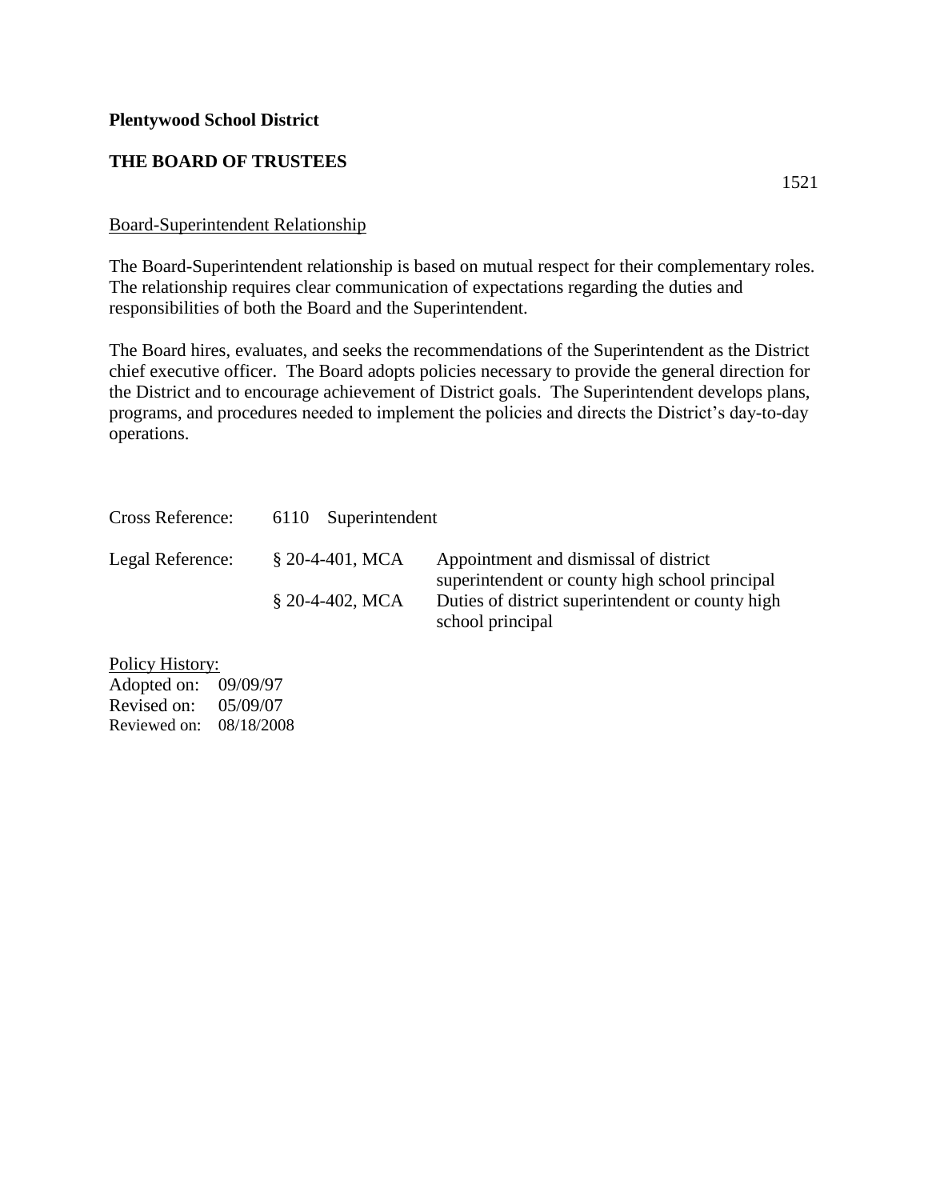**Plentywood School District**

**THE BOARD OF TRUSTEES**

1521

## Board-Superintendent Relationship

The Board-Superintendent relationship is based on mutual respect for their complementary roles. The relationship requires clear communication of expectations regarding the duties and responsibilities of both the Board and the Superintendent.

The Board hires, evaluates, and seeks the recommendations of the Superintendent as the District chief executive officer. The Board adopts policies necessary to provide the general direction for the District and to encourage achievement of District goals. The Superintendent develops plans, programs, and procedures needed to implement the policies and directs the District's day-to-day operations.

| | | |
|---|---|---|
| Cross Reference: | 6110 Superintendent | |
| Legal Reference: | § 20-4-401, MCA | Appointment and dismissal of district superintendent or county high school principal |
| | § 20-4-402, MCA | Duties of district superintendent or county high school principal |

Policy History:
Adopted on: 09/09/97
Revised on: 05/09/07
Reviewed on: 08/18/2008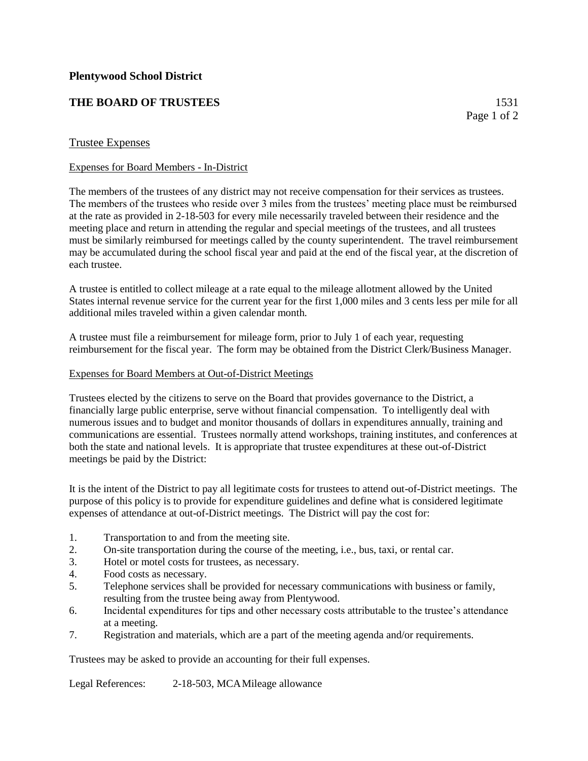**Plentywood School District**

**THE BOARD OF TRUSTEES** 1531

Trustee Expenses

Expenses for Board Members - In-District

The members of the trustees of any district may not receive compensation for their services as trustees. The members of the trustees who reside over 3 miles from the trustees' meeting place must be reimbursed at the rate as provided in 2-18-503 for every mile necessarily traveled between their residence and the meeting place and return in attending the regular and special meetings of the trustees, and all trustees must be similarly reimbursed for meetings called by the county superintendent. The travel reimbursement may be accumulated during the school fiscal year and paid at the end of the fiscal year, at the discretion of each trustee.

A trustee is entitled to collect mileage at a rate equal to the mileage allotment allowed by the United States internal revenue service for the current year for the first 1,000 miles and 3 cents less per mile for all additional miles traveled within a given calendar month.

A trustee must file a reimbursement for mileage form, prior to July 1 of each year, requesting reimbursement for the fiscal year. The form may be obtained from the District Clerk/Business Manager.

Expenses for Board Members at Out-of-District Meetings

Trustees elected by the citizens to serve on the Board that provides governance to the District, a financially large public enterprise, serve without financial compensation. To intelligently deal with numerous issues and to budget and monitor thousands of dollars in expenditures annually, training and communications are essential. Trustees normally attend workshops, training institutes, and conferences at both the state and national levels. It is appropriate that trustee expenditures at these out-of-District meetings be paid by the District:

It is the intent of the District to pay all legitimate costs for trustees to attend out-of-District meetings. The purpose of this policy is to provide for expenditure guidelines and define what is considered legitimate expenses of attendance at out-of-District meetings. The District will pay the cost for:

1. Transportation to and from the meeting site.
2. On-site transportation during the course of the meeting, i.e., bus, taxi, or rental car.
3. Hotel or motel costs for trustees, as necessary.
4. Food costs as necessary.
5. Telephone services shall be provided for necessary communications with business or family, resulting from the trustee being away from Plentywood.
6. Incidental expenditures for tips and other necessary costs attributable to the trustee's attendance at a meeting.
7. Registration and materials, which are a part of the meeting agenda and/or requirements.

Trustees may be asked to provide an accounting for their full expenses.

Legal References: 2-18-503, MCA Mileage allowance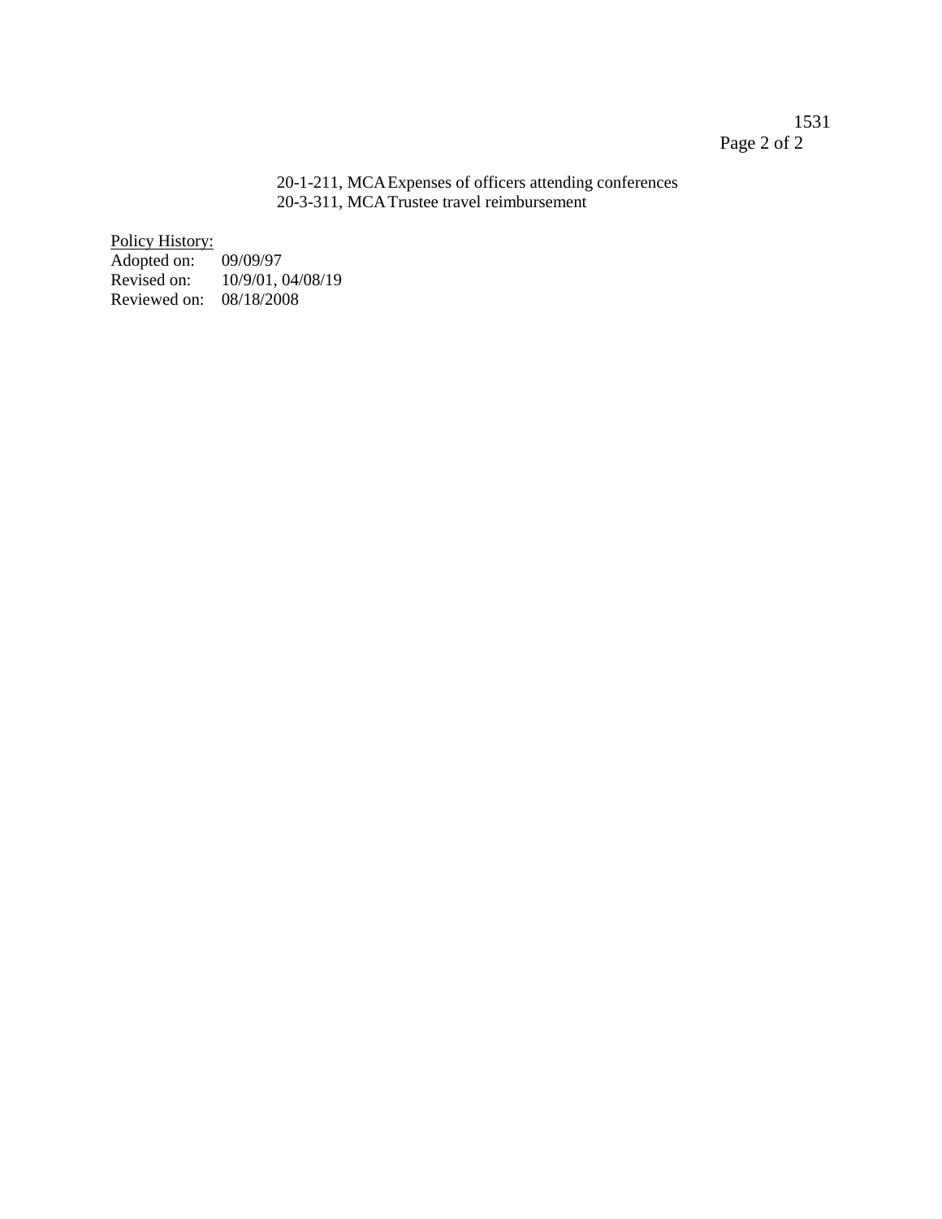20-1-211, MCA Expenses of officers attending conferences
20-3-311, MCA Trustee travel reimbursement

Policy History:
Adopted on: 09/09/97
Revised on: 10/9/01, 04/08/19
Reviewed on: 08/18/2008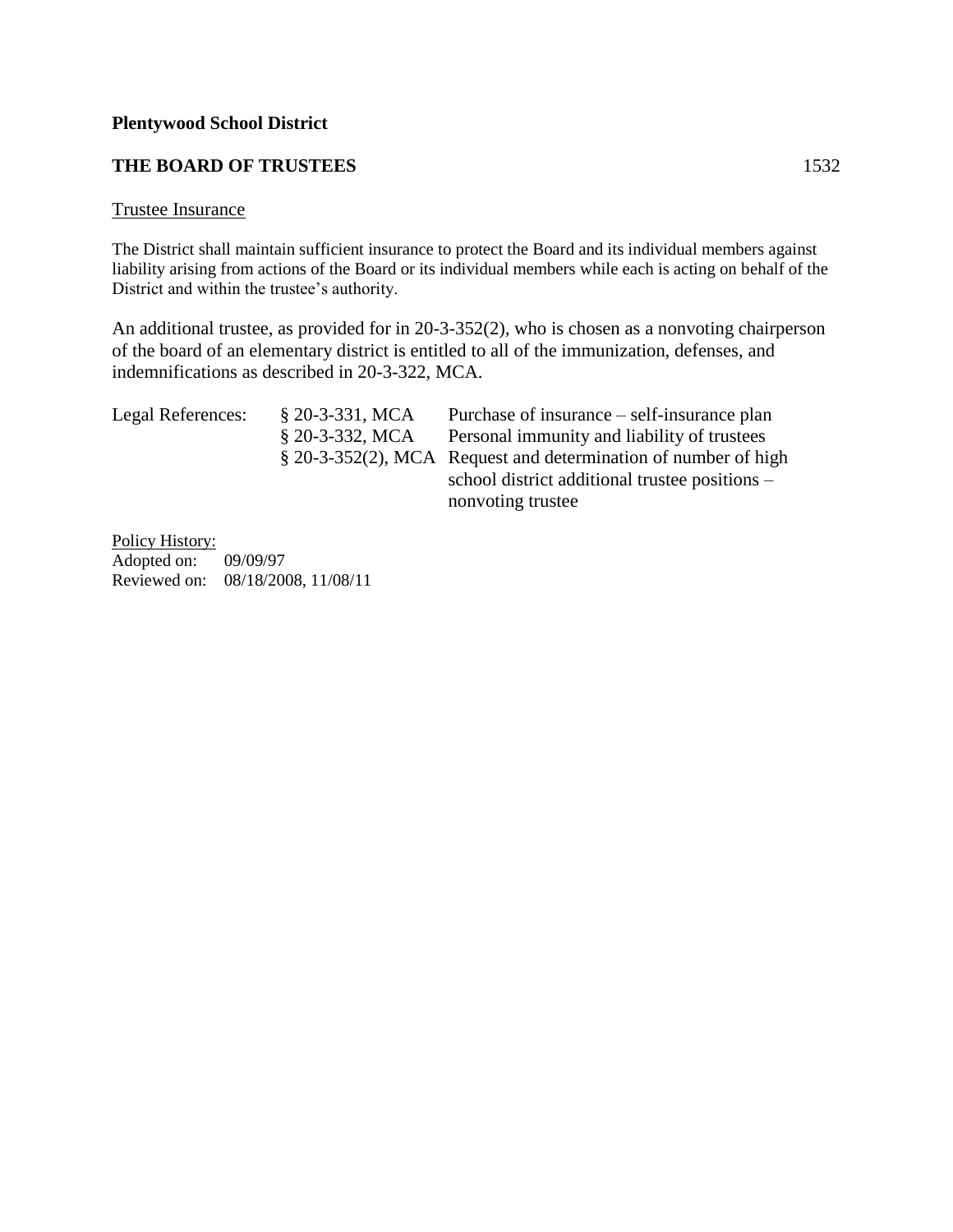**Plentywood School District**

**THE BOARD OF TRUSTEES** 1532

<u>Trustee Insurance</u>

The District shall maintain sufficient insurance to protect the Board and its individual members against liability arising from actions of the Board or its individual members while each is acting on behalf of the District and within the trustee's authority.

An additional trustee, as provided for in 20-3-352(2), who is chosen as a nonvoting chairperson of the board of an elementary district is entitled to all of the immunization, defenses, and indemnifications as described in 20-3-322, MCA.

| Legal References: | § 20-3-331, MCA | Purchase of insurance – self-insurance plan |
|---|---|---|
| | § 20-3-332, MCA | Personal immunity and liability of trustees |
| | § 20-3-352(2), MCA | Request and determination of number of high school district additional trustee positions – nonvoting trustee |

<u>Policy History:</u>
Adopted on: 09/09/97
Reviewed on: 08/18/2008, 11/08/11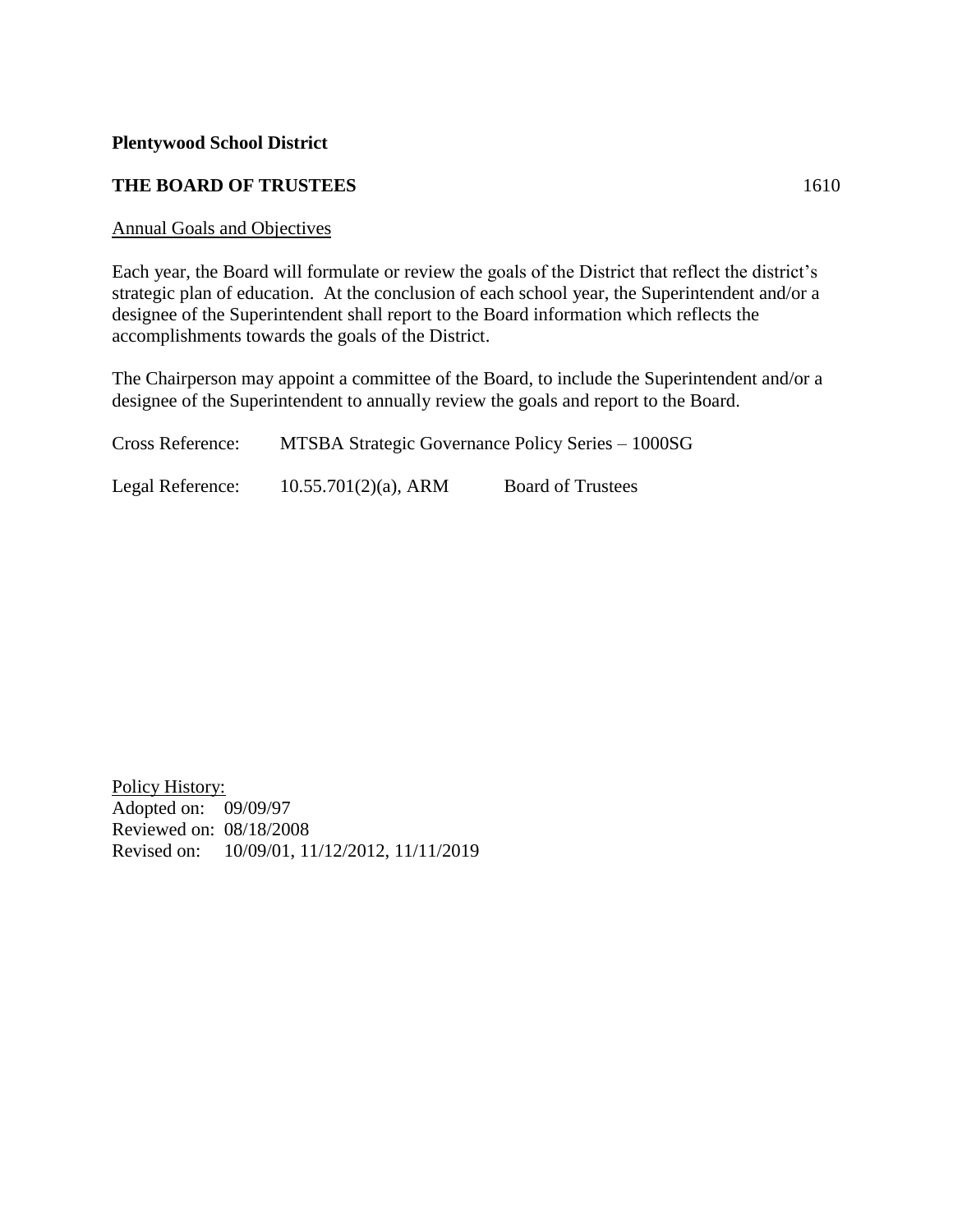**Plentywood School District**

**THE BOARD OF TRUSTEES** 1610

Annual Goals and Objectives

Each year, the Board will formulate or review the goals of the District that reflect the district's strategic plan of education. At the conclusion of each school year, the Superintendent and/or a designee of the Superintendent shall report to the Board information which reflects the accomplishments towards the goals of the District.

The Chairperson may appoint a committee of the Board, to include the Superintendent and/or a designee of the Superintendent to annually review the goals and report to the Board.

Cross Reference: MTSBA Strategic Governance Policy Series – 1000SG

Legal Reference: 10.55.701(2)(a), ARM Board of Trustees

Policy History:
Adopted on: 09/09/97
Reviewed on: 08/18/2008
Revised on: 10/09/01, 11/12/2012, 11/11/2019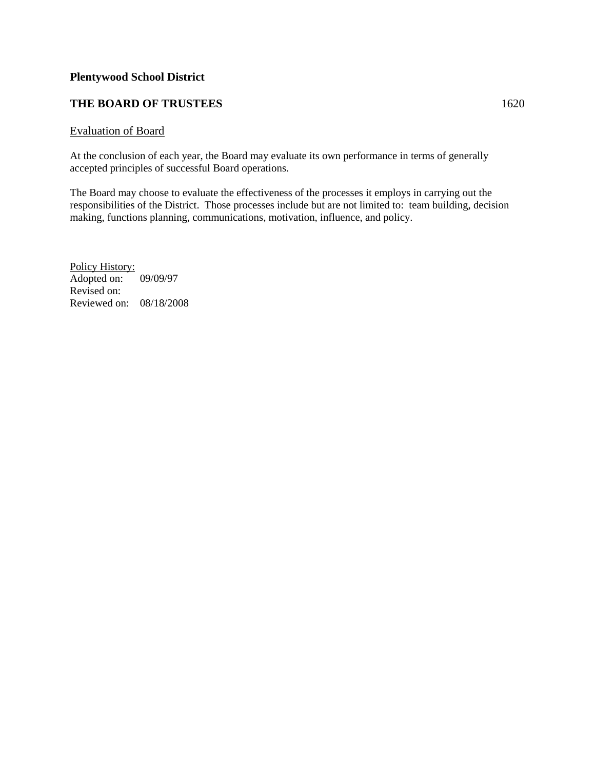**Plentywood School District**

**THE BOARD OF TRUSTEES** 1620

Evaluation of Board

At the conclusion of each year, the Board may evaluate its own performance in terms of generally accepted principles of successful Board operations.

The Board may choose to evaluate the effectiveness of the processes it employs in carrying out the responsibilities of the District. Those processes include but are not limited to: team building, decision making, functions planning, communications, motivation, influence, and policy.

Policy History:
Adopted on: 09/09/97
Revised on:
Reviewed on: 08/18/2008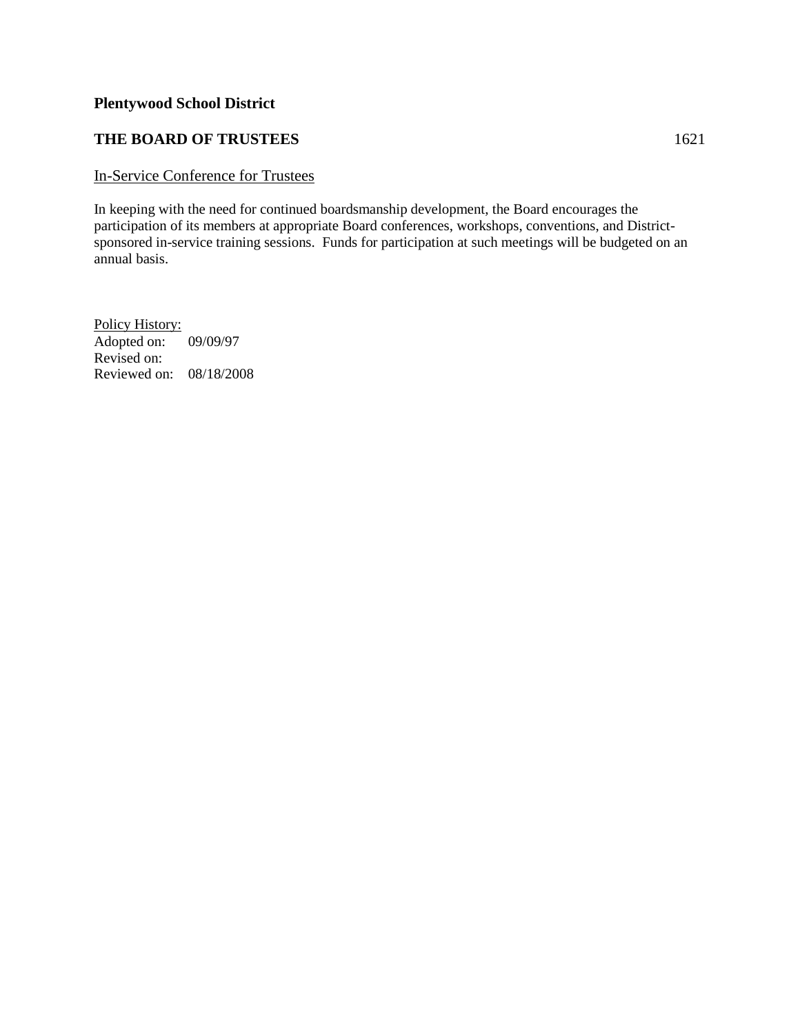**Plentywood School District**

**THE BOARD OF TRUSTEES** 1621

<u>In-Service Conference for Trustees</u>

In keeping with the need for continued boardsmanship development, the Board encourages the participation of its members at appropriate Board conferences, workshops, conventions, and District-sponsored in-service training sessions. Funds for participation at such meetings will be budgeted on an annual basis.

<u>Policy History:</u>
Adopted on: 09/09/97
Revised on:
Reviewed on: 08/18/2008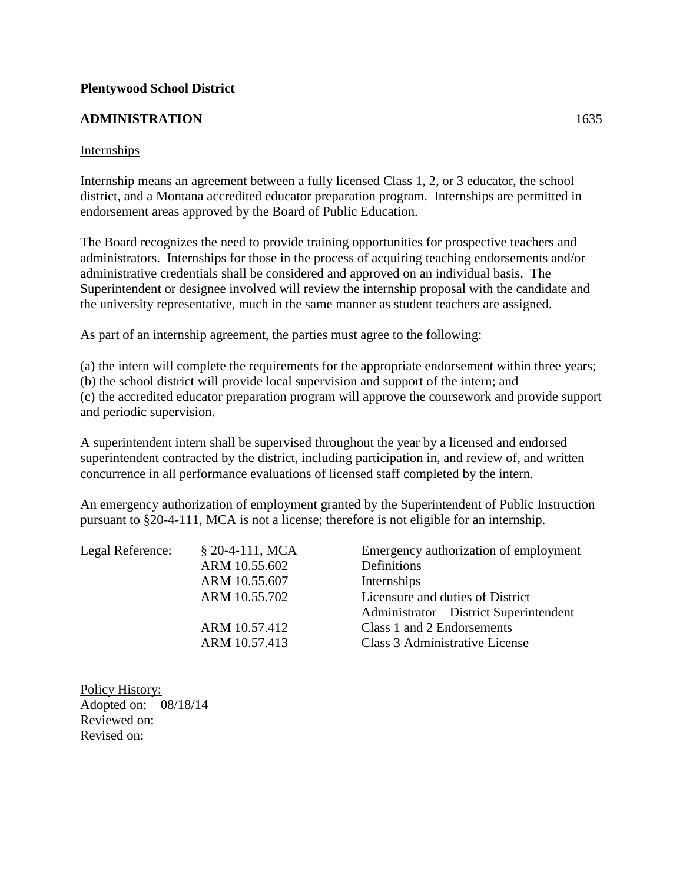**Plentywood School District**

**ADMINISTRATION** 1635

Internships

Internship means an agreement between a fully licensed Class 1, 2, or 3 educator, the school district, and a Montana accredited educator preparation program. Internships are permitted in endorsement areas approved by the Board of Public Education.

The Board recognizes the need to provide training opportunities for prospective teachers and administrators. Internships for those in the process of acquiring teaching endorsements and/or administrative credentials shall be considered and approved on an individual basis. The Superintendent or designee involved will review the internship proposal with the candidate and the university representative, much in the same manner as student teachers are assigned.

As part of an internship agreement, the parties must agree to the following:

(a) the intern will complete the requirements for the appropriate endorsement within three years;
(b) the school district will provide local supervision and support of the intern; and
(c) the accredited educator preparation program will approve the coursework and provide support and periodic supervision.

A superintendent intern shall be supervised throughout the year by a licensed and endorsed superintendent contracted by the district, including participation in, and review of, and written concurrence in all performance evaluations of licensed staff completed by the intern.

An emergency authorization of employment granted by the Superintendent of Public Instruction pursuant to §20-4-111, MCA is not a license; therefore is not eligible for an internship.

| Legal Reference: | § 20-4-111, MCA | Emergency authorization of employment |
|---|---|---|
| | ARM 10.55.602 | Definitions |
| | ARM 10.55.607 | Internships |
| | ARM 10.55.702 | Licensure and duties of District Administrator – District Superintendent |
| | ARM 10.57.412 | Class 1 and 2 Endorsements |
| | ARM 10.57.413 | Class 3 Administrative License |

Policy History:
Adopted on: 08/18/14
Reviewed on:
Revised on: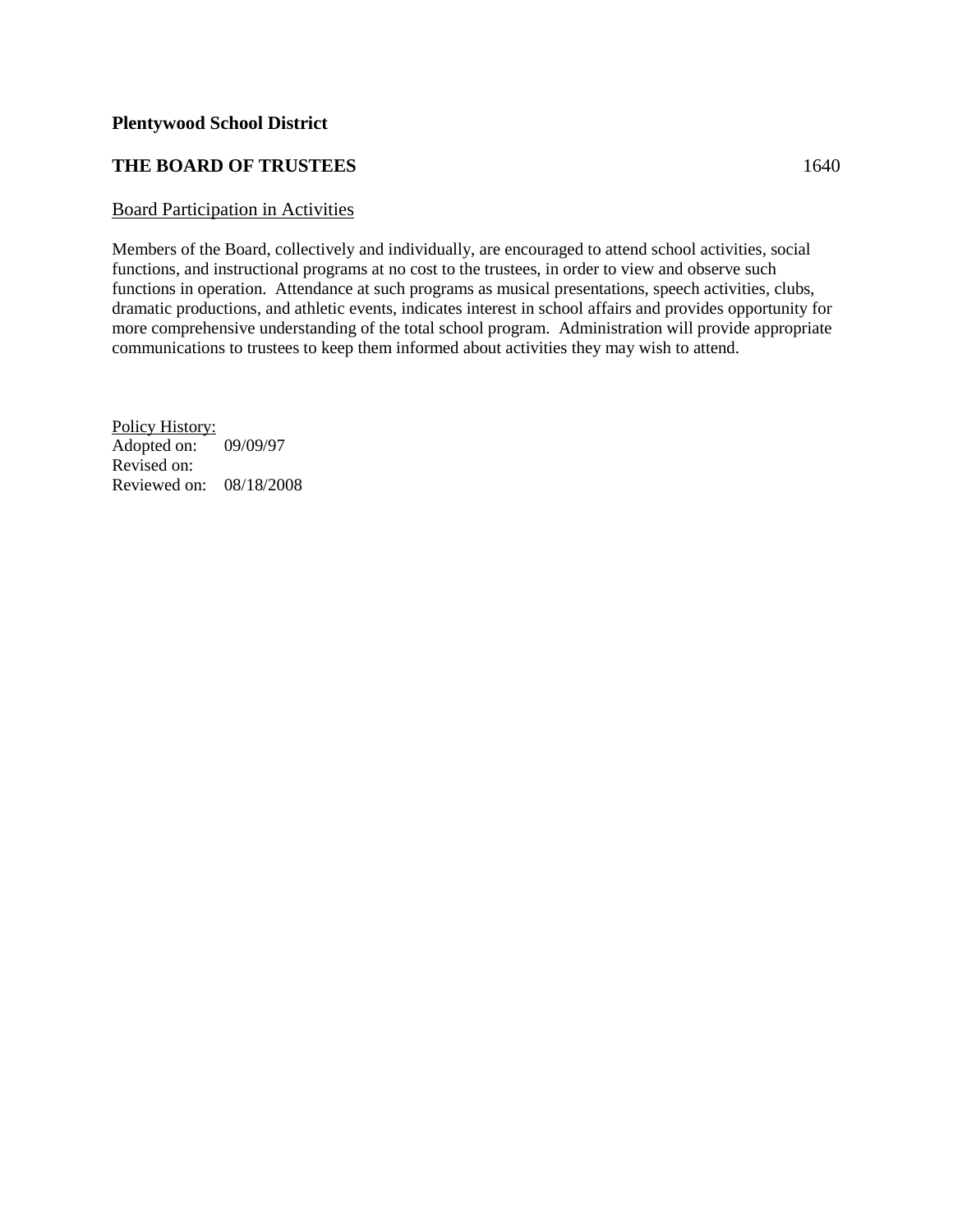**Plentywood School District**

**THE BOARD OF TRUSTEES** 1640

Board Participation in Activities

Members of the Board, collectively and individually, are encouraged to attend school activities, social functions, and instructional programs at no cost to the trustees, in order to view and observe such functions in operation. Attendance at such programs as musical presentations, speech activities, clubs, dramatic productions, and athletic events, indicates interest in school affairs and provides opportunity for more comprehensive understanding of the total school program. Administration will provide appropriate communications to trustees to keep them informed about activities they may wish to attend.

Policy History:
Adopted on: 09/09/97
Revised on:
Reviewed on: 08/18/2008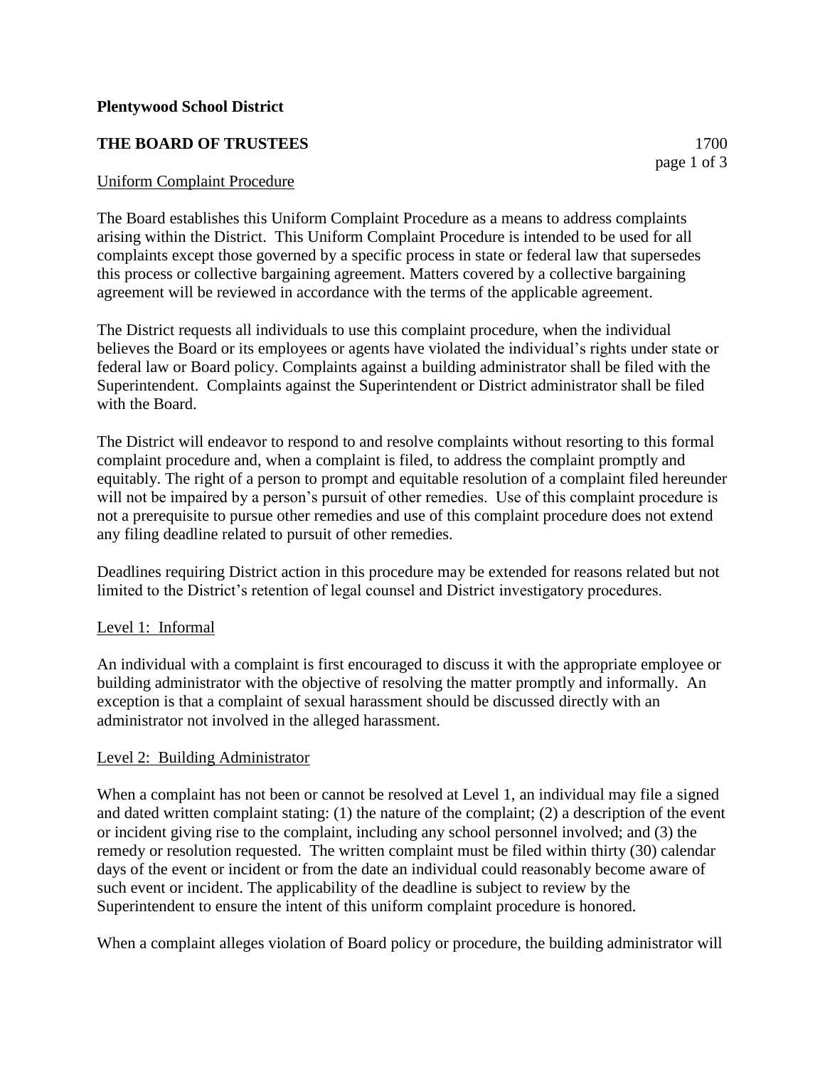**Plentywood School District**

**THE BOARD OF TRUSTEES** 1700

## Uniform Complaint Procedure

The Board establishes this Uniform Complaint Procedure as a means to address complaints arising within the District. This Uniform Complaint Procedure is intended to be used for all complaints except those governed by a specific process in state or federal law that supersedes this process or collective bargaining agreement. Matters covered by a collective bargaining agreement will be reviewed in accordance with the terms of the applicable agreement.

The District requests all individuals to use this complaint procedure, when the individual believes the Board or its employees or agents have violated the individual's rights under state or federal law or Board policy. Complaints against a building administrator shall be filed with the Superintendent. Complaints against the Superintendent or District administrator shall be filed with the Board.

The District will endeavor to respond to and resolve complaints without resorting to this formal complaint procedure and, when a complaint is filed, to address the complaint promptly and equitably. The right of a person to prompt and equitable resolution of a complaint filed hereunder will not be impaired by a person's pursuit of other remedies. Use of this complaint procedure is not a prerequisite to pursue other remedies and use of this complaint procedure does not extend any filing deadline related to pursuit of other remedies.

Deadlines requiring District action in this procedure may be extended for reasons related but not limited to the District's retention of legal counsel and District investigatory procedures.

### Level 1: Informal

An individual with a complaint is first encouraged to discuss it with the appropriate employee or building administrator with the objective of resolving the matter promptly and informally. An exception is that a complaint of sexual harassment should be discussed directly with an administrator not involved in the alleged harassment.

### Level 2: Building Administrator

When a complaint has not been or cannot be resolved at Level 1, an individual may file a signed and dated written complaint stating: (1) the nature of the complaint; (2) a description of the event or incident giving rise to the complaint, including any school personnel involved; and (3) the remedy or resolution requested. The written complaint must be filed within thirty (30) calendar days of the event or incident or from the date an individual could reasonably become aware of such event or incident. The applicability of the deadline is subject to review by the Superintendent to ensure the intent of this uniform complaint procedure is honored.

When a complaint alleges violation of Board policy or procedure, the building administrator will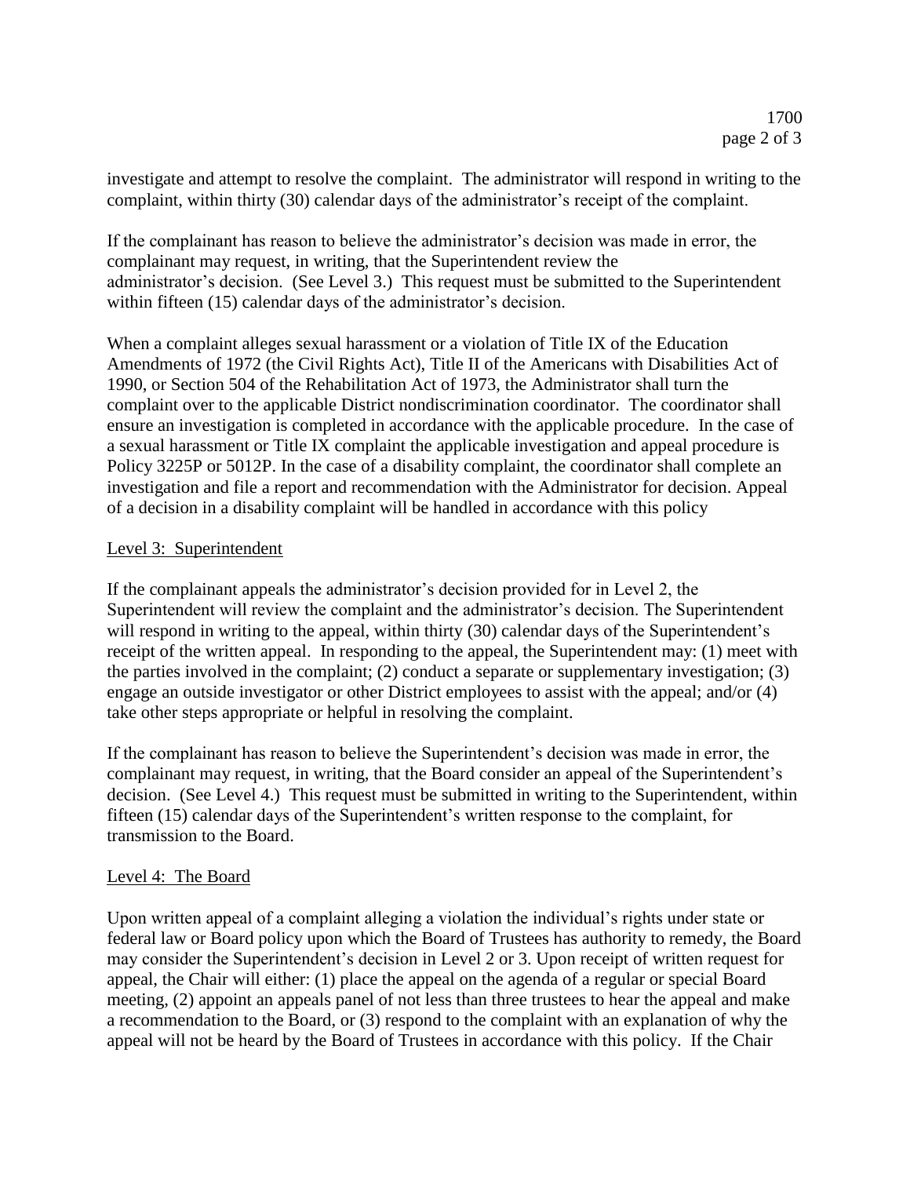investigate and attempt to resolve the complaint. The administrator will respond in writing to the complaint, within thirty (30) calendar days of the administrator's receipt of the complaint.

If the complainant has reason to believe the administrator's decision was made in error, the complainant may request, in writing, that the Superintendent review the administrator's decision. (See Level 3.) This request must be submitted to the Superintendent within fifteen (15) calendar days of the administrator's decision.

When a complaint alleges sexual harassment or a violation of Title IX of the Education Amendments of 1972 (the Civil Rights Act), Title II of the Americans with Disabilities Act of 1990, or Section 504 of the Rehabilitation Act of 1973, the Administrator shall turn the complaint over to the applicable District nondiscrimination coordinator. The coordinator shall ensure an investigation is completed in accordance with the applicable procedure. In the case of a sexual harassment or Title IX complaint the applicable investigation and appeal procedure is Policy 3225P or 5012P. In the case of a disability complaint, the coordinator shall complete an investigation and file a report and recommendation with the Administrator for decision. Appeal of a decision in a disability complaint will be handled in accordance with this policy

<u>Level 3: Superintendent</u>

If the complainant appeals the administrator's decision provided for in Level 2, the Superintendent will review the complaint and the administrator's decision. The Superintendent will respond in writing to the appeal, within thirty (30) calendar days of the Superintendent's receipt of the written appeal. In responding to the appeal, the Superintendent may: (1) meet with the parties involved in the complaint; (2) conduct a separate or supplementary investigation; (3) engage an outside investigator or other District employees to assist with the appeal; and/or (4) take other steps appropriate or helpful in resolving the complaint.

If the complainant has reason to believe the Superintendent's decision was made in error, the complainant may request, in writing, that the Board consider an appeal of the Superintendent's decision. (See Level 4.) This request must be submitted in writing to the Superintendent, within fifteen (15) calendar days of the Superintendent's written response to the complaint, for transmission to the Board.

<u>Level 4: The Board</u>

Upon written appeal of a complaint alleging a violation the individual's rights under state or federal law or Board policy upon which the Board of Trustees has authority to remedy, the Board may consider the Superintendent's decision in Level 2 or 3. Upon receipt of written request for appeal, the Chair will either: (1) place the appeal on the agenda of a regular or special Board meeting, (2) appoint an appeals panel of not less than three trustees to hear the appeal and make a recommendation to the Board, or (3) respond to the complaint with an explanation of why the appeal will not be heard by the Board of Trustees in accordance with this policy. If the Chair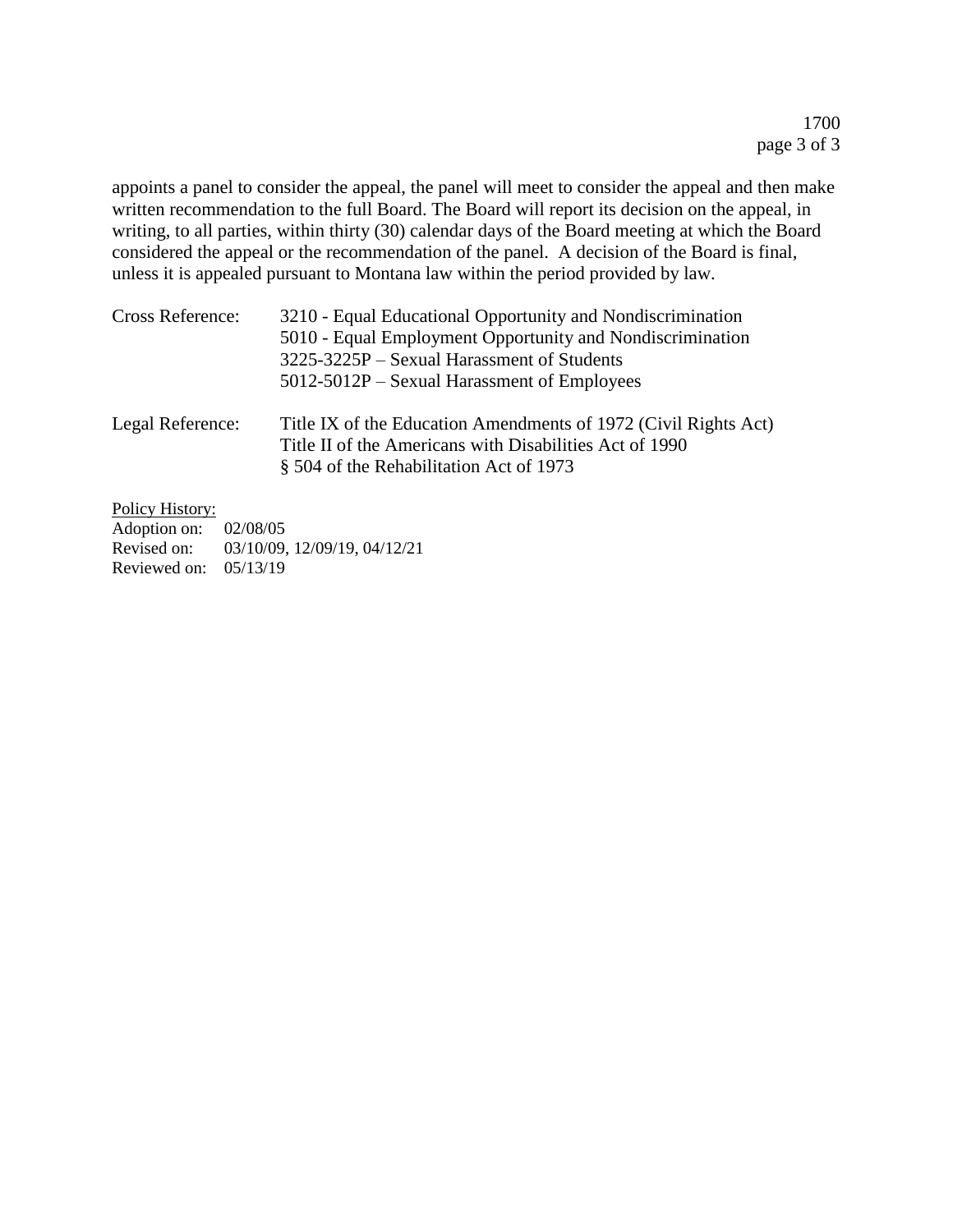appoints a panel to consider the appeal, the panel will meet to consider the appeal and then make written recommendation to the full Board. The Board will report its decision on the appeal, in writing, to all parties, within thirty (30) calendar days of the Board meeting at which the Board considered the appeal or the recommendation of the panel. A decision of the Board is final, unless it is appealed pursuant to Montana law within the period provided by law.

| | |
|---|---|
| Cross Reference: | 3210 - Equal Educational Opportunity and Nondiscrimination<br>5010 - Equal Employment Opportunity and Nondiscrimination<br>3225-3225P – Sexual Harassment of Students<br>5012-5012P – Sexual Harassment of Employees |
| Legal Reference: | Title IX of the Education Amendments of 1972 (Civil Rights Act)<br>Title II of the Americans with Disabilities Act of 1990<br>§ 504 of the Rehabilitation Act of 1973 |

Policy History:
Adoption on: 02/08/05
Revised on: 03/10/09, 12/09/19, 04/12/21
Reviewed on: 05/13/19